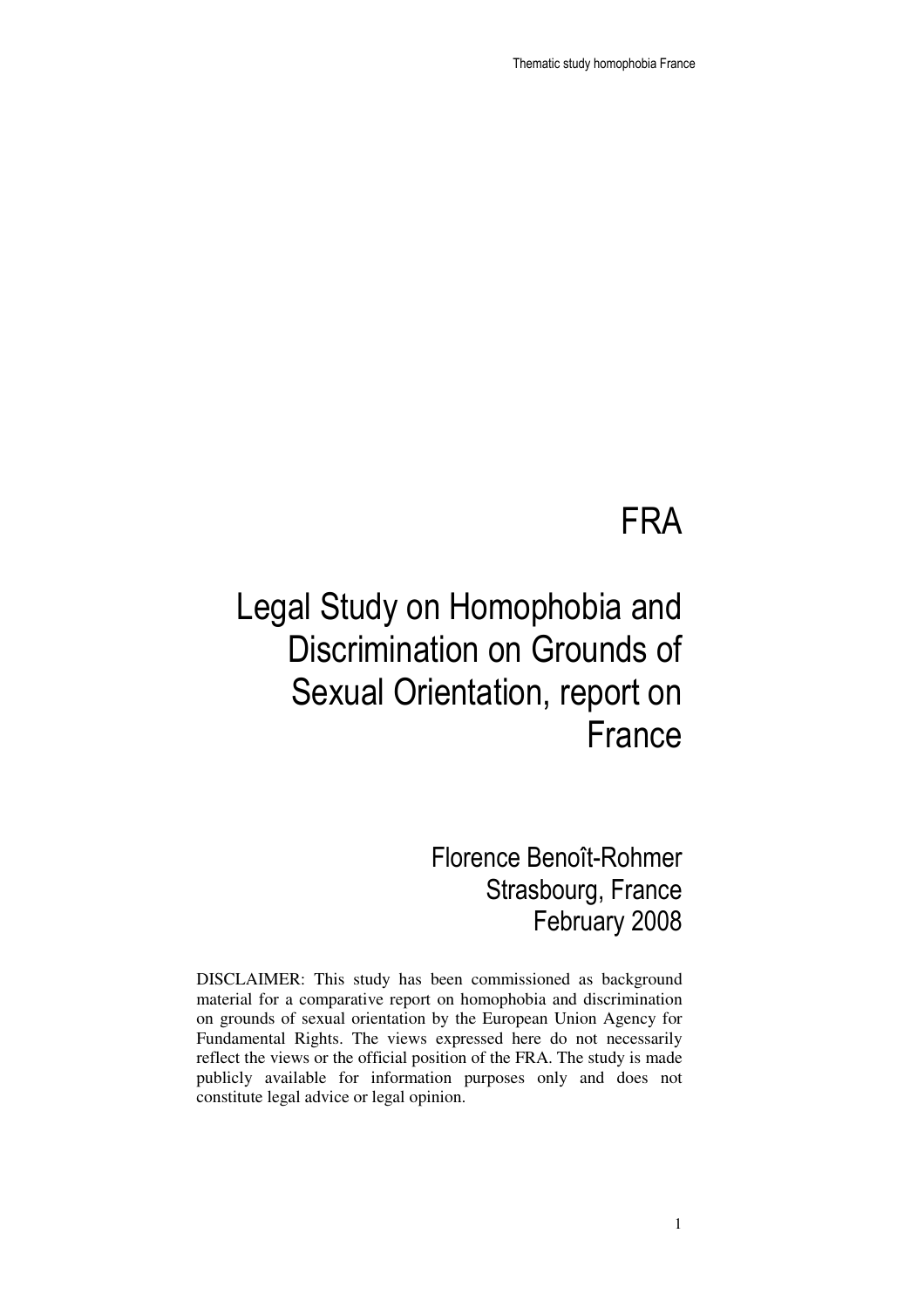# FRA

# Legal Study on Homophobia and Discrimination on Grounds of Sexual Orientation, report on France

Florence Benoît-Rohmer
Strasbourg, France
February 2008

DISCLAIMER: This study has been commissioned as background material for a comparative report on homophobia and discrimination on grounds of sexual orientation by the European Union Agency for Fundamental Rights. The views expressed here do not necessarily reflect the views or the official position of the FRA. The study is made publicly available for information purposes only and does not constitute legal advice or legal opinion.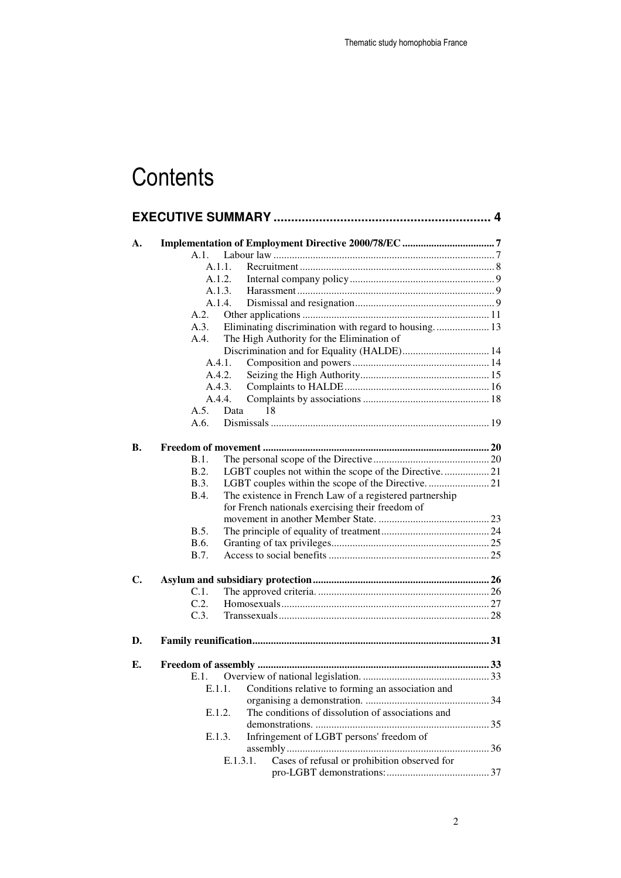# Contents

**EXECUTIVE SUMMARY .............................................................. 4**

**A. Implementation of Employment Directive 2000/78/EC .................................. 7**

- A.1. Labour law ................................................................................... 7
  - A.1.1. Recruitment ......................................................................... 8
  - A.1.2. Internal company policy ...................................................... 9
  - A.1.3. Harassment .......................................................................... 9
  - A.1.4. Dismissal and resignation .................................................... 9
- A.2. Other applications ...................................................................... 11
- A.3. Eliminating discrimination with regard to housing. .................... 13
- A.4. The High Authority for the Elimination of Discrimination and for Equality (HALDE) ................................ 14
  - A.4.1. Composition and powers ................................................... 14
  - A.4.2. Seizing the High Authority ................................................ 15
  - A.4.3. Complaints to HALDE ...................................................... 16
  - A.4.4. Complaints by associations ............................................... 18
- A.5. Data 18
- A.6. Dismissals .................................................................................. 19

**B. Freedom of movement ..................................................................................... 20**

- B.1. The personal scope of the Directive ........................................... 20
- B.2. LGBT couples not within the scope of the Directive. ................. 21
- B.3. LGBT couples within the scope of the Directive. ....................... 21
- B.4. The existence in French Law of a registered partnership for French nationals exercising their freedom of movement in another Member State. .......................................... 23
- B.5. The principle of equality of treatment ......................................... 24
- B.6. Granting of tax privileges ........................................................... 25
- B.7. Access to social benefits ............................................................ 25

**C. Asylum and subsidiary protection .................................................................. 26**

- C.1. The approved criteria. ................................................................ 26
- C.2. Homosexuals .............................................................................. 27
- C.3. Transsexuals ............................................................................... 28

**D. Family reunification ......................................................................................... 31**

**E. Freedom of assembly ...................................................................................... 33**

- E.1. Overview of national legislation. ................................................ 33
  - E.1.1. Conditions relative to forming an association and organising a demonstration. ............................................... 34
  - E.1.2. The conditions of dissolution of associations and demonstrations. .................................................................. 35
  - E.1.3. Infringement of LGBT persons' freedom of assembly ............................................................................ 36
    - E.1.3.1. Cases of refusal or prohibition observed for pro-LGBT demonstrations: ....................................... 37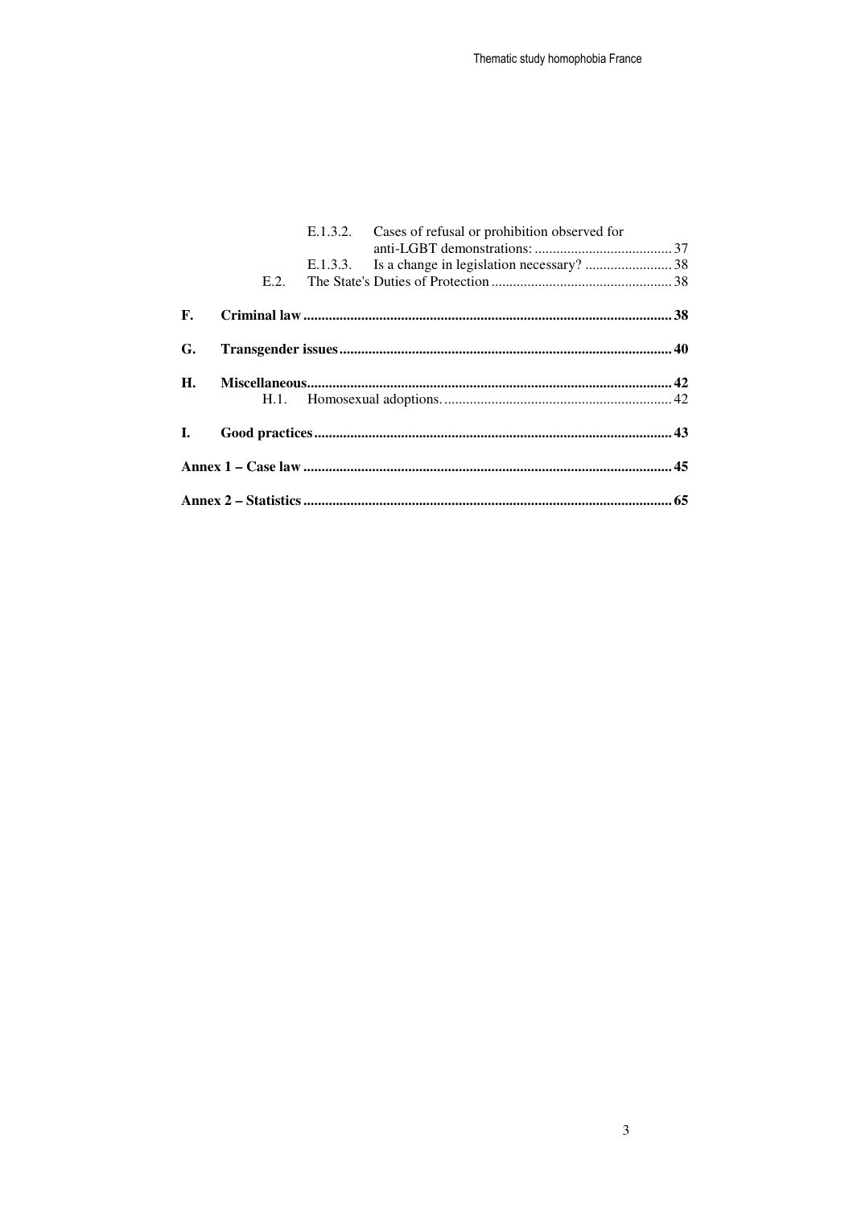E.1.3.2. Cases of refusal or prohibition observed for anti-LGBT demonstrations: ..... 37

E.1.3.3. Is a change in legislation necessary? ..... 38

E.2. The State's Duties of Protection ..... 38

**F. Criminal law ..... 38**

**G. Transgender issues ..... 40**

**H. Miscellaneous ..... 42**

H.1. Homosexual adoptions. ..... 42

**I. Good practices ..... 43**

**Annex 1 – Case law ..... 45**

**Annex 2 – Statistics ..... 65**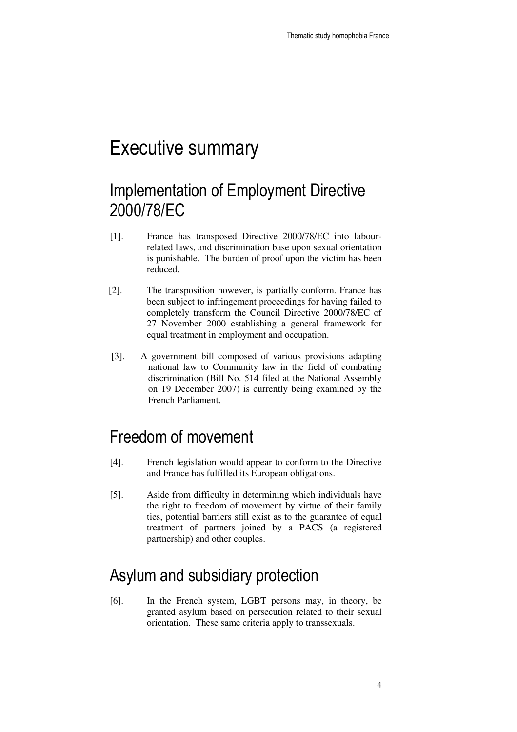# Executive summary

## Implementation of Employment Directive 2000/78/EC

[1]. France has transposed Directive 2000/78/EC into labour-related laws, and discrimination base upon sexual orientation is punishable. The burden of proof upon the victim has been reduced.

[2]. The transposition however, is partially conform. France has been subject to infringement proceedings for having failed to completely transform the Council Directive 2000/78/EC of 27 November 2000 establishing a general framework for equal treatment in employment and occupation.

[3]. A government bill composed of various provisions adapting national law to Community law in the field of combating discrimination (Bill No. 514 filed at the National Assembly on 19 December 2007) is currently being examined by the French Parliament.

## Freedom of movement

[4]. French legislation would appear to conform to the Directive and France has fulfilled its European obligations.

[5]. Aside from difficulty in determining which individuals have the right to freedom of movement by virtue of their family ties, potential barriers still exist as to the guarantee of equal treatment of partners joined by a PACS (a registered partnership) and other couples.

## Asylum and subsidiary protection

[6]. In the French system, LGBT persons may, in theory, be granted asylum based on persecution related to their sexual orientation. These same criteria apply to transsexuals.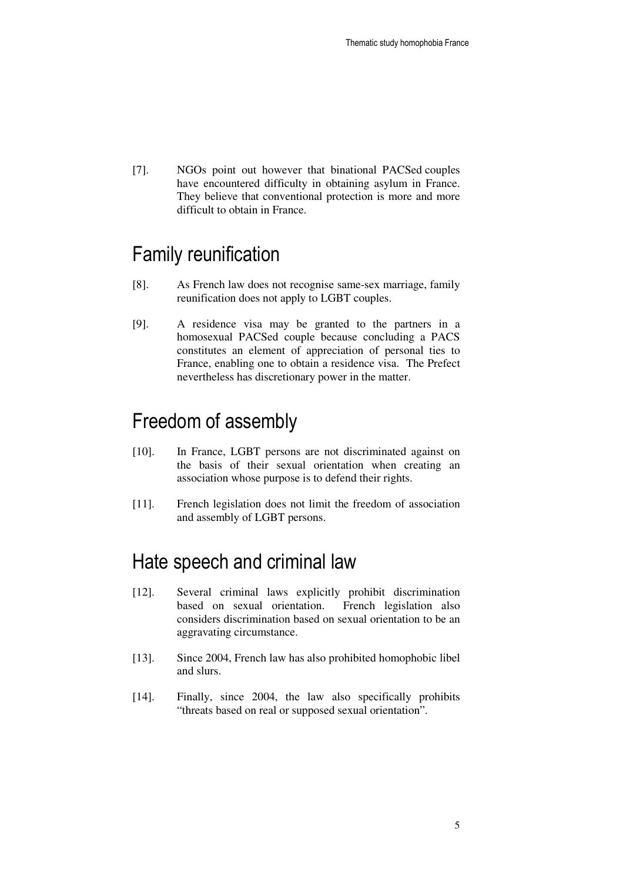[7]. NGOs point out however that binational PACSed couples have encountered difficulty in obtaining asylum in France. They believe that conventional protection is more and more difficult to obtain in France.

## Family reunification

[8]. As French law does not recognise same-sex marriage, family reunification does not apply to LGBT couples.

[9]. A residence visa may be granted to the partners in a homosexual PACSed couple because concluding a PACS constitutes an element of appreciation of personal ties to France, enabling one to obtain a residence visa. The Prefect nevertheless has discretionary power in the matter.

## Freedom of assembly

[10]. In France, LGBT persons are not discriminated against on the basis of their sexual orientation when creating an association whose purpose is to defend their rights.

[11]. French legislation does not limit the freedom of association and assembly of LGBT persons.

## Hate speech and criminal law

[12]. Several criminal laws explicitly prohibit discrimination based on sexual orientation. French legislation also considers discrimination based on sexual orientation to be an aggravating circumstance.

[13]. Since 2004, French law has also prohibited homophobic libel and slurs.

[14]. Finally, since 2004, the law also specifically prohibits "threats based on real or supposed sexual orientation".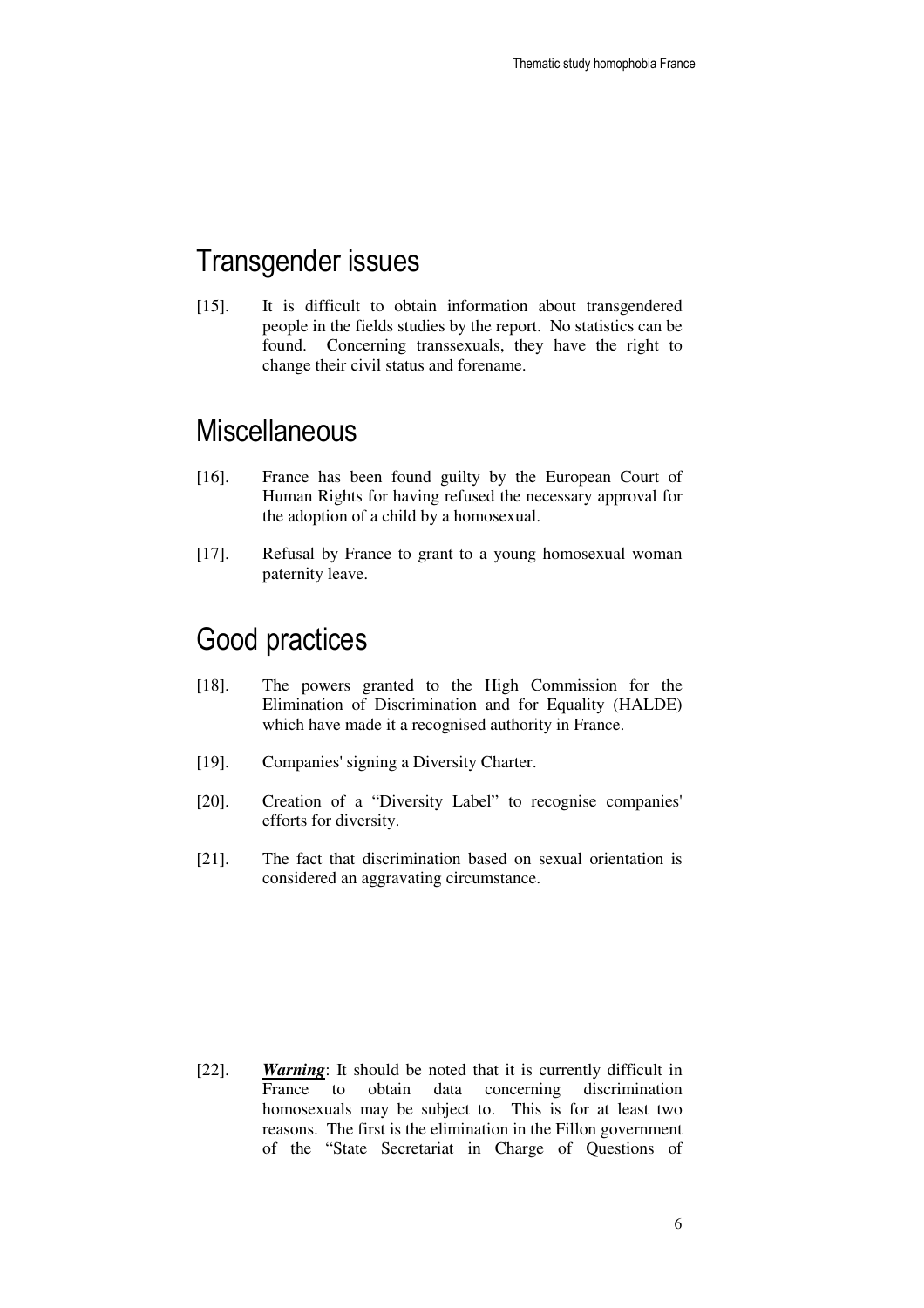## Transgender issues

[15]. It is difficult to obtain information about transgendered people in the fields studies by the report. No statistics can be found. Concerning transsexuals, they have the right to change their civil status and forename.

## Miscellaneous

[16]. France has been found guilty by the European Court of Human Rights for having refused the necessary approval for the adoption of a child by a homosexual.

[17]. Refusal by France to grant to a young homosexual woman paternity leave.

## Good practices

[18]. The powers granted to the High Commission for the Elimination of Discrimination and for Equality (HALDE) which have made it a recognised authority in France.

[19]. Companies' signing a Diversity Charter.

[20]. Creation of a "Diversity Label" to recognise companies' efforts for diversity.

[21]. The fact that discrimination based on sexual orientation is considered an aggravating circumstance.

[22]. ***Warning***: It should be noted that it is currently difficult in France to obtain data concerning discrimination homosexuals may be subject to. This is for at least two reasons. The first is the elimination in the Fillon government of the "State Secretariat in Charge of Questions of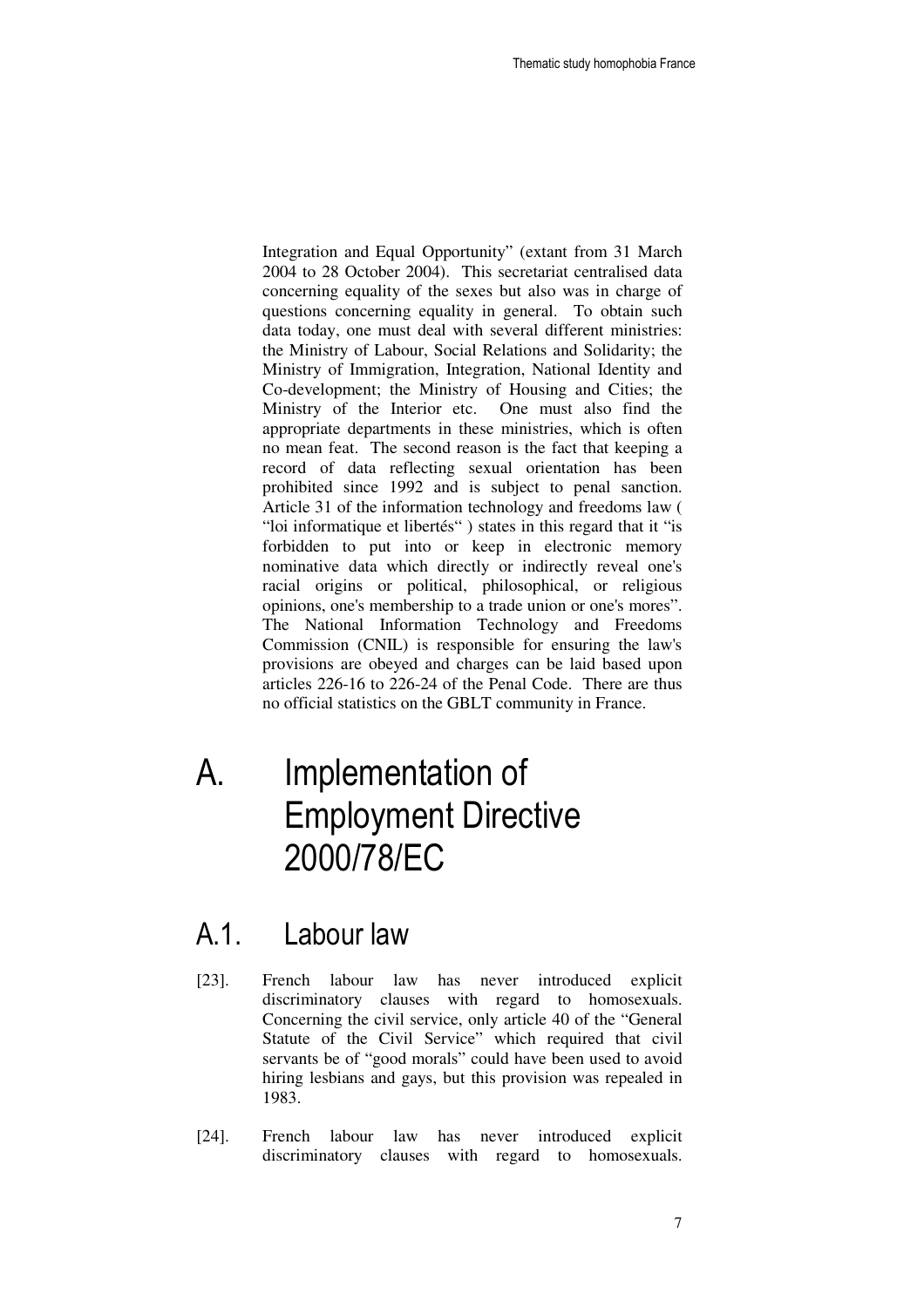Integration and Equal Opportunity" (extant from 31 March 2004 to 28 October 2004). This secretariat centralised data concerning equality of the sexes but also was in charge of questions concerning equality in general. To obtain such data today, one must deal with several different ministries: the Ministry of Labour, Social Relations and Solidarity; the Ministry of Immigration, Integration, National Identity and Co-development; the Ministry of Housing and Cities; the Ministry of the Interior etc. One must also find the appropriate departments in these ministries, which is often no mean feat. The second reason is the fact that keeping a record of data reflecting sexual orientation has been prohibited since 1992 and is subject to penal sanction. Article 31 of the information technology and freedoms law ( "loi informatique et libertés" ) states in this regard that it "is forbidden to put into or keep in electronic memory nominative data which directly or indirectly reveal one's racial origins or political, philosophical, or religious opinions, one's membership to a trade union or one's mores". The National Information Technology and Freedoms Commission (CNIL) is responsible for ensuring the law's provisions are obeyed and charges can be laid based upon articles 226-16 to 226-24 of the Penal Code. There are thus no official statistics on the GBLT community in France.

# A. Implementation of Employment Directive 2000/78/EC

## A.1. Labour law

[23]. French labour law has never introduced explicit discriminatory clauses with regard to homosexuals. Concerning the civil service, only article 40 of the "General Statute of the Civil Service" which required that civil servants be of "good morals" could have been used to avoid hiring lesbians and gays, but this provision was repealed in 1983.

[24]. French labour law has never introduced explicit discriminatory clauses with regard to homosexuals.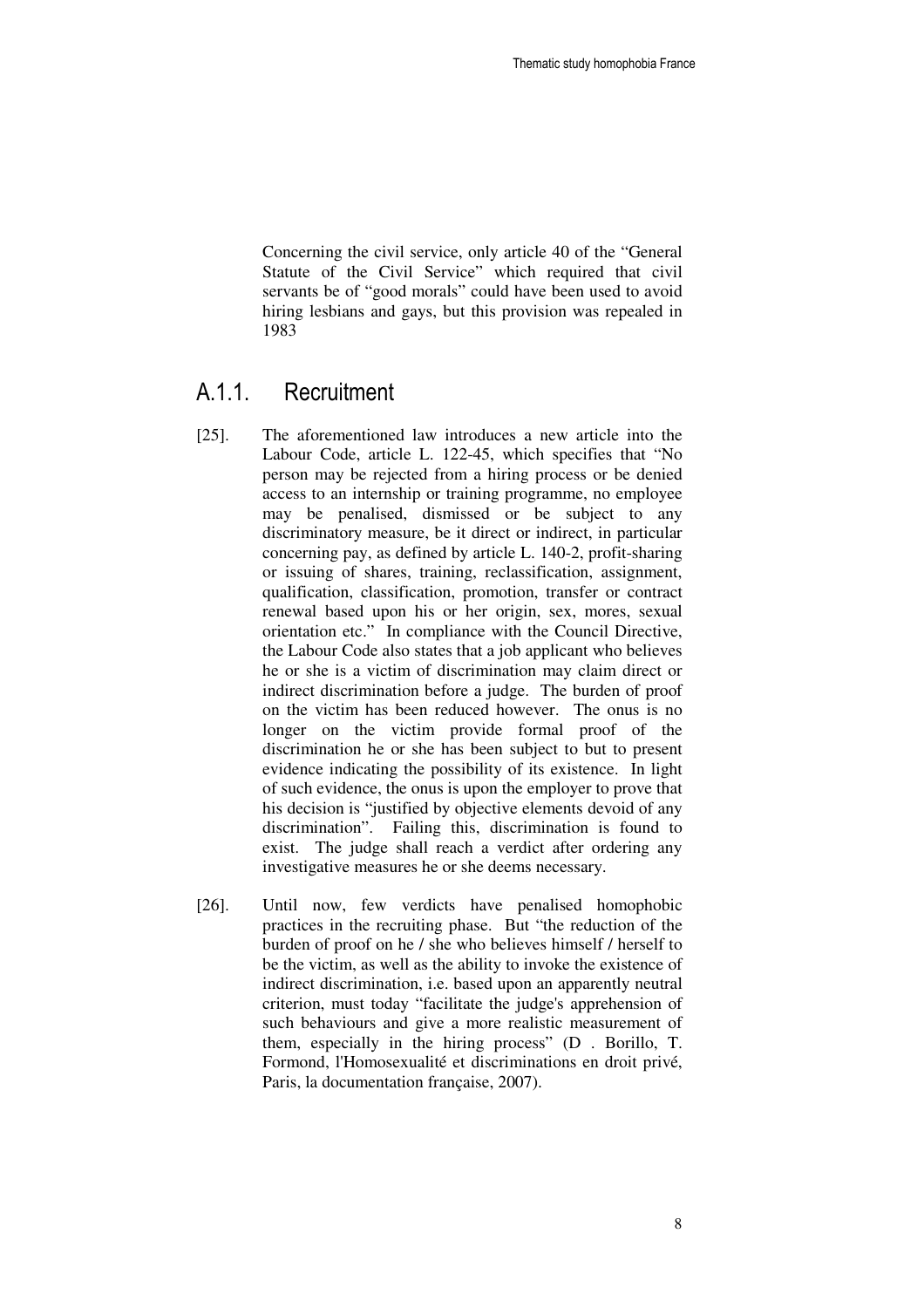Concerning the civil service, only article 40 of the "General Statute of the Civil Service" which required that civil servants be of "good morals" could have been used to avoid hiring lesbians and gays, but this provision was repealed in 1983

## A.1.1. Recruitment

[25]. The aforementioned law introduces a new article into the Labour Code, article L. 122-45, which specifies that "No person may be rejected from a hiring process or be denied access to an internship or training programme, no employee may be penalised, dismissed or be subject to any discriminatory measure, be it direct or indirect, in particular concerning pay, as defined by article L. 140-2, profit-sharing or issuing of shares, training, reclassification, assignment, qualification, classification, promotion, transfer or contract renewal based upon his or her origin, sex, mores, sexual orientation etc." In compliance with the Council Directive, the Labour Code also states that a job applicant who believes he or she is a victim of discrimination may claim direct or indirect discrimination before a judge. The burden of proof on the victim has been reduced however. The onus is no longer on the victim provide formal proof of the discrimination he or she has been subject to but to present evidence indicating the possibility of its existence. In light of such evidence, the onus is upon the employer to prove that his decision is "justified by objective elements devoid of any discrimination". Failing this, discrimination is found to exist. The judge shall reach a verdict after ordering any investigative measures he or she deems necessary.

[26]. Until now, few verdicts have penalised homophobic practices in the recruiting phase. But "the reduction of the burden of proof on he / she who believes himself / herself to be the victim, as well as the ability to invoke the existence of indirect discrimination, i.e. based upon an apparently neutral criterion, must today "facilitate the judge's apprehension of such behaviours and give a more realistic measurement of them, especially in the hiring process" (D . Borillo, T. Formond, l'Homosexualité et discriminations en droit privé, Paris, la documentation française, 2007).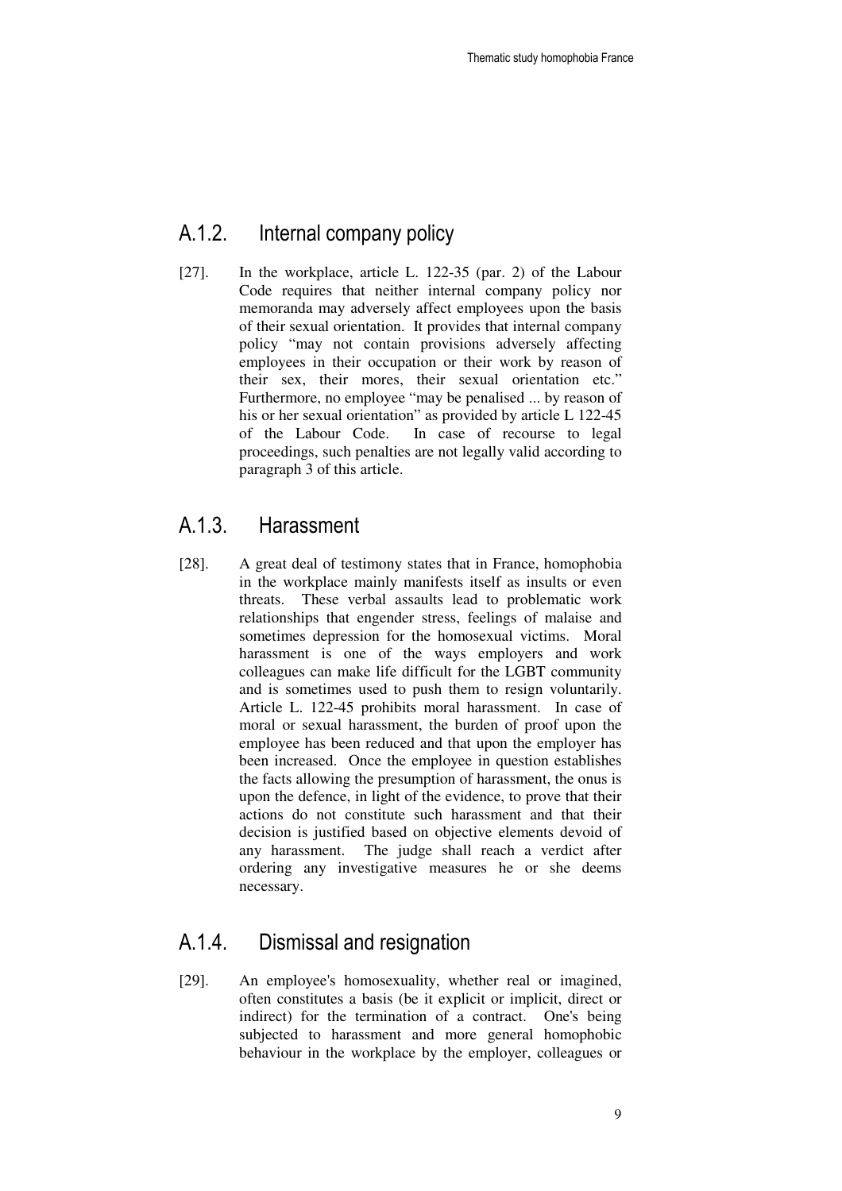### A.1.2. Internal company policy

[27]. In the workplace, article L. 122-35 (par. 2) of the Labour Code requires that neither internal company policy nor memoranda may adversely affect employees upon the basis of their sexual orientation. It provides that internal company policy "may not contain provisions adversely affecting employees in their occupation or their work by reason of their sex, their mores, their sexual orientation etc." Furthermore, no employee "may be penalised ... by reason of his or her sexual orientation" as provided by article L 122-45 of the Labour Code. In case of recourse to legal proceedings, such penalties are not legally valid according to paragraph 3 of this article.

### A.1.3. Harassment

[28]. A great deal of testimony states that in France, homophobia in the workplace mainly manifests itself as insults or even threats. These verbal assaults lead to problematic work relationships that engender stress, feelings of malaise and sometimes depression for the homosexual victims. Moral harassment is one of the ways employers and work colleagues can make life difficult for the LGBT community and is sometimes used to push them to resign voluntarily. Article L. 122-45 prohibits moral harassment. In case of moral or sexual harassment, the burden of proof upon the employee has been reduced and that upon the employer has been increased. Once the employee in question establishes the facts allowing the presumption of harassment, the onus is upon the defence, in light of the evidence, to prove that their actions do not constitute such harassment and that their decision is justified based on objective elements devoid of any harassment. The judge shall reach a verdict after ordering any investigative measures he or she deems necessary.

### A.1.4. Dismissal and resignation

[29]. An employee's homosexuality, whether real or imagined, often constitutes a basis (be it explicit or implicit, direct or indirect) for the termination of a contract. One's being subjected to harassment and more general homophobic behaviour in the workplace by the employer, colleagues or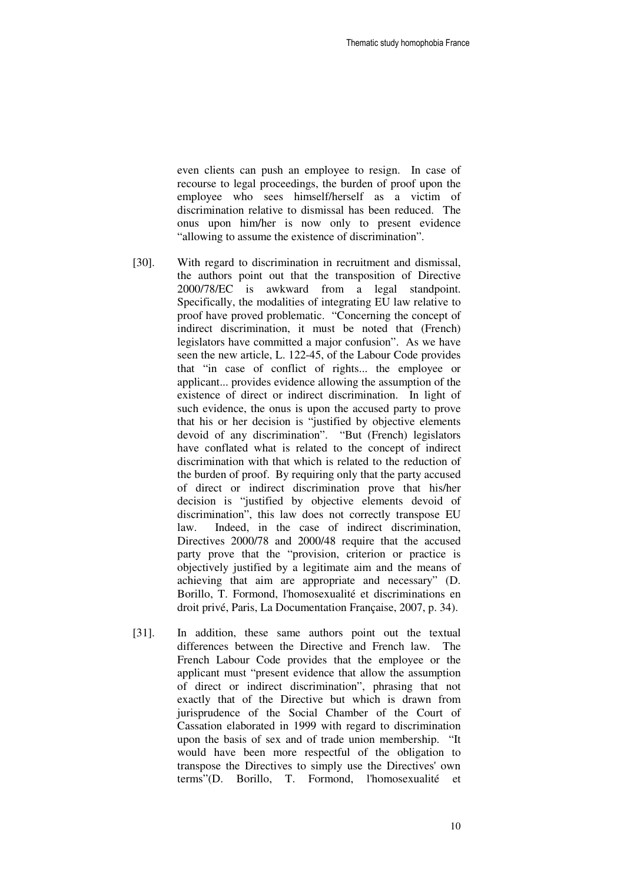even clients can push an employee to resign. In case of recourse to legal proceedings, the burden of proof upon the employee who sees himself/herself as a victim of discrimination relative to dismissal has been reduced. The onus upon him/her is now only to present evidence "allowing to assume the existence of discrimination".

[30]. With regard to discrimination in recruitment and dismissal, the authors point out that the transposition of Directive 2000/78/EC is awkward from a legal standpoint. Specifically, the modalities of integrating EU law relative to proof have proved problematic. "Concerning the concept of indirect discrimination, it must be noted that (French) legislators have committed a major confusion". As we have seen the new article, L. 122-45, of the Labour Code provides that "in case of conflict of rights... the employee or applicant... provides evidence allowing the assumption of the existence of direct or indirect discrimination. In light of such evidence, the onus is upon the accused party to prove that his or her decision is "justified by objective elements devoid of any discrimination". "But (French) legislators have conflated what is related to the concept of indirect discrimination with that which is related to the reduction of the burden of proof. By requiring only that the party accused of direct or indirect discrimination prove that his/her decision is "justified by objective elements devoid of discrimination", this law does not correctly transpose EU law. Indeed, in the case of indirect discrimination, Directives 2000/78 and 2000/48 require that the accused party prove that the "provision, criterion or practice is objectively justified by a legitimate aim and the means of achieving that aim are appropriate and necessary" (D. Borillo, T. Formond, l'homosexualité et discriminations en droit privé, Paris, La Documentation Française, 2007, p. 34).

[31]. In addition, these same authors point out the textual differences between the Directive and French law. The French Labour Code provides that the employee or the applicant must "present evidence that allow the assumption of direct or indirect discrimination", phrasing that not exactly that of the Directive but which is drawn from jurisprudence of the Social Chamber of the Court of Cassation elaborated in 1999 with regard to discrimination upon the basis of sex and of trade union membership. "It would have been more respectful of the obligation to transpose the Directives to simply use the Directives' own terms"(D. Borillo, T. Formond, l'homosexualité et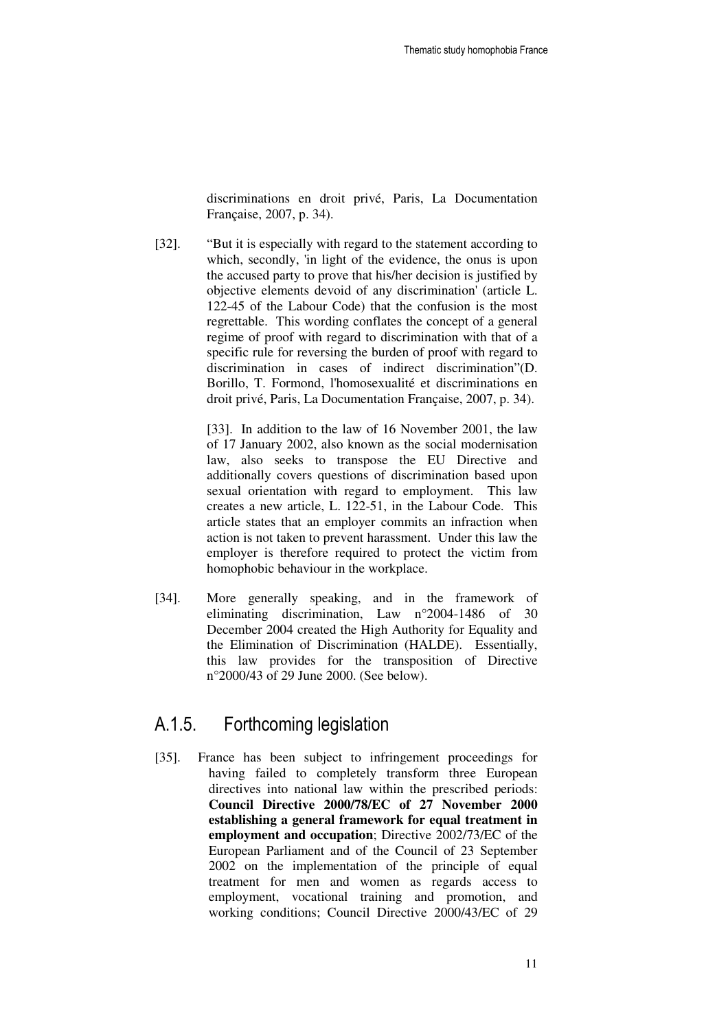discriminations en droit privé, Paris, La Documentation Française, 2007, p. 34).

[32]. "But it is especially with regard to the statement according to which, secondly, 'in light of the evidence, the onus is upon the accused party to prove that his/her decision is justified by objective elements devoid of any discrimination' (article L. 122-45 of the Labour Code) that the confusion is the most regrettable. This wording conflates the concept of a general regime of proof with regard to discrimination with that of a specific rule for reversing the burden of proof with regard to discrimination in cases of indirect discrimination"(D. Borillo, T. Formond, l'homosexualité et discriminations en droit privé, Paris, La Documentation Française, 2007, p. 34).

[33]. In addition to the law of 16 November 2001, the law of 17 January 2002, also known as the social modernisation law, also seeks to transpose the EU Directive and additionally covers questions of discrimination based upon sexual orientation with regard to employment. This law creates a new article, L. 122-51, in the Labour Code. This article states that an employer commits an infraction when action is not taken to prevent harassment. Under this law the employer is therefore required to protect the victim from homophobic behaviour in the workplace.

[34]. More generally speaking, and in the framework of eliminating discrimination, Law n°2004-1486 of 30 December 2004 created the High Authority for Equality and the Elimination of Discrimination (HALDE). Essentially, this law provides for the transposition of Directive n°2000/43 of 29 June 2000. (See below).

## A.1.5. Forthcoming legislation

[35]. France has been subject to infringement proceedings for having failed to completely transform three European directives into national law within the prescribed periods: **Council Directive 2000/78/EC of 27 November 2000 establishing a general framework for equal treatment in employment and occupation**; Directive 2002/73/EC of the European Parliament and of the Council of 23 September 2002 on the implementation of the principle of equal treatment for men and women as regards access to employment, vocational training and promotion, and working conditions; Council Directive 2000/43/EC of 29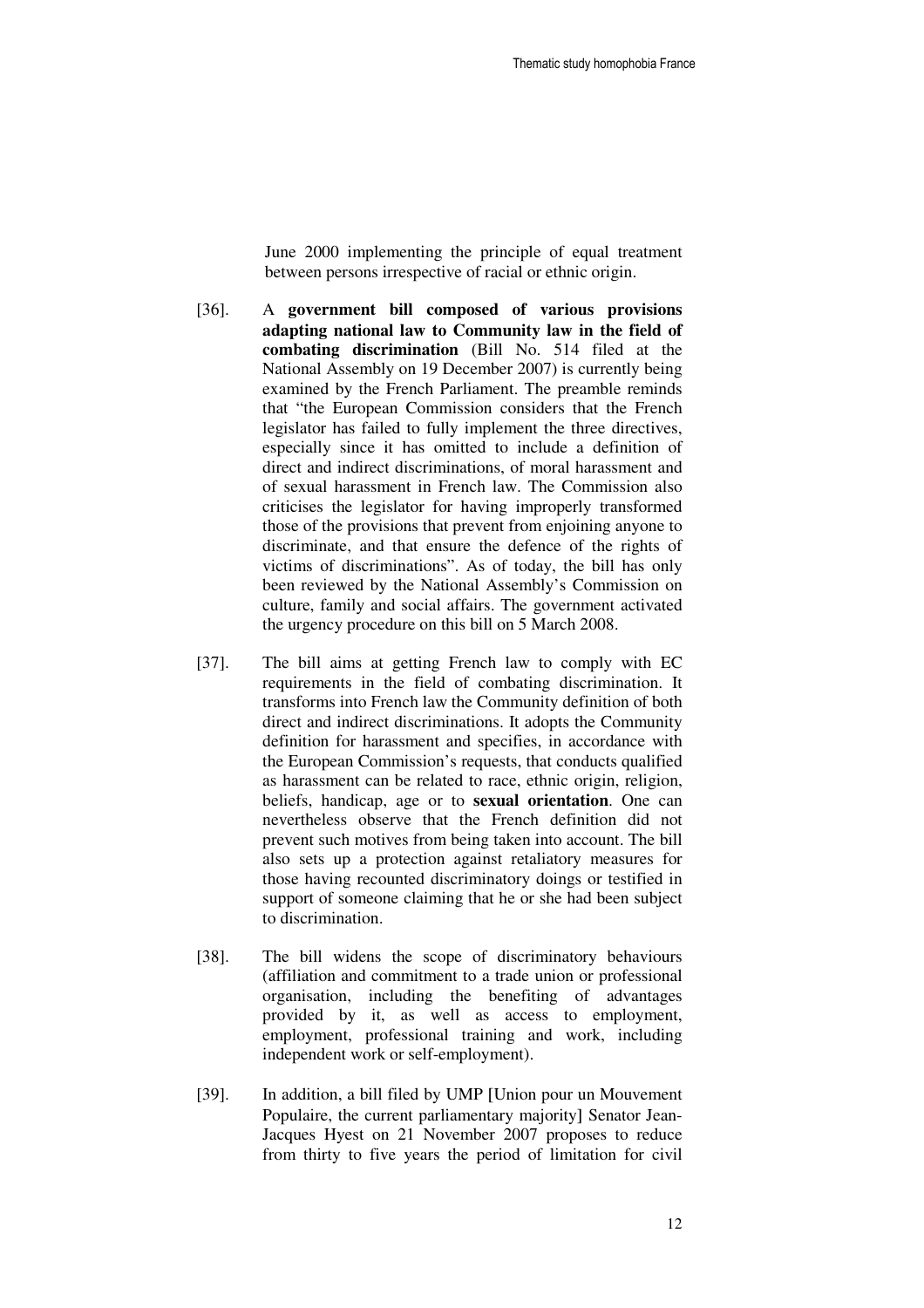June 2000 implementing the principle of equal treatment between persons irrespective of racial or ethnic origin.

[36]. A **government bill composed of various provisions adapting national law to Community law in the field of combating discrimination** (Bill No. 514 filed at the National Assembly on 19 December 2007) is currently being examined by the French Parliament. The preamble reminds that "the European Commission considers that the French legislator has failed to fully implement the three directives, especially since it has omitted to include a definition of direct and indirect discriminations, of moral harassment and of sexual harassment in French law. The Commission also criticises the legislator for having improperly transformed those of the provisions that prevent from enjoining anyone to discriminate, and that ensure the defence of the rights of victims of discriminations". As of today, the bill has only been reviewed by the National Assembly's Commission on culture, family and social affairs. The government activated the urgency procedure on this bill on 5 March 2008.

[37]. The bill aims at getting French law to comply with EC requirements in the field of combating discrimination. It transforms into French law the Community definition of both direct and indirect discriminations. It adopts the Community definition for harassment and specifies, in accordance with the European Commission's requests, that conducts qualified as harassment can be related to race, ethnic origin, religion, beliefs, handicap, age or to **sexual orientation**. One can nevertheless observe that the French definition did not prevent such motives from being taken into account. The bill also sets up a protection against retaliatory measures for those having recounted discriminatory doings or testified in support of someone claiming that he or she had been subject to discrimination.

[38]. The bill widens the scope of discriminatory behaviours (affiliation and commitment to a trade union or professional organisation, including the benefiting of advantages provided by it, as well as access to employment, employment, professional training and work, including independent work or self-employment).

[39]. In addition, a bill filed by UMP [Union pour un Mouvement Populaire, the current parliamentary majority] Senator Jean-Jacques Hyest on 21 November 2007 proposes to reduce from thirty to five years the period of limitation for civil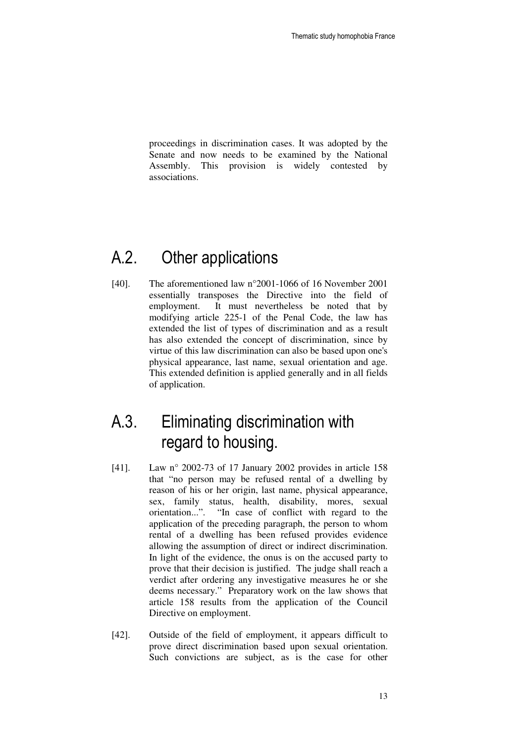proceedings in discrimination cases. It was adopted by the Senate and now needs to be examined by the National Assembly. This provision is widely contested by associations.

## A.2. Other applications

[40]. The aforementioned law n°2001-1066 of 16 November 2001 essentially transposes the Directive into the field of employment. It must nevertheless be noted that by modifying article 225-1 of the Penal Code, the law has extended the list of types of discrimination and as a result has also extended the concept of discrimination, since by virtue of this law discrimination can also be based upon one's physical appearance, last name, sexual orientation and age. This extended definition is applied generally and in all fields of application.

## A.3. Eliminating discrimination with regard to housing.

[41]. Law n° 2002-73 of 17 January 2002 provides in article 158 that "no person may be refused rental of a dwelling by reason of his or her origin, last name, physical appearance, sex, family status, health, disability, mores, sexual orientation...". "In case of conflict with regard to the application of the preceding paragraph, the person to whom rental of a dwelling has been refused provides evidence allowing the assumption of direct or indirect discrimination. In light of the evidence, the onus is on the accused party to prove that their decision is justified. The judge shall reach a verdict after ordering any investigative measures he or she deems necessary." Preparatory work on the law shows that article 158 results from the application of the Council Directive on employment.

[42]. Outside of the field of employment, it appears difficult to prove direct discrimination based upon sexual orientation. Such convictions are subject, as is the case for other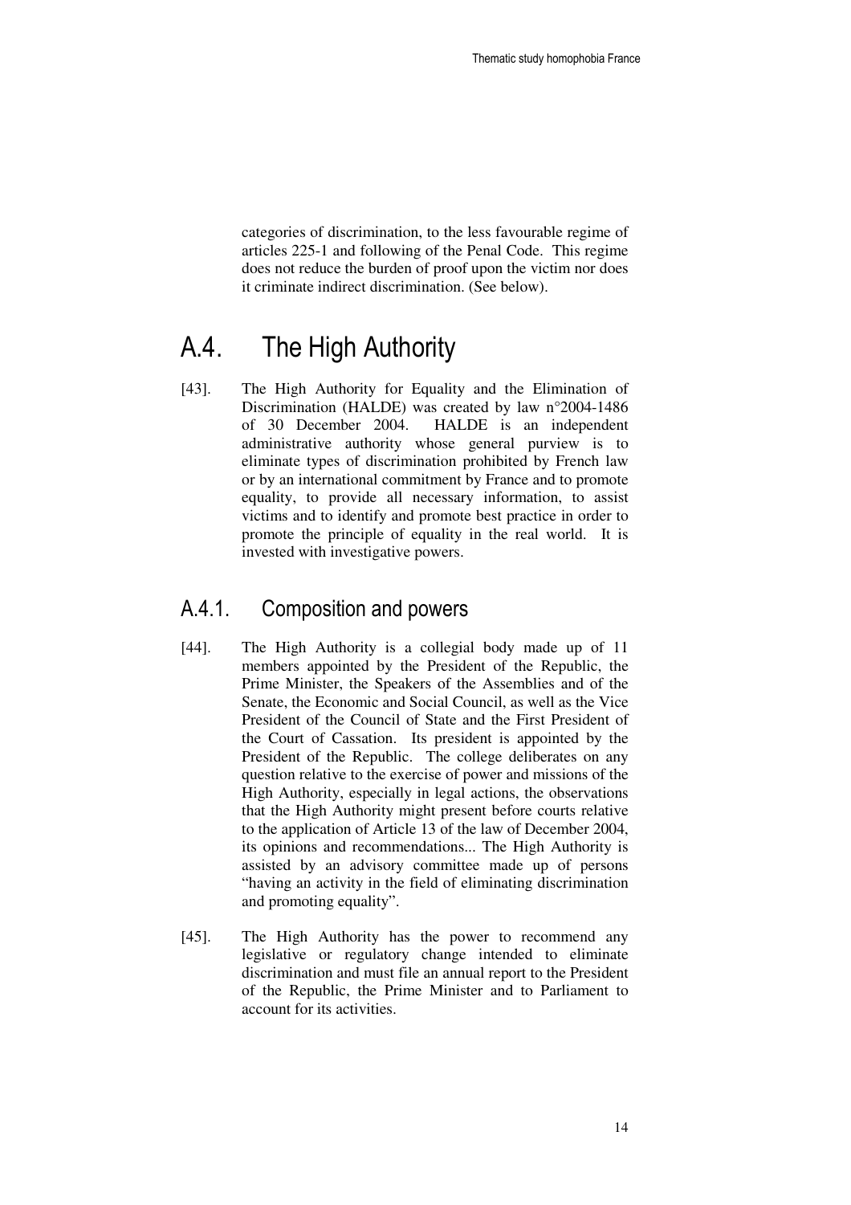categories of discrimination, to the less favourable regime of articles 225-1 and following of the Penal Code. This regime does not reduce the burden of proof upon the victim nor does it criminate indirect discrimination. (See below).

# A.4. The High Authority

[43]. The High Authority for Equality and the Elimination of Discrimination (HALDE) was created by law n°2004-1486 of 30 December 2004. HALDE is an independent administrative authority whose general purview is to eliminate types of discrimination prohibited by French law or by an international commitment by France and to promote equality, to provide all necessary information, to assist victims and to identify and promote best practice in order to promote the principle of equality in the real world. It is invested with investigative powers.

## A.4.1. Composition and powers

[44]. The High Authority is a collegial body made up of 11 members appointed by the President of the Republic, the Prime Minister, the Speakers of the Assemblies and of the Senate, the Economic and Social Council, as well as the Vice President of the Council of State and the First President of the Court of Cassation. Its president is appointed by the President of the Republic. The college deliberates on any question relative to the exercise of power and missions of the High Authority, especially in legal actions, the observations that the High Authority might present before courts relative to the application of Article 13 of the law of December 2004, its opinions and recommendations... The High Authority is assisted by an advisory committee made up of persons "having an activity in the field of eliminating discrimination and promoting equality".

[45]. The High Authority has the power to recommend any legislative or regulatory change intended to eliminate discrimination and must file an annual report to the President of the Republic, the Prime Minister and to Parliament to account for its activities.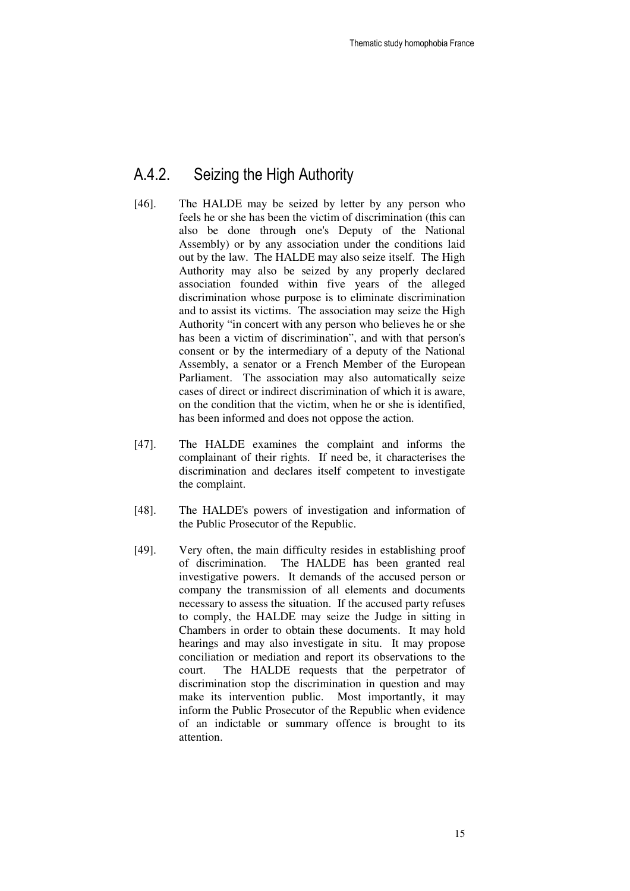## A.4.2. Seizing the High Authority

[46]. The HALDE may be seized by letter by any person who feels he or she has been the victim of discrimination (this can also be done through one's Deputy of the National Assembly) or by any association under the conditions laid out by the law. The HALDE may also seize itself. The High Authority may also be seized by any properly declared association founded within five years of the alleged discrimination whose purpose is to eliminate discrimination and to assist its victims. The association may seize the High Authority "in concert with any person who believes he or she has been a victim of discrimination", and with that person's consent or by the intermediary of a deputy of the National Assembly, a senator or a French Member of the European Parliament. The association may also automatically seize cases of direct or indirect discrimination of which it is aware, on the condition that the victim, when he or she is identified, has been informed and does not oppose the action.

[47]. The HALDE examines the complaint and informs the complainant of their rights. If need be, it characterises the discrimination and declares itself competent to investigate the complaint.

[48]. The HALDE's powers of investigation and information of the Public Prosecutor of the Republic.

[49]. Very often, the main difficulty resides in establishing proof of discrimination. The HALDE has been granted real investigative powers. It demands of the accused person or company the transmission of all elements and documents necessary to assess the situation. If the accused party refuses to comply, the HALDE may seize the Judge in sitting in Chambers in order to obtain these documents. It may hold hearings and may also investigate in situ. It may propose conciliation or mediation and report its observations to the court. The HALDE requests that the perpetrator of discrimination stop the discrimination in question and may make its intervention public. Most importantly, it may inform the Public Prosecutor of the Republic when evidence of an indictable or summary offence is brought to its attention.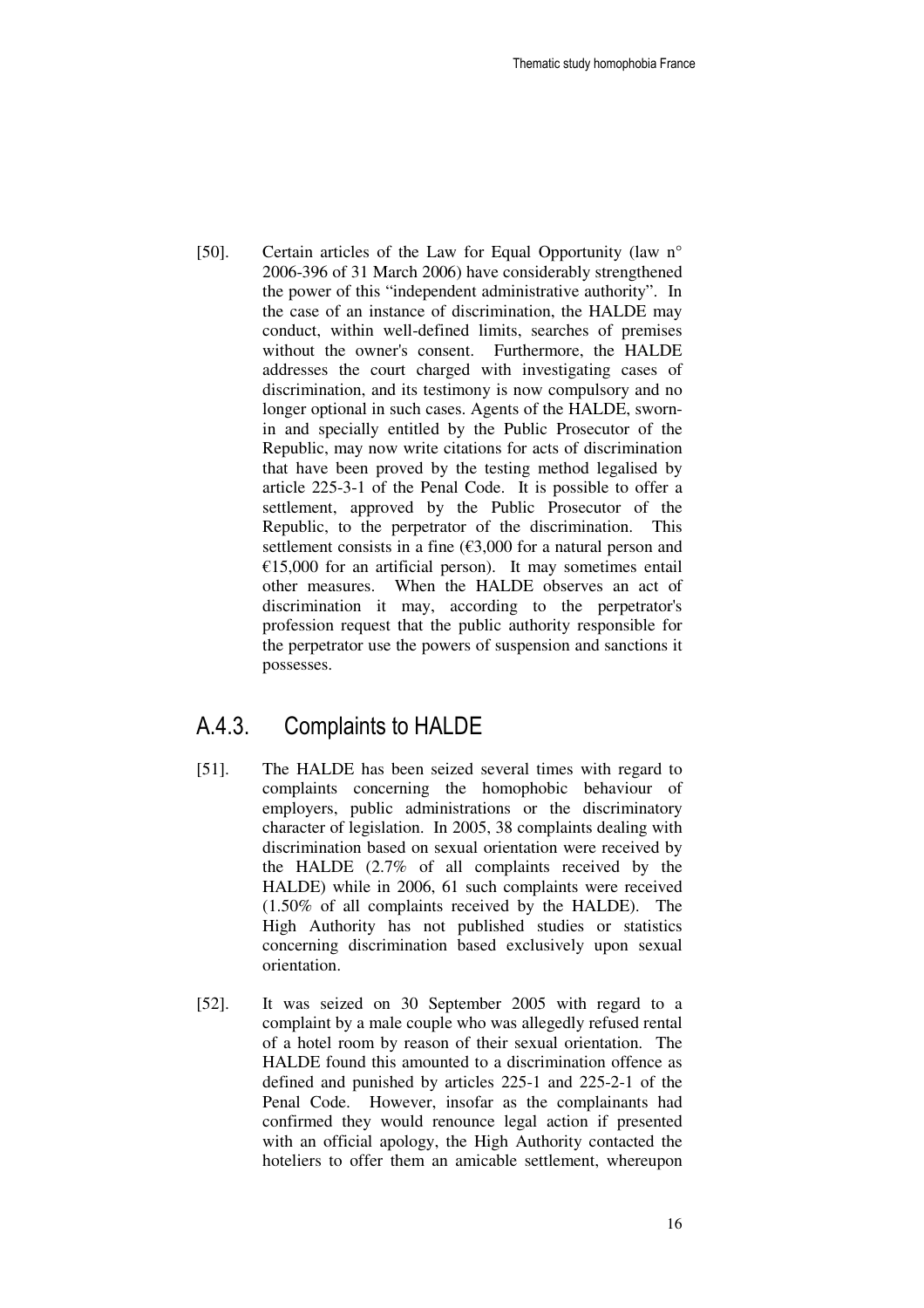[50]. Certain articles of the Law for Equal Opportunity (law n° 2006-396 of 31 March 2006) have considerably strengthened the power of this "independent administrative authority". In the case of an instance of discrimination, the HALDE may conduct, within well-defined limits, searches of premises without the owner's consent. Furthermore, the HALDE addresses the court charged with investigating cases of discrimination, and its testimony is now compulsory and no longer optional in such cases. Agents of the HALDE, sworn-in and specially entitled by the Public Prosecutor of the Republic, may now write citations for acts of discrimination that have been proved by the testing method legalised by article 225-3-1 of the Penal Code. It is possible to offer a settlement, approved by the Public Prosecutor of the Republic, to the perpetrator of the discrimination. This settlement consists in a fine (€3,000 for a natural person and €15,000 for an artificial person). It may sometimes entail other measures. When the HALDE observes an act of discrimination it may, according to the perpetrator's profession request that the public authority responsible for the perpetrator use the powers of suspension and sanctions it possesses.

## A.4.3. Complaints to HALDE

[51]. The HALDE has been seized several times with regard to complaints concerning the homophobic behaviour of employers, public administrations or the discriminatory character of legislation. In 2005, 38 complaints dealing with discrimination based on sexual orientation were received by the HALDE (2.7% of all complaints received by the HALDE) while in 2006, 61 such complaints were received (1.50% of all complaints received by the HALDE). The High Authority has not published studies or statistics concerning discrimination based exclusively upon sexual orientation.

[52]. It was seized on 30 September 2005 with regard to a complaint by a male couple who was allegedly refused rental of a hotel room by reason of their sexual orientation. The HALDE found this amounted to a discrimination offence as defined and punished by articles 225-1 and 225-2-1 of the Penal Code. However, insofar as the complainants had confirmed they would renounce legal action if presented with an official apology, the High Authority contacted the hoteliers to offer them an amicable settlement, whereupon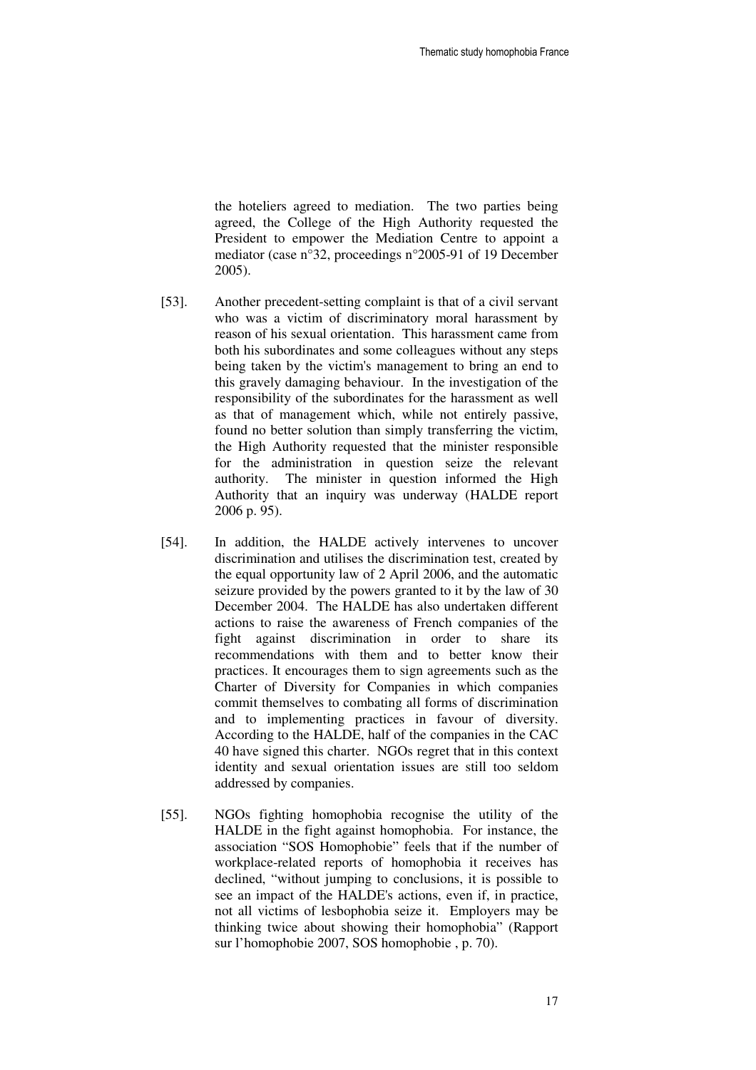the hoteliers agreed to mediation. The two parties being agreed, the College of the High Authority requested the President to empower the Mediation Centre to appoint a mediator (case n°32, proceedings n°2005-91 of 19 December 2005).

[53]. Another precedent-setting complaint is that of a civil servant who was a victim of discriminatory moral harassment by reason of his sexual orientation. This harassment came from both his subordinates and some colleagues without any steps being taken by the victim's management to bring an end to this gravely damaging behaviour. In the investigation of the responsibility of the subordinates for the harassment as well as that of management which, while not entirely passive, found no better solution than simply transferring the victim, the High Authority requested that the minister responsible for the administration in question seize the relevant authority. The minister in question informed the High Authority that an inquiry was underway (HALDE report 2006 p. 95).

[54]. In addition, the HALDE actively intervenes to uncover discrimination and utilises the discrimination test, created by the equal opportunity law of 2 April 2006, and the automatic seizure provided by the powers granted to it by the law of 30 December 2004. The HALDE has also undertaken different actions to raise the awareness of French companies of the fight against discrimination in order to share its recommendations with them and to better know their practices. It encourages them to sign agreements such as the Charter of Diversity for Companies in which companies commit themselves to combating all forms of discrimination and to implementing practices in favour of diversity. According to the HALDE, half of the companies in the CAC 40 have signed this charter. NGOs regret that in this context identity and sexual orientation issues are still too seldom addressed by companies.

[55]. NGOs fighting homophobia recognise the utility of the HALDE in the fight against homophobia. For instance, the association "SOS Homophobie" feels that if the number of workplace-related reports of homophobia it receives has declined, "without jumping to conclusions, it is possible to see an impact of the HALDE's actions, even if, in practice, not all victims of lesbophobia seize it. Employers may be thinking twice about showing their homophobia" (Rapport sur l'homophobie 2007, SOS homophobie , p. 70).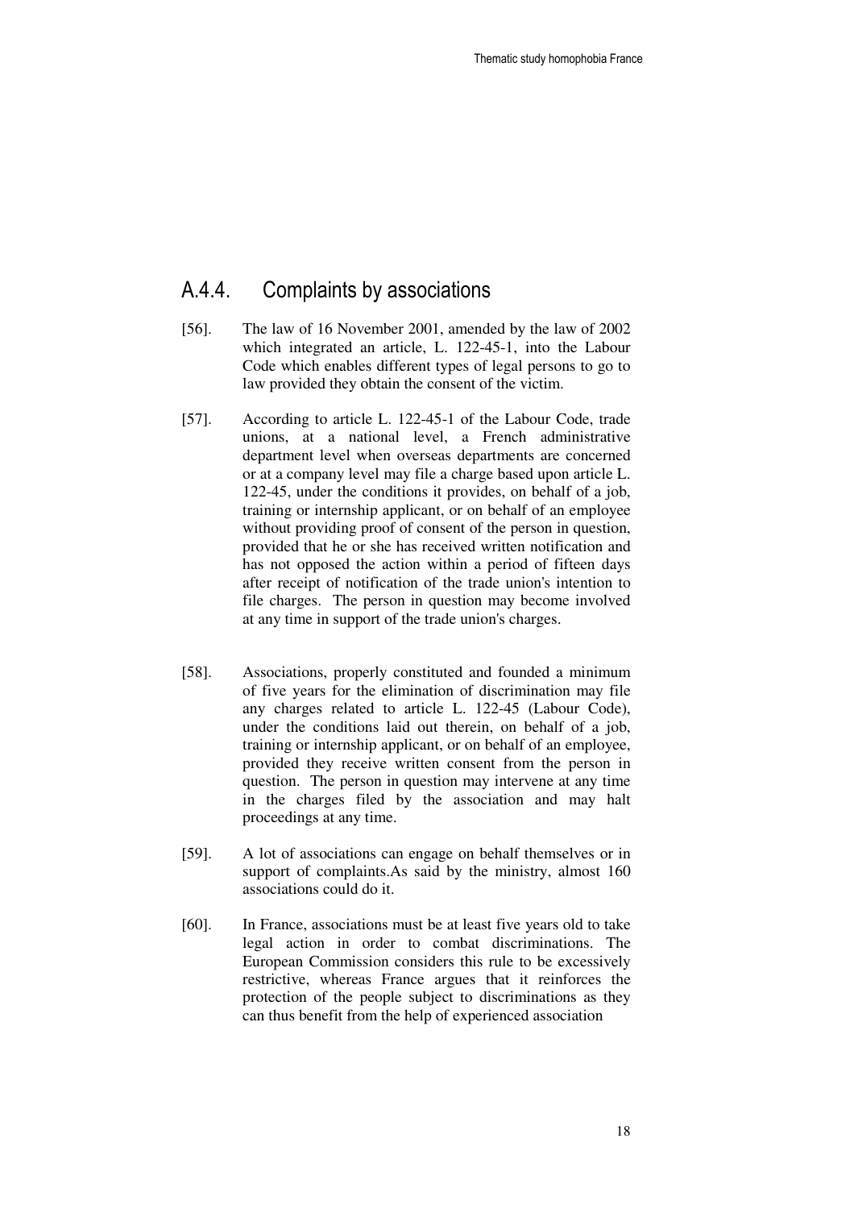### A.4.4. Complaints by associations

[56]. The law of 16 November 2001, amended by the law of 2002 which integrated an article, L. 122-45-1, into the Labour Code which enables different types of legal persons to go to law provided they obtain the consent of the victim.

[57]. According to article L. 122-45-1 of the Labour Code, trade unions, at a national level, a French administrative department level when overseas departments are concerned or at a company level may file a charge based upon article L. 122-45, under the conditions it provides, on behalf of a job, training or internship applicant, or on behalf of an employee without providing proof of consent of the person in question, provided that he or she has received written notification and has not opposed the action within a period of fifteen days after receipt of notification of the trade union's intention to file charges. The person in question may become involved at any time in support of the trade union's charges.

[58]. Associations, properly constituted and founded a minimum of five years for the elimination of discrimination may file any charges related to article L. 122-45 (Labour Code), under the conditions laid out therein, on behalf of a job, training or internship applicant, or on behalf of an employee, provided they receive written consent from the person in question. The person in question may intervene at any time in the charges filed by the association and may halt proceedings at any time.

[59]. A lot of associations can engage on behalf themselves or in support of complaints.As said by the ministry, almost 160 associations could do it.

[60]. In France, associations must be at least five years old to take legal action in order to combat discriminations. The European Commission considers this rule to be excessively restrictive, whereas France argues that it reinforces the protection of the people subject to discriminations as they can thus benefit from the help of experienced association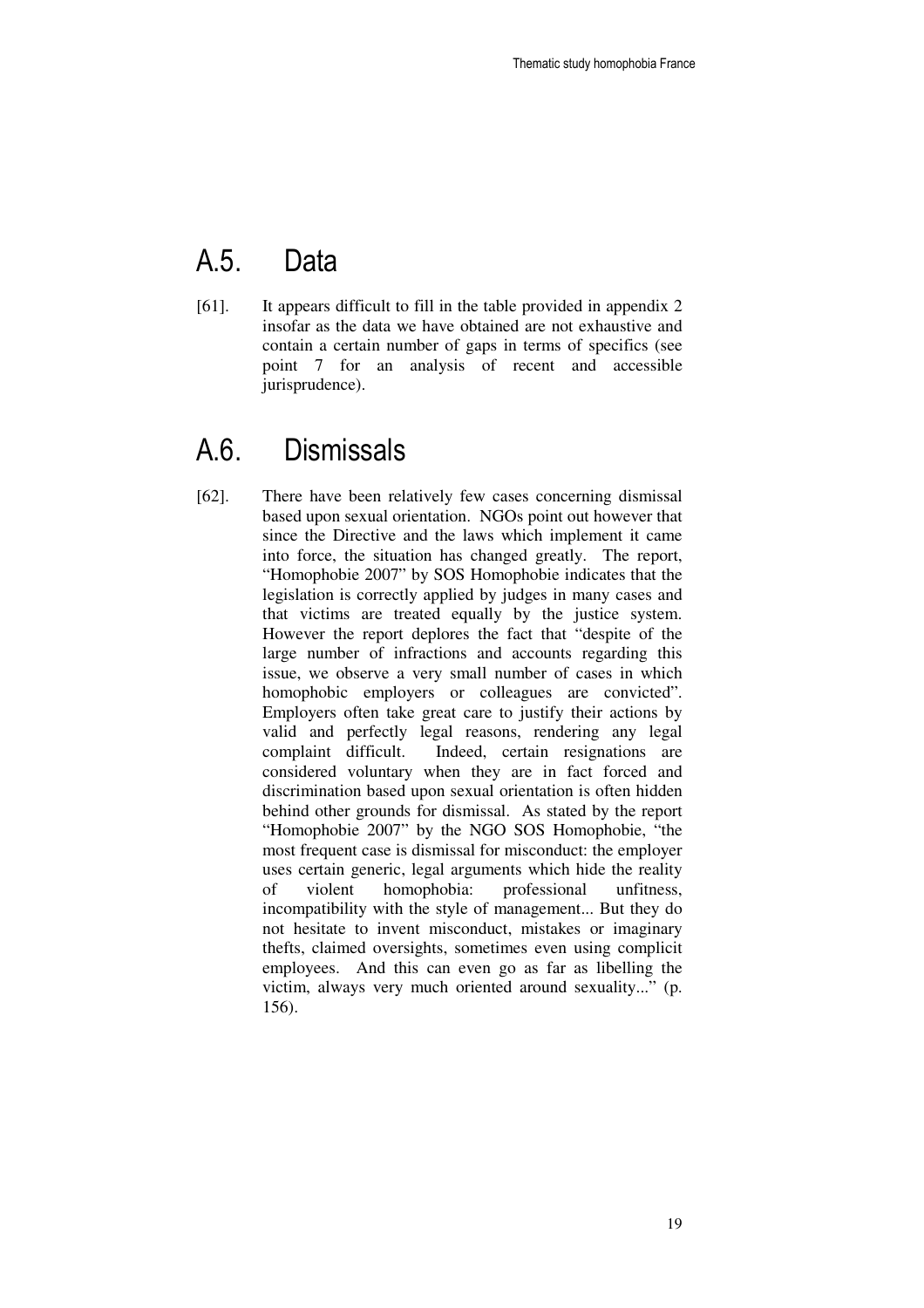## A.5. Data

[61]. It appears difficult to fill in the table provided in appendix 2 insofar as the data we have obtained are not exhaustive and contain a certain number of gaps in terms of specifics (see point 7 for an analysis of recent and accessible jurisprudence).

## A.6. Dismissals

[62]. There have been relatively few cases concerning dismissal based upon sexual orientation. NGOs point out however that since the Directive and the laws which implement it came into force, the situation has changed greatly. The report, "Homophobie 2007" by SOS Homophobie indicates that the legislation is correctly applied by judges in many cases and that victims are treated equally by the justice system. However the report deplores the fact that "despite of the large number of infractions and accounts regarding this issue, we observe a very small number of cases in which homophobic employers or colleagues are convicted". Employers often take great care to justify their actions by valid and perfectly legal reasons, rendering any legal complaint difficult. Indeed, certain resignations are considered voluntary when they are in fact forced and discrimination based upon sexual orientation is often hidden behind other grounds for dismissal. As stated by the report "Homophobie 2007" by the NGO SOS Homophobie, "the most frequent case is dismissal for misconduct: the employer uses certain generic, legal arguments which hide the reality of violent homophobia: professional unfitness, incompatibility with the style of management... But they do not hesitate to invent misconduct, mistakes or imaginary thefts, claimed oversights, sometimes even using complicit employees. And this can even go as far as libelling the victim, always very much oriented around sexuality..." (p. 156).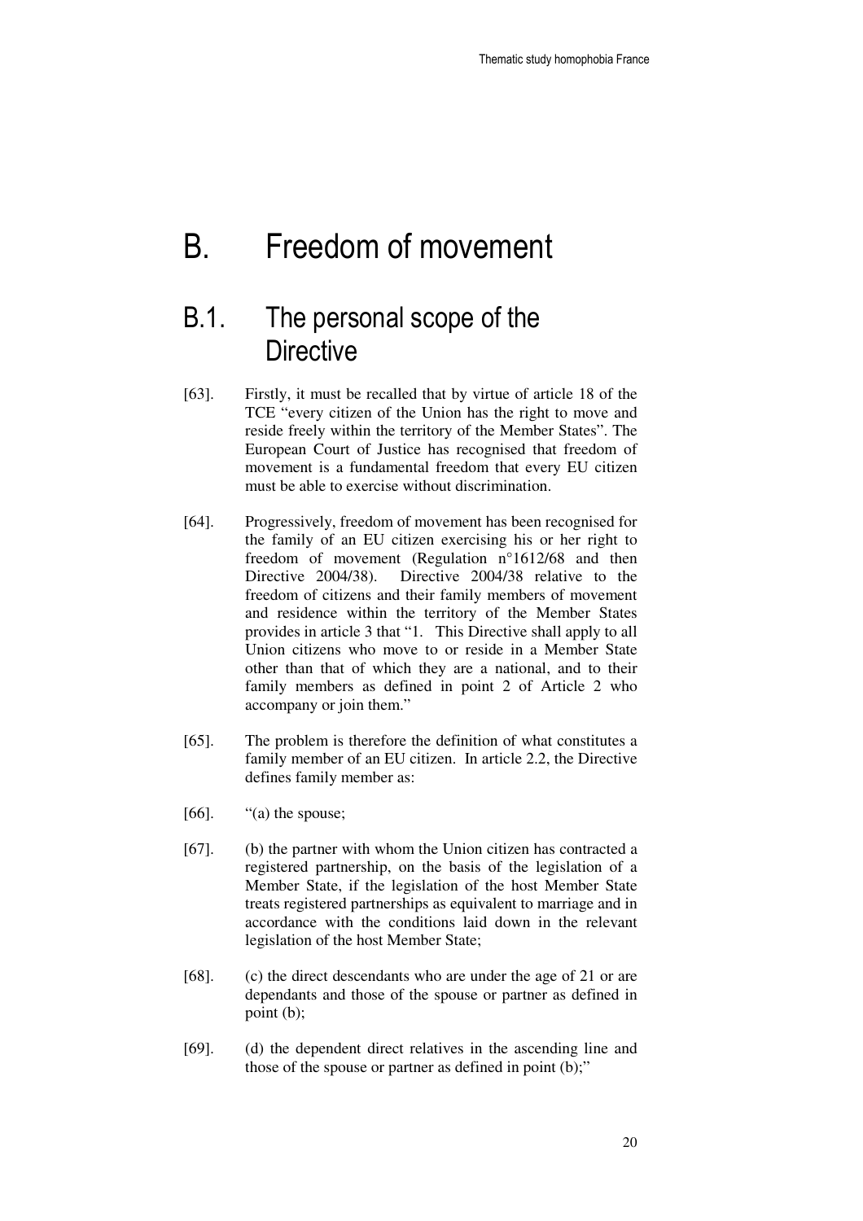# B. Freedom of movement

## B.1. The personal scope of the Directive

[63]. Firstly, it must be recalled that by virtue of article 18 of the TCE "every citizen of the Union has the right to move and reside freely within the territory of the Member States". The European Court of Justice has recognised that freedom of movement is a fundamental freedom that every EU citizen must be able to exercise without discrimination.

[64]. Progressively, freedom of movement has been recognised for the family of an EU citizen exercising his or her right to freedom of movement (Regulation n°1612/68 and then Directive 2004/38). Directive 2004/38 relative to the freedom of citizens and their family members of movement and residence within the territory of the Member States provides in article 3 that "1. This Directive shall apply to all Union citizens who move to or reside in a Member State other than that of which they are a national, and to their family members as defined in point 2 of Article 2 who accompany or join them."

[65]. The problem is therefore the definition of what constitutes a family member of an EU citizen. In article 2.2, the Directive defines family member as:

[66]. "(a) the spouse;

[67]. (b) the partner with whom the Union citizen has contracted a registered partnership, on the basis of the legislation of a Member State, if the legislation of the host Member State treats registered partnerships as equivalent to marriage and in accordance with the conditions laid down in the relevant legislation of the host Member State;

[68]. (c) the direct descendants who are under the age of 21 or are dependants and those of the spouse or partner as defined in point (b);

[69]. (d) the dependent direct relatives in the ascending line and those of the spouse or partner as defined in point (b);"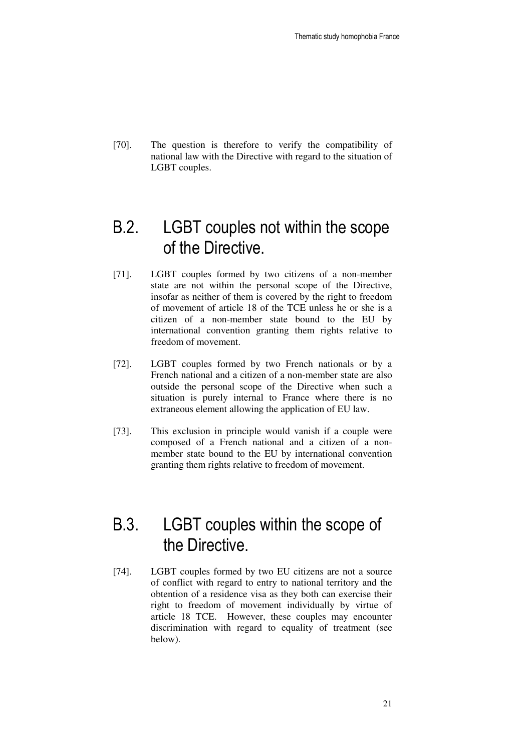[70]. The question is therefore to verify the compatibility of national law with the Directive with regard to the situation of LGBT couples.

## B.2. LGBT couples not within the scope of the Directive.

[71]. LGBT couples formed by two citizens of a non-member state are not within the personal scope of the Directive, insofar as neither of them is covered by the right to freedom of movement of article 18 of the TCE unless he or she is a citizen of a non-member state bound to the EU by international convention granting them rights relative to freedom of movement.

[72]. LGBT couples formed by two French nationals or by a French national and a citizen of a non-member state are also outside the personal scope of the Directive when such a situation is purely internal to France where there is no extraneous element allowing the application of EU law.

[73]. This exclusion in principle would vanish if a couple were composed of a French national and a citizen of a non-member state bound to the EU by international convention granting them rights relative to freedom of movement.

## B.3. LGBT couples within the scope of the Directive.

[74]. LGBT couples formed by two EU citizens are not a source of conflict with regard to entry to national territory and the obtention of a residence visa as they both can exercise their right to freedom of movement individually by virtue of article 18 TCE. However, these couples may encounter discrimination with regard to equality of treatment (see below).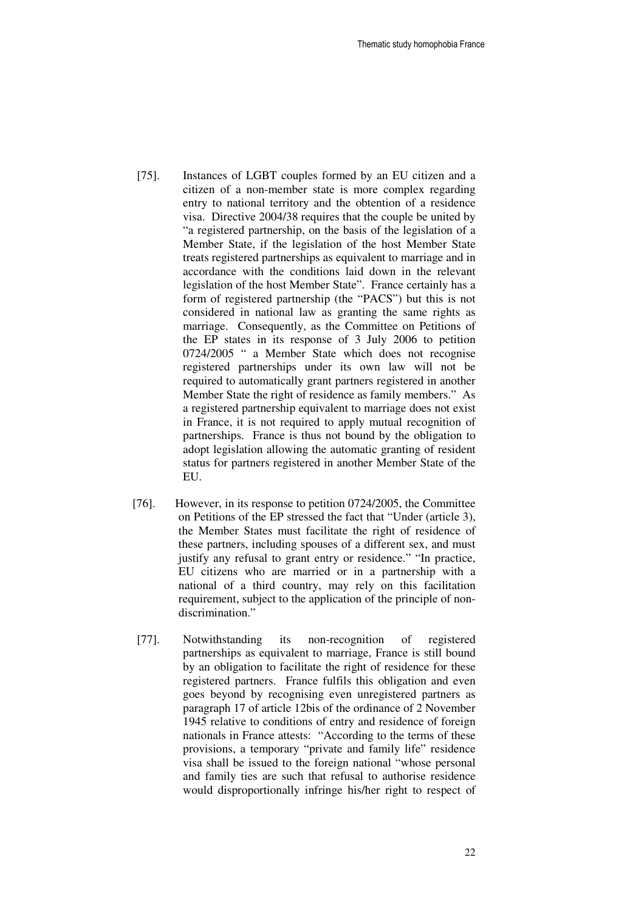[75]. Instances of LGBT couples formed by an EU citizen and a citizen of a non-member state is more complex regarding entry to national territory and the obtention of a residence visa. Directive 2004/38 requires that the couple be united by "a registered partnership, on the basis of the legislation of a Member State, if the legislation of the host Member State treats registered partnerships as equivalent to marriage and in accordance with the conditions laid down in the relevant legislation of the host Member State". France certainly has a form of registered partnership (the "PACS") but this is not considered in national law as granting the same rights as marriage. Consequently, as the Committee on Petitions of the EP states in its response of 3 July 2006 to petition 0724/2005 " a Member State which does not recognise registered partnerships under its own law will not be required to automatically grant partners registered in another Member State the right of residence as family members." As a registered partnership equivalent to marriage does not exist in France, it is not required to apply mutual recognition of partnerships. France is thus not bound by the obligation to adopt legislation allowing the automatic granting of resident status for partners registered in another Member State of the EU.

[76]. However, in its response to petition 0724/2005, the Committee on Petitions of the EP stressed the fact that "Under (article 3), the Member States must facilitate the right of residence of these partners, including spouses of a different sex, and must justify any refusal to grant entry or residence." "In practice, EU citizens who are married or in a partnership with a national of a third country, may rely on this facilitation requirement, subject to the application of the principle of non-discrimination."

[77]. Notwithstanding its non-recognition of registered partnerships as equivalent to marriage, France is still bound by an obligation to facilitate the right of residence for these registered partners. France fulfils this obligation and even goes beyond by recognising even unregistered partners as paragraph 17 of article 12bis of the ordinance of 2 November 1945 relative to conditions of entry and residence of foreign nationals in France attests: "According to the terms of these provisions, a temporary "private and family life" residence visa shall be issued to the foreign national "whose personal and family ties are such that refusal to authorise residence would disproportionally infringe his/her right to respect of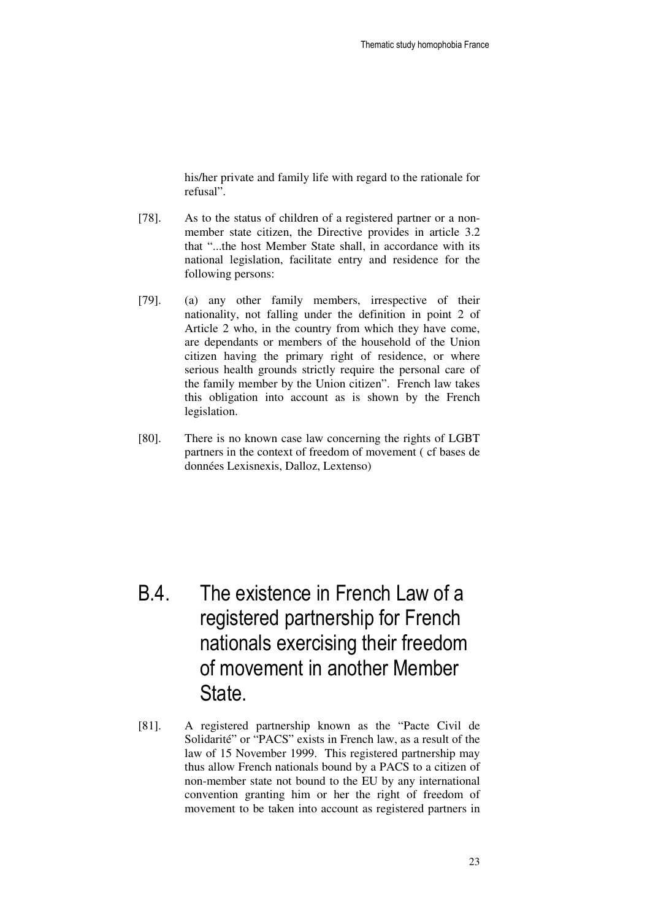his/her private and family life with regard to the rationale for refusal".

[78]. As to the status of children of a registered partner or a non-member state citizen, the Directive provides in article 3.2 that "...the host Member State shall, in accordance with its national legislation, facilitate entry and residence for the following persons:

[79]. (a) any other family members, irrespective of their nationality, not falling under the definition in point 2 of Article 2 who, in the country from which they have come, are dependants or members of the household of the Union citizen having the primary right of residence, or where serious health grounds strictly require the personal care of the family member by the Union citizen". French law takes this obligation into account as is shown by the French legislation.

[80]. There is no known case law concerning the rights of LGBT partners in the context of freedom of movement ( cf bases de données Lexisnexis, Dalloz, Lextenso)

## B.4. The existence in French Law of a registered partnership for French nationals exercising their freedom of movement in another Member State.

[81]. A registered partnership known as the "Pacte Civil de Solidarité" or "PACS" exists in French law, as a result of the law of 15 November 1999. This registered partnership may thus allow French nationals bound by a PACS to a citizen of non-member state not bound to the EU by any international convention granting him or her the right of freedom of movement to be taken into account as registered partners in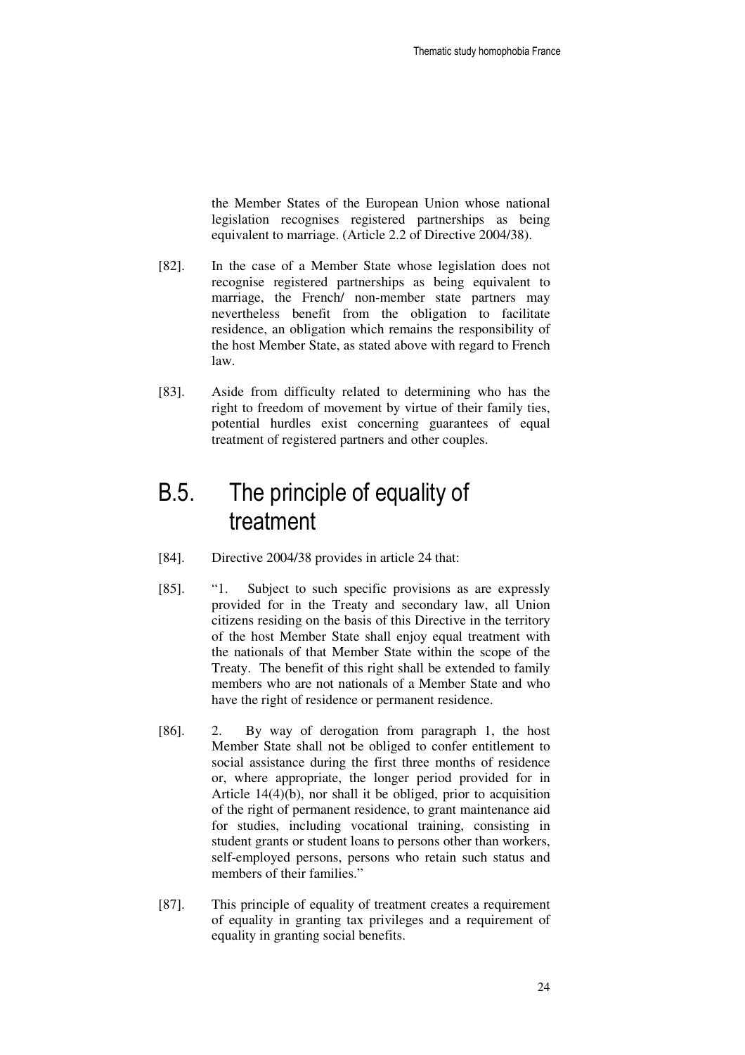the Member States of the European Union whose national legislation recognises registered partnerships as being equivalent to marriage. (Article 2.2 of Directive 2004/38).

[82]. In the case of a Member State whose legislation does not recognise registered partnerships as being equivalent to marriage, the French/ non-member state partners may nevertheless benefit from the obligation to facilitate residence, an obligation which remains the responsibility of the host Member State, as stated above with regard to French law.

[83]. Aside from difficulty related to determining who has the right to freedom of movement by virtue of their family ties, potential hurdles exist concerning guarantees of equal treatment of registered partners and other couples.

## B.5. The principle of equality of treatment

[84]. Directive 2004/38 provides in article 24 that:

[85]. "1. Subject to such specific provisions as are expressly provided for in the Treaty and secondary law, all Union citizens residing on the basis of this Directive in the territory of the host Member State shall enjoy equal treatment with the nationals of that Member State within the scope of the Treaty. The benefit of this right shall be extended to family members who are not nationals of a Member State and who have the right of residence or permanent residence.

[86]. 2. By way of derogation from paragraph 1, the host Member State shall not be obliged to confer entitlement to social assistance during the first three months of residence or, where appropriate, the longer period provided for in Article 14(4)(b), nor shall it be obliged, prior to acquisition of the right of permanent residence, to grant maintenance aid for studies, including vocational training, consisting in student grants or student loans to persons other than workers, self-employed persons, persons who retain such status and members of their families."

[87]. This principle of equality of treatment creates a requirement of equality in granting tax privileges and a requirement of equality in granting social benefits.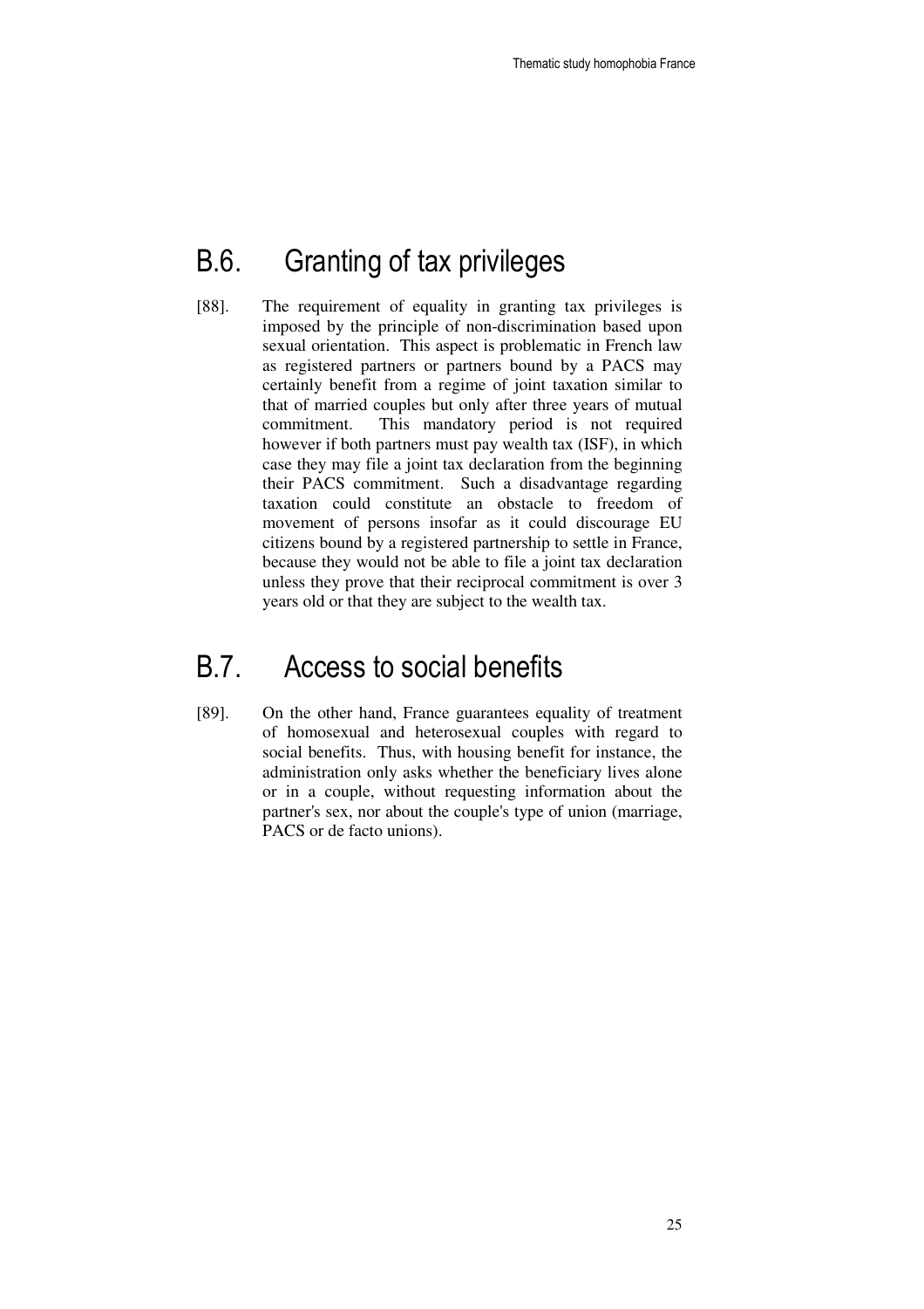## B.6. Granting of tax privileges

[88]. The requirement of equality in granting tax privileges is imposed by the principle of non-discrimination based upon sexual orientation. This aspect is problematic in French law as registered partners or partners bound by a PACS may certainly benefit from a regime of joint taxation similar to that of married couples but only after three years of mutual commitment. This mandatory period is not required however if both partners must pay wealth tax (ISF), in which case they may file a joint tax declaration from the beginning their PACS commitment. Such a disadvantage regarding taxation could constitute an obstacle to freedom of movement of persons insofar as it could discourage EU citizens bound by a registered partnership to settle in France, because they would not be able to file a joint tax declaration unless they prove that their reciprocal commitment is over 3 years old or that they are subject to the wealth tax.

## B.7. Access to social benefits

[89]. On the other hand, France guarantees equality of treatment of homosexual and heterosexual couples with regard to social benefits. Thus, with housing benefit for instance, the administration only asks whether the beneficiary lives alone or in a couple, without requesting information about the partner's sex, nor about the couple's type of union (marriage, PACS or de facto unions).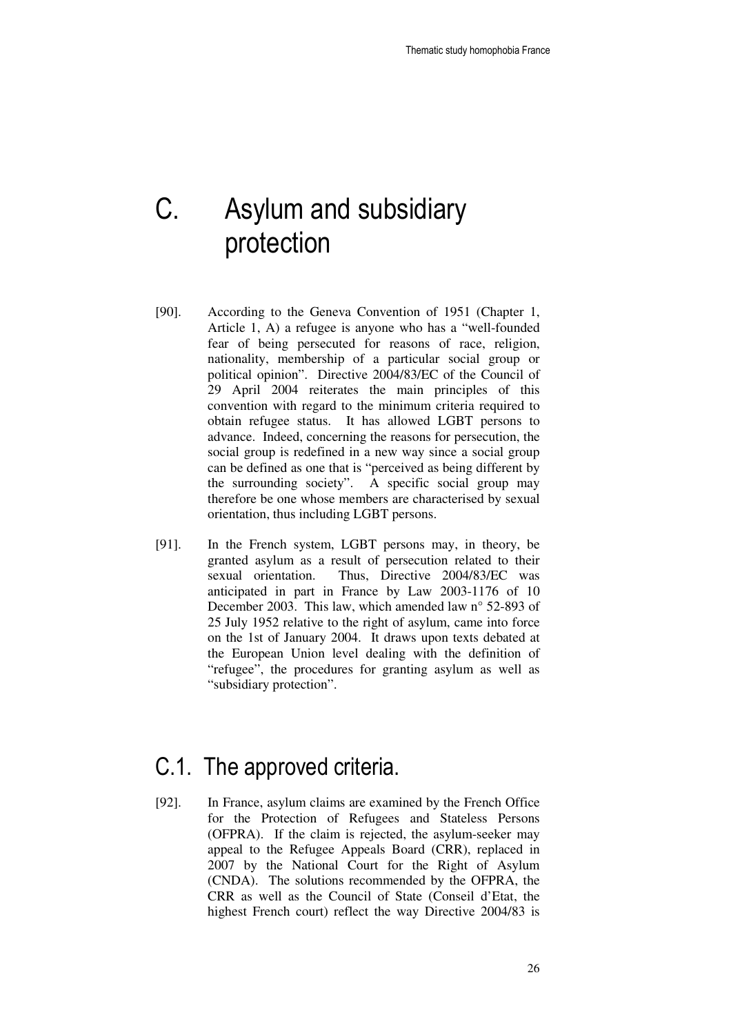# C. Asylum and subsidiary protection

[90]. According to the Geneva Convention of 1951 (Chapter 1, Article 1, A) a refugee is anyone who has a "well-founded fear of being persecuted for reasons of race, religion, nationality, membership of a particular social group or political opinion". Directive 2004/83/EC of the Council of 29 April 2004 reiterates the main principles of this convention with regard to the minimum criteria required to obtain refugee status. It has allowed LGBT persons to advance. Indeed, concerning the reasons for persecution, the social group is redefined in a new way since a social group can be defined as one that is "perceived as being different by the surrounding society". A specific social group may therefore be one whose members are characterised by sexual orientation, thus including LGBT persons.

[91]. In the French system, LGBT persons may, in theory, be granted asylum as a result of persecution related to their sexual orientation. Thus, Directive 2004/83/EC was anticipated in part in France by Law 2003-1176 of 10 December 2003. This law, which amended law n° 52-893 of 25 July 1952 relative to the right of asylum, came into force on the 1st of January 2004. It draws upon texts debated at the European Union level dealing with the definition of "refugee", the procedures for granting asylum as well as "subsidiary protection".

## C.1. The approved criteria.

[92]. In France, asylum claims are examined by the French Office for the Protection of Refugees and Stateless Persons (OFPRA). If the claim is rejected, the asylum-seeker may appeal to the Refugee Appeals Board (CRR), replaced in 2007 by the National Court for the Right of Asylum (CNDA). The solutions recommended by the OFPRA, the CRR as well as the Council of State (Conseil d'Etat, the highest French court) reflect the way Directive 2004/83 is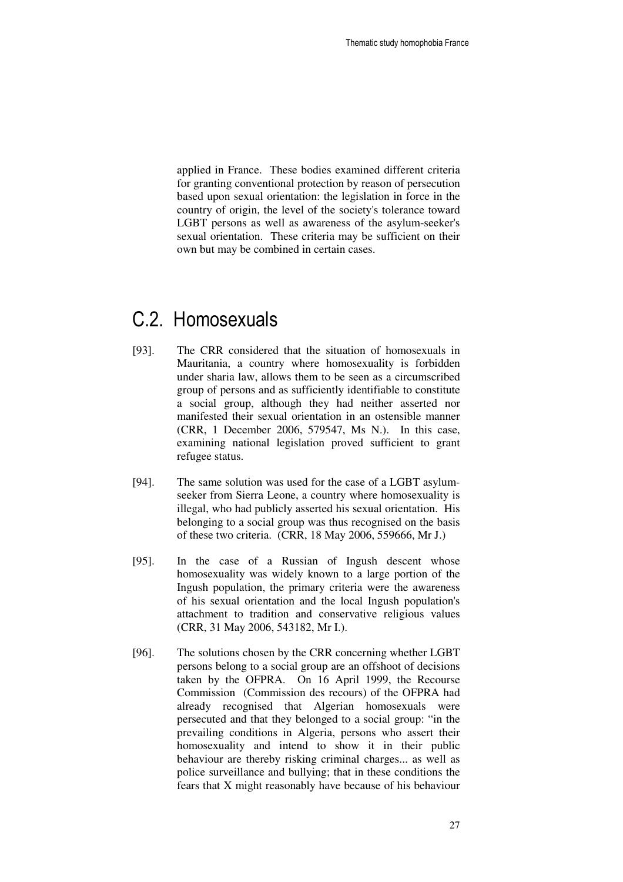applied in France. These bodies examined different criteria for granting conventional protection by reason of persecution based upon sexual orientation: the legislation in force in the country of origin, the level of the society's tolerance toward LGBT persons as well as awareness of the asylum-seeker's sexual orientation. These criteria may be sufficient on their own but may be combined in certain cases.

## C.2. Homosexuals

[93]. The CRR considered that the situation of homosexuals in Mauritania, a country where homosexuality is forbidden under sharia law, allows them to be seen as a circumscribed group of persons and as sufficiently identifiable to constitute a social group, although they had neither asserted nor manifested their sexual orientation in an ostensible manner (CRR, 1 December 2006, 579547, Ms N.). In this case, examining national legislation proved sufficient to grant refugee status.

[94]. The same solution was used for the case of a LGBT asylum-seeker from Sierra Leone, a country where homosexuality is illegal, who had publicly asserted his sexual orientation. His belonging to a social group was thus recognised on the basis of these two criteria. (CRR, 18 May 2006, 559666, Mr J.)

[95]. In the case of a Russian of Ingush descent whose homosexuality was widely known to a large portion of the Ingush population, the primary criteria were the awareness of his sexual orientation and the local Ingush population's attachment to tradition and conservative religious values (CRR, 31 May 2006, 543182, Mr I.).

[96]. The solutions chosen by the CRR concerning whether LGBT persons belong to a social group are an offshoot of decisions taken by the OFPRA. On 16 April 1999, the Recourse Commission (Commission des recours) of the OFPRA had already recognised that Algerian homosexuals were persecuted and that they belonged to a social group: "in the prevailing conditions in Algeria, persons who assert their homosexuality and intend to show it in their public behaviour are thereby risking criminal charges... as well as police surveillance and bullying; that in these conditions the fears that X might reasonably have because of his behaviour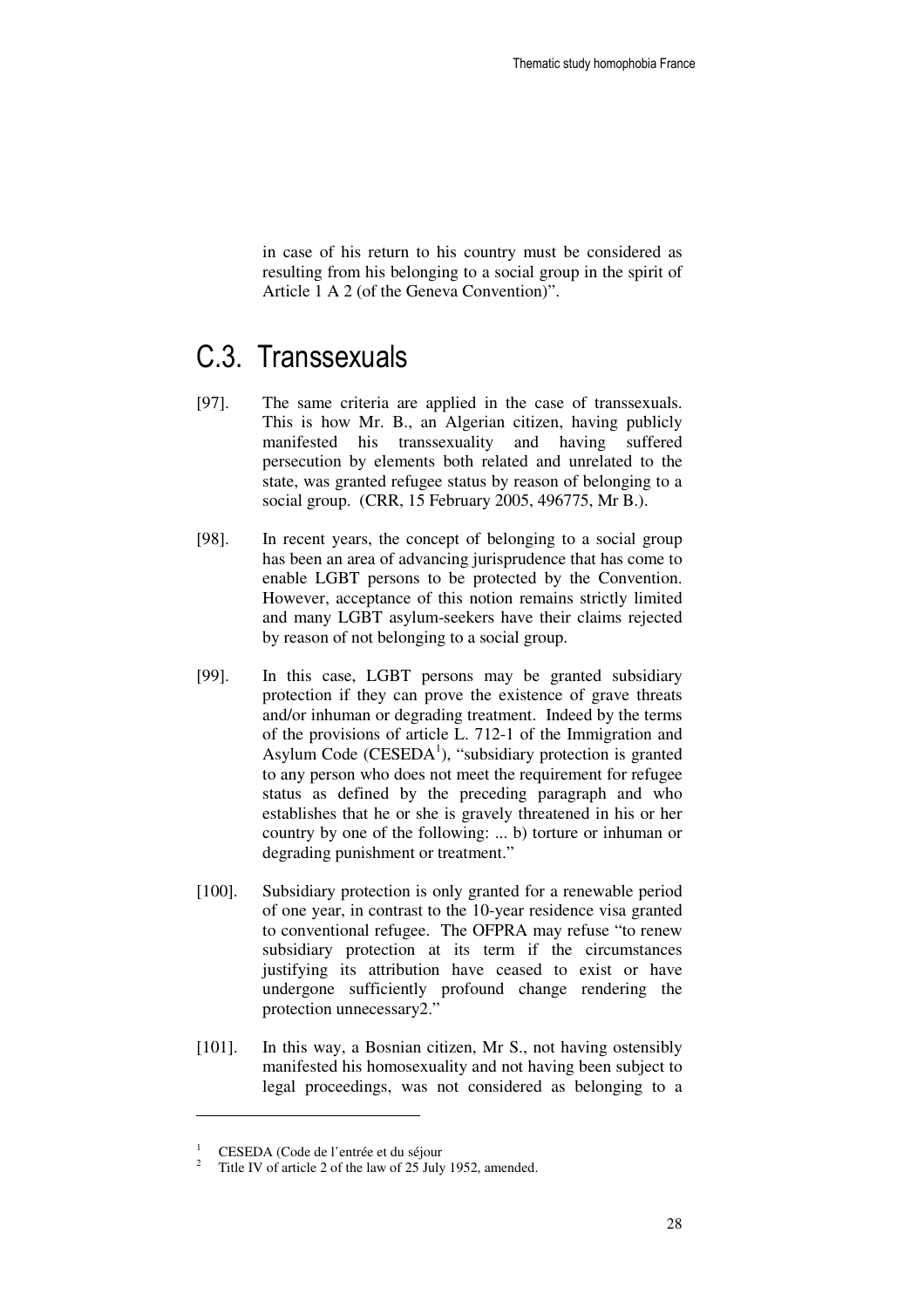in case of his return to his country must be considered as resulting from his belonging to a social group in the spirit of Article 1 A 2 (of the Geneva Convention)".

## C.3. Transsexuals

[97]. The same criteria are applied in the case of transsexuals. This is how Mr. B., an Algerian citizen, having publicly manifested his transsexuality and having suffered persecution by elements both related and unrelated to the state, was granted refugee status by reason of belonging to a social group. (CRR, 15 February 2005, 496775, Mr B.).

[98]. In recent years, the concept of belonging to a social group has been an area of advancing jurisprudence that has come to enable LGBT persons to be protected by the Convention. However, acceptance of this notion remains strictly limited and many LGBT asylum-seekers have their claims rejected by reason of not belonging to a social group.

[99]. In this case, LGBT persons may be granted subsidiary protection if they can prove the existence of grave threats and/or inhuman or degrading treatment. Indeed by the terms of the provisions of article L. 712-1 of the Immigration and Asylum Code (CESEDA[1]), "subsidiary protection is granted to any person who does not meet the requirement for refugee status as defined by the preceding paragraph and who establishes that he or she is gravely threatened in his or her country by one of the following: ... b) torture or inhuman or degrading punishment or treatment."

[100]. Subsidiary protection is only granted for a renewable period of one year, in contrast to the 10-year residence visa granted to conventional refugee. The OFPRA may refuse "to renew subsidiary protection at its term if the circumstances justifying its attribution have ceased to exist or have undergone sufficiently profound change rendering the protection unnecessary2."

[101]. In this way, a Bosnian citizen, Mr S., not having ostensibly manifested his homosexuality and not having been subject to legal proceedings, was not considered as belonging to a

---

[1] CESEDA (Code de l'entrée et du séjour

[2] Title IV of article 2 of the law of 25 July 1952, amended.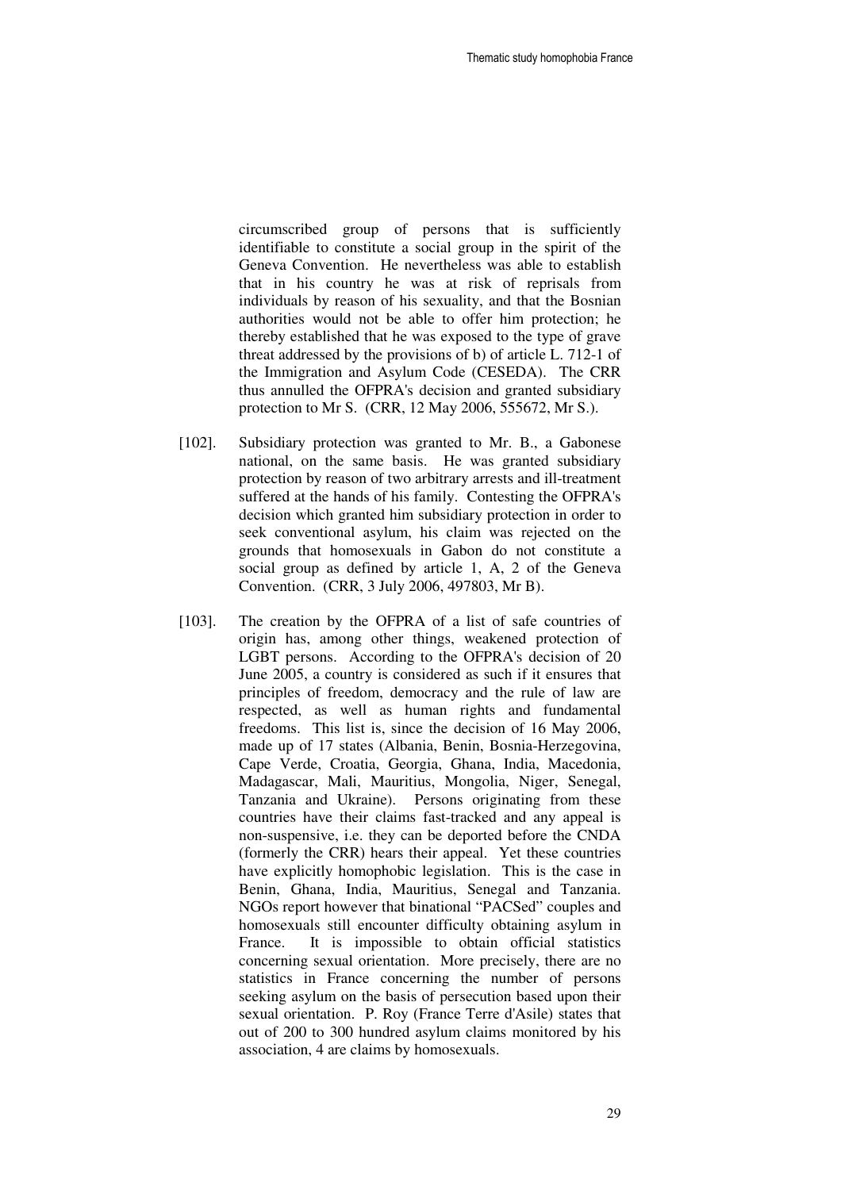circumscribed group of persons that is sufficiently identifiable to constitute a social group in the spirit of the Geneva Convention. He nevertheless was able to establish that in his country he was at risk of reprisals from individuals by reason of his sexuality, and that the Bosnian authorities would not be able to offer him protection; he thereby established that he was exposed to the type of grave threat addressed by the provisions of b) of article L. 712-1 of the Immigration and Asylum Code (CESEDA). The CRR thus annulled the OFPRA's decision and granted subsidiary protection to Mr S. (CRR, 12 May 2006, 555672, Mr S.).

[102]. Subsidiary protection was granted to Mr. B., a Gabonese national, on the same basis. He was granted subsidiary protection by reason of two arbitrary arrests and ill-treatment suffered at the hands of his family. Contesting the OFPRA's decision which granted him subsidiary protection in order to seek conventional asylum, his claim was rejected on the grounds that homosexuals in Gabon do not constitute a social group as defined by article 1, A, 2 of the Geneva Convention. (CRR, 3 July 2006, 497803, Mr B).

[103]. The creation by the OFPRA of a list of safe countries of origin has, among other things, weakened protection of LGBT persons. According to the OFPRA's decision of 20 June 2005, a country is considered as such if it ensures that principles of freedom, democracy and the rule of law are respected, as well as human rights and fundamental freedoms. This list is, since the decision of 16 May 2006, made up of 17 states (Albania, Benin, Bosnia-Herzegovina, Cape Verde, Croatia, Georgia, Ghana, India, Macedonia, Madagascar, Mali, Mauritius, Mongolia, Niger, Senegal, Tanzania and Ukraine). Persons originating from these countries have their claims fast-tracked and any appeal is non-suspensive, i.e. they can be deported before the CNDA (formerly the CRR) hears their appeal. Yet these countries have explicitly homophobic legislation. This is the case in Benin, Ghana, India, Mauritius, Senegal and Tanzania. NGOs report however that binational "PACSed" couples and homosexuals still encounter difficulty obtaining asylum in France. It is impossible to obtain official statistics concerning sexual orientation. More precisely, there are no statistics in France concerning the number of persons seeking asylum on the basis of persecution based upon their sexual orientation. P. Roy (France Terre d'Asile) states that out of 200 to 300 hundred asylum claims monitored by his association, 4 are claims by homosexuals.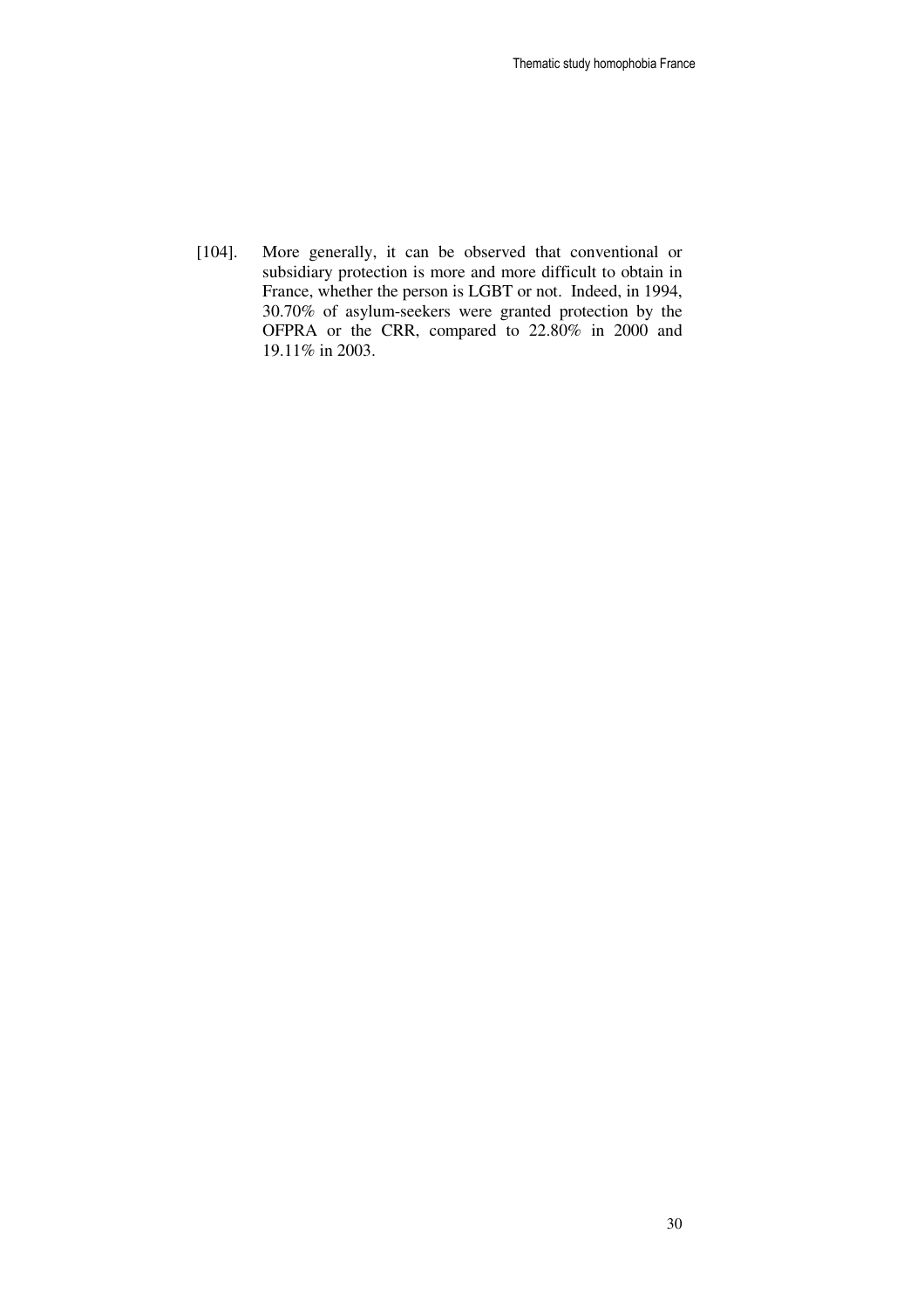[104]. More generally, it can be observed that conventional or subsidiary protection is more and more difficult to obtain in France, whether the person is LGBT or not. Indeed, in 1994, 30.70% of asylum-seekers were granted protection by the OFPRA or the CRR, compared to 22.80% in 2000 and 19.11% in 2003.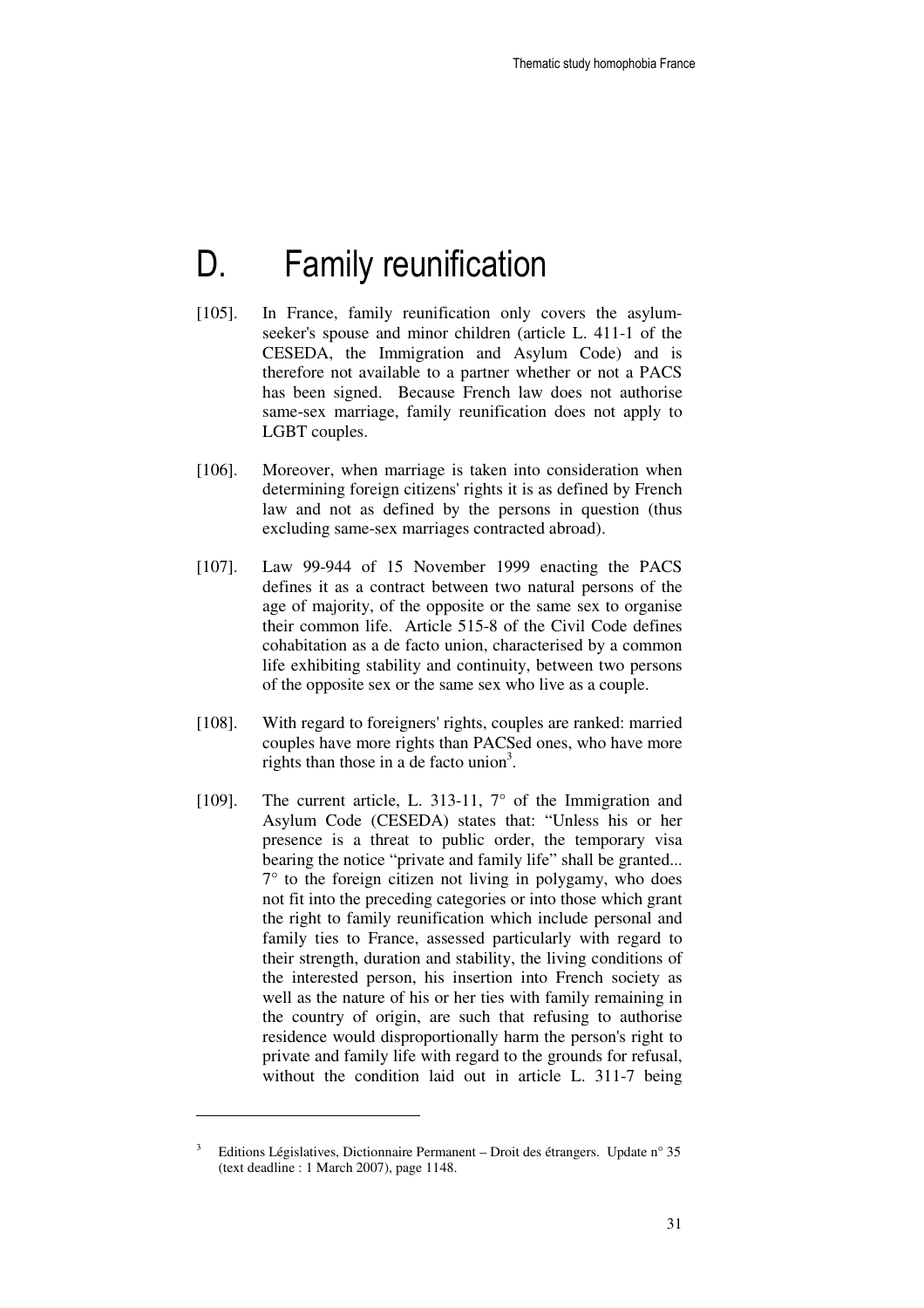# D. Family reunification

[105]. In France, family reunification only covers the asylum-seeker's spouse and minor children (article L. 411-1 of the CESEDA, the Immigration and Asylum Code) and is therefore not available to a partner whether or not a PACS has been signed. Because French law does not authorise same-sex marriage, family reunification does not apply to LGBT couples.

[106]. Moreover, when marriage is taken into consideration when determining foreign citizens' rights it is as defined by French law and not as defined by the persons in question (thus excluding same-sex marriages contracted abroad).

[107]. Law 99-944 of 15 November 1999 enacting the PACS defines it as a contract between two natural persons of the age of majority, of the opposite or the same sex to organise their common life. Article 515-8 of the Civil Code defines cohabitation as a de facto union, characterised by a common life exhibiting stability and continuity, between two persons of the opposite sex or the same sex who live as a couple.

[108]. With regard to foreigners' rights, couples are ranked: married couples have more rights than PACSed ones, who have more rights than those in a de facto union[3].

[109]. The current article, L. 313-11, 7° of the Immigration and Asylum Code (CESEDA) states that: "Unless his or her presence is a threat to public order, the temporary visa bearing the notice "private and family life" shall be granted... 7° to the foreign citizen not living in polygamy, who does not fit into the preceding categories or into those which grant the right to family reunification which include personal and family ties to France, assessed particularly with regard to their strength, duration and stability, the living conditions of the interested person, his insertion into French society as well as the nature of his or her ties with family remaining in the country of origin, are such that refusing to authorise residence would disproportionally harm the person's right to private and family life with regard to the grounds for refusal, without the condition laid out in article L. 311-7 being

---

[3] Editions Législatives, Dictionnaire Permanent – Droit des étrangers. Update n° 35 (text deadline : 1 March 2007), page 1148.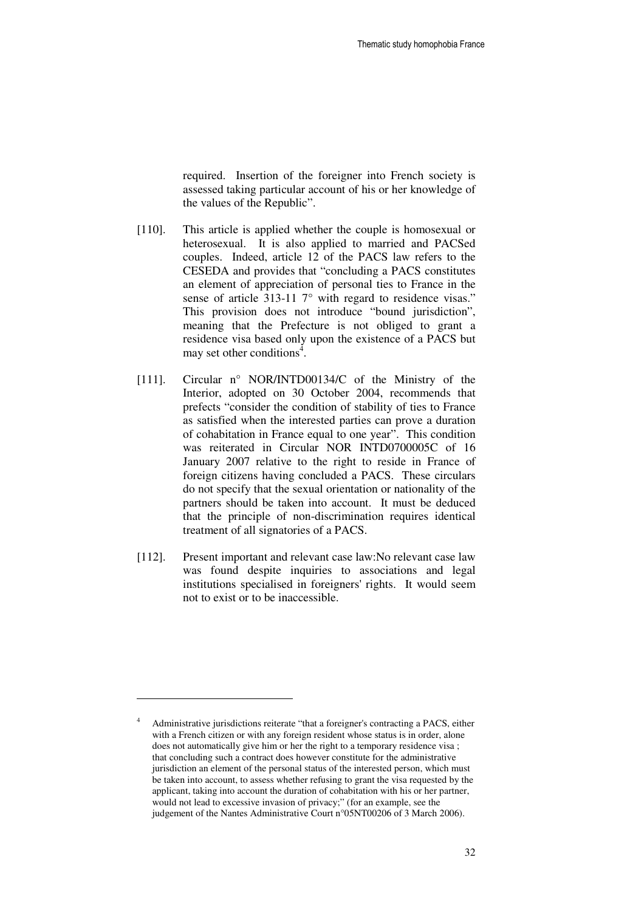required. Insertion of the foreigner into French society is assessed taking particular account of his or her knowledge of the values of the Republic".

[110]. This article is applied whether the couple is homosexual or heterosexual. It is also applied to married and PACSed couples. Indeed, article 12 of the PACS law refers to the CESEDA and provides that "concluding a PACS constitutes an element of appreciation of personal ties to France in the sense of article 313-11 7° with regard to residence visas." This provision does not introduce "bound jurisdiction", meaning that the Prefecture is not obliged to grant a residence visa based only upon the existence of a PACS but may set other conditions[4].

[111]. Circular n° NOR/INTD00134/C of the Ministry of the Interior, adopted on 30 October 2004, recommends that prefects "consider the condition of stability of ties to France as satisfied when the interested parties can prove a duration of cohabitation in France equal to one year". This condition was reiterated in Circular NOR INTD0700005C of 16 January 2007 relative to the right to reside in France of foreign citizens having concluded a PACS. These circulars do not specify that the sexual orientation or nationality of the partners should be taken into account. It must be deduced that the principle of non-discrimination requires identical treatment of all signatories of a PACS.

[112]. Present important and relevant case law:No relevant case law was found despite inquiries to associations and legal institutions specialised in foreigners' rights. It would seem not to exist or to be inaccessible.

---

[4] Administrative jurisdictions reiterate "that a foreigner's contracting a PACS, either with a French citizen or with any foreign resident whose status is in order, alone does not automatically give him or her the right to a temporary residence visa ; that concluding such a contract does however constitute for the administrative jurisdiction an element of the personal status of the interested person, which must be taken into account, to assess whether refusing to grant the visa requested by the applicant, taking into account the duration of cohabitation with his or her partner, would not lead to excessive invasion of privacy;" (for an example, see the judgement of the Nantes Administrative Court n°05NT00206 of 3 March 2006).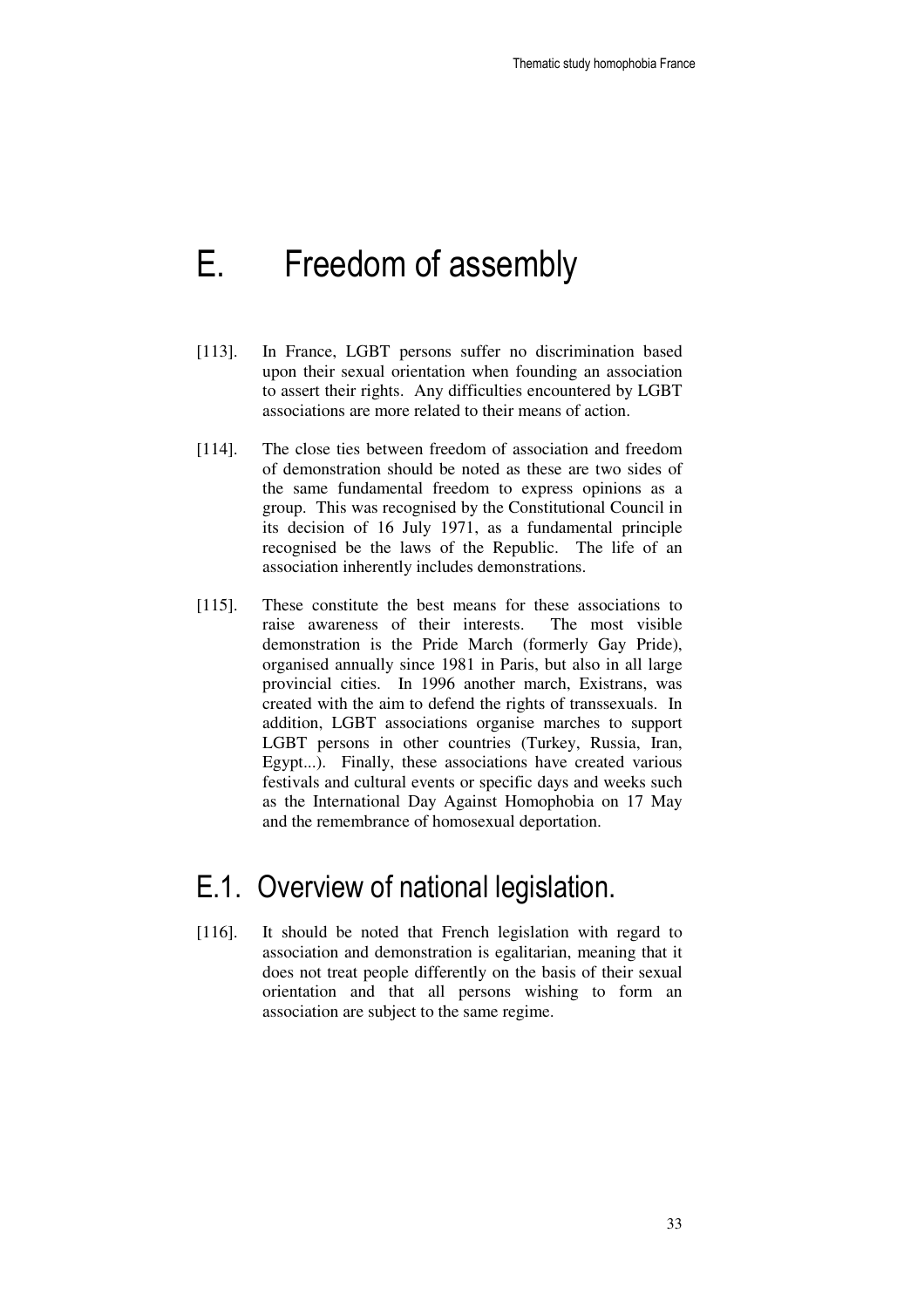# E. Freedom of assembly

[113]. In France, LGBT persons suffer no discrimination based upon their sexual orientation when founding an association to assert their rights. Any difficulties encountered by LGBT associations are more related to their means of action.

[114]. The close ties between freedom of association and freedom of demonstration should be noted as these are two sides of the same fundamental freedom to express opinions as a group. This was recognised by the Constitutional Council in its decision of 16 July 1971, as a fundamental principle recognised be the laws of the Republic. The life of an association inherently includes demonstrations.

[115]. These constitute the best means for these associations to raise awareness of their interests. The most visible demonstration is the Pride March (formerly Gay Pride), organised annually since 1981 in Paris, but also in all large provincial cities. In 1996 another march, Existrans, was created with the aim to defend the rights of transsexuals. In addition, LGBT associations organise marches to support LGBT persons in other countries (Turkey, Russia, Iran, Egypt...). Finally, these associations have created various festivals and cultural events or specific days and weeks such as the International Day Against Homophobia on 17 May and the remembrance of homosexual deportation.

## E.1. Overview of national legislation.

[116]. It should be noted that French legislation with regard to association and demonstration is egalitarian, meaning that it does not treat people differently on the basis of their sexual orientation and that all persons wishing to form an association are subject to the same regime.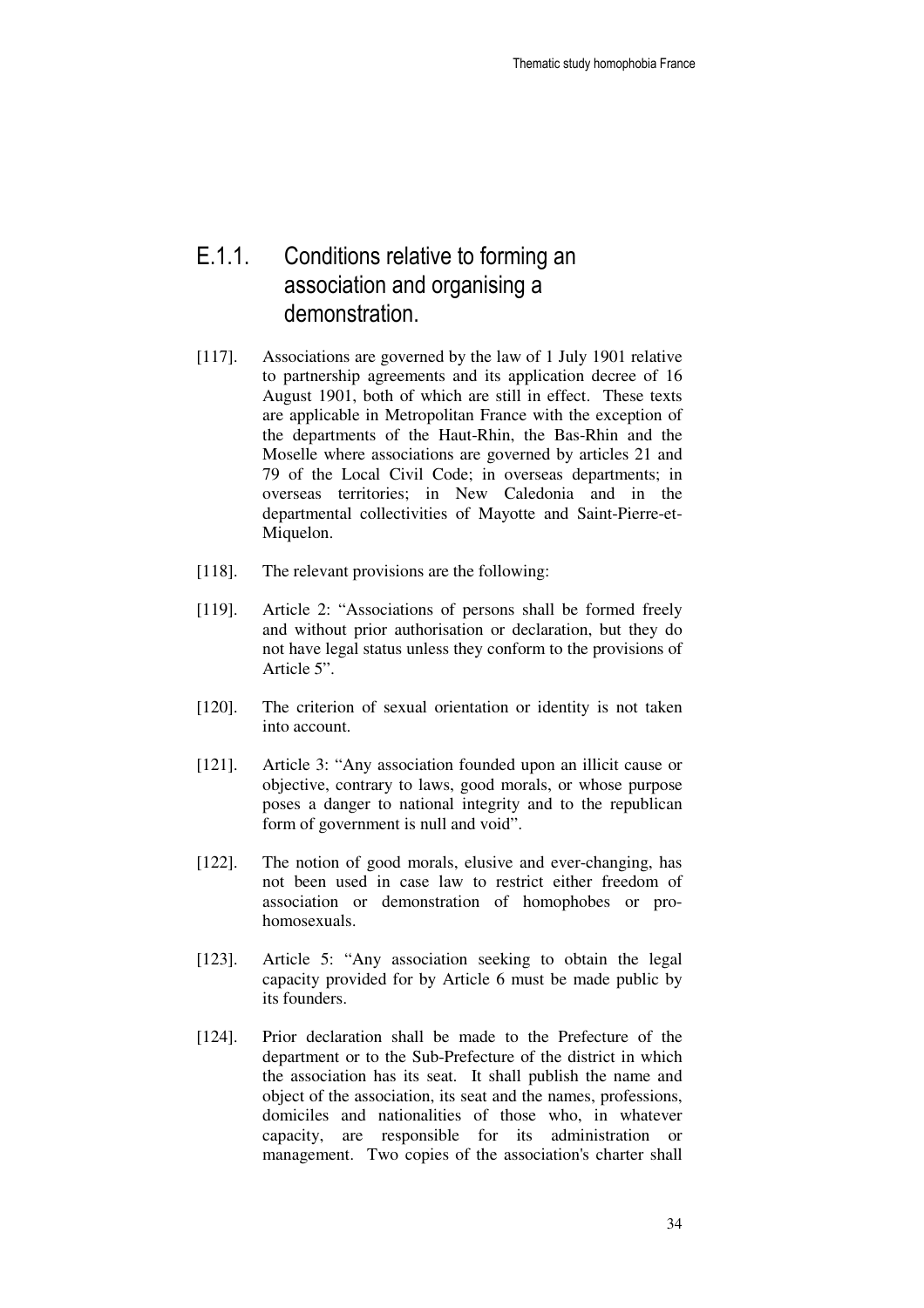## E.1.1. Conditions relative to forming an association and organising a demonstration.

[117]. Associations are governed by the law of 1 July 1901 relative to partnership agreements and its application decree of 16 August 1901, both of which are still in effect. These texts are applicable in Metropolitan France with the exception of the departments of the Haut-Rhin, the Bas-Rhin and the Moselle where associations are governed by articles 21 and 79 of the Local Civil Code; in overseas departments; in overseas territories; in New Caledonia and in the departmental collectivities of Mayotte and Saint-Pierre-et-Miquelon.

[118]. The relevant provisions are the following:

[119]. Article 2: "Associations of persons shall be formed freely and without prior authorisation or declaration, but they do not have legal status unless they conform to the provisions of Article 5".

[120]. The criterion of sexual orientation or identity is not taken into account.

[121]. Article 3: "Any association founded upon an illicit cause or objective, contrary to laws, good morals, or whose purpose poses a danger to national integrity and to the republican form of government is null and void".

[122]. The notion of good morals, elusive and ever-changing, has not been used in case law to restrict either freedom of association or demonstration of homophobes or pro-homosexuals.

[123]. Article 5: "Any association seeking to obtain the legal capacity provided for by Article 6 must be made public by its founders.

[124]. Prior declaration shall be made to the Prefecture of the department or to the Sub-Prefecture of the district in which the association has its seat. It shall publish the name and object of the association, its seat and the names, professions, domiciles and nationalities of those who, in whatever capacity, are responsible for its administration or management. Two copies of the association's charter shall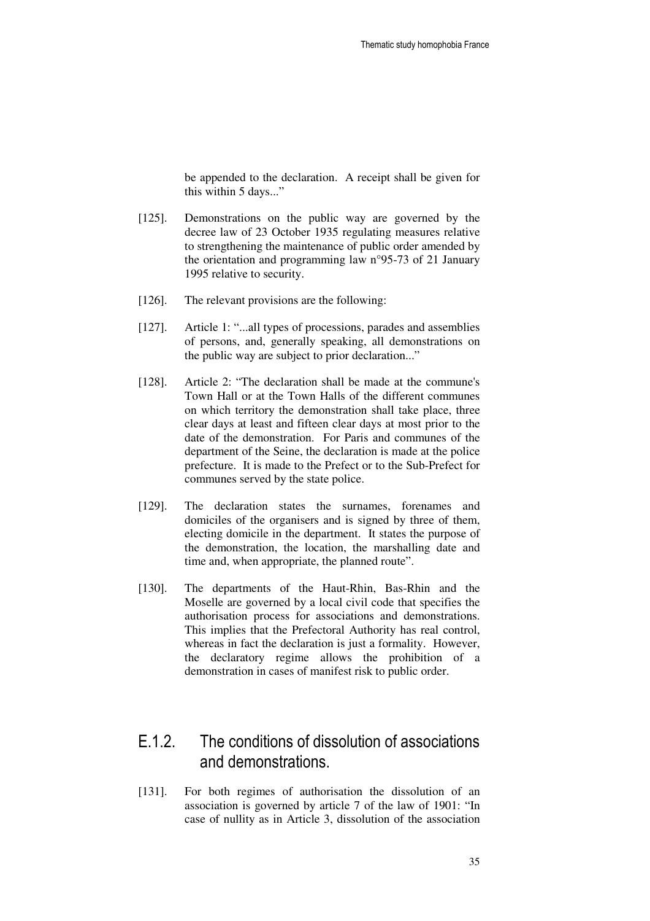be appended to the declaration. A receipt shall be given for this within 5 days..."

[125]. Demonstrations on the public way are governed by the decree law of 23 October 1935 regulating measures relative to strengthening the maintenance of public order amended by the orientation and programming law n°95-73 of 21 January 1995 relative to security.

[126]. The relevant provisions are the following:

[127]. Article 1: "...all types of processions, parades and assemblies of persons, and, generally speaking, all demonstrations on the public way are subject to prior declaration..."

[128]. Article 2: "The declaration shall be made at the commune's Town Hall or at the Town Halls of the different communes on which territory the demonstration shall take place, three clear days at least and fifteen clear days at most prior to the date of the demonstration. For Paris and communes of the department of the Seine, the declaration is made at the police prefecture. It is made to the Prefect or to the Sub-Prefect for communes served by the state police.

[129]. The declaration states the surnames, forenames and domiciles of the organisers and is signed by three of them, electing domicile in the department. It states the purpose of the demonstration, the location, the marshalling date and time and, when appropriate, the planned route".

[130]. The departments of the Haut-Rhin, Bas-Rhin and the Moselle are governed by a local civil code that specifies the authorisation process for associations and demonstrations. This implies that the Prefectoral Authority has real control, whereas in fact the declaration is just a formality. However, the declaratory regime allows the prohibition of a demonstration in cases of manifest risk to public order.

## E.1.2. The conditions of dissolution of associations and demonstrations.

[131]. For both regimes of authorisation the dissolution of an association is governed by article 7 of the law of 1901: "In case of nullity as in Article 3, dissolution of the association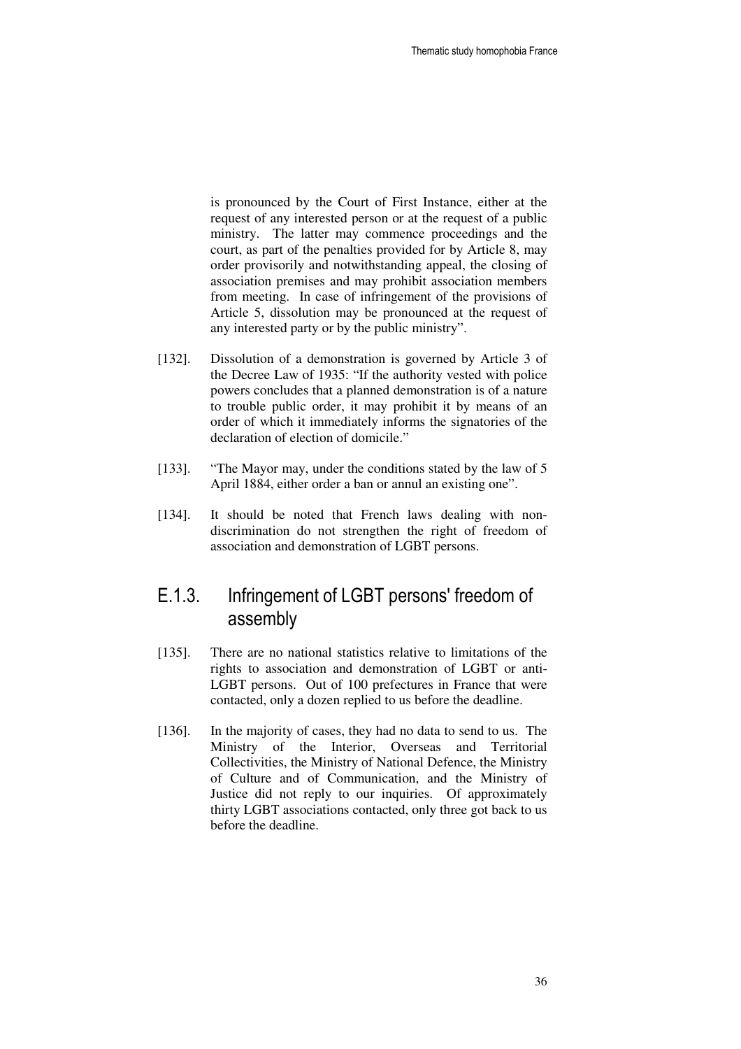is pronounced by the Court of First Instance, either at the request of any interested person or at the request of a public ministry. The latter may commence proceedings and the court, as part of the penalties provided for by Article 8, may order provisorily and notwithstanding appeal, the closing of association premises and may prohibit association members from meeting. In case of infringement of the provisions of Article 5, dissolution may be pronounced at the request of any interested party or by the public ministry".

[132]. Dissolution of a demonstration is governed by Article 3 of the Decree Law of 1935: "If the authority vested with police powers concludes that a planned demonstration is of a nature to trouble public order, it may prohibit it by means of an order of which it immediately informs the signatories of the declaration of election of domicile."

[133]. "The Mayor may, under the conditions stated by the law of 5 April 1884, either order a ban or annul an existing one".

[134]. It should be noted that French laws dealing with non-discrimination do not strengthen the right of freedom of association and demonstration of LGBT persons.

## E.1.3. Infringement of LGBT persons' freedom of assembly

[135]. There are no national statistics relative to limitations of the rights to association and demonstration of LGBT or anti-LGBT persons. Out of 100 prefectures in France that were contacted, only a dozen replied to us before the deadline.

[136]. In the majority of cases, they had no data to send to us. The Ministry of the Interior, Overseas and Territorial Collectivities, the Ministry of National Defence, the Ministry of Culture and of Communication, and the Ministry of Justice did not reply to our inquiries. Of approximately thirty LGBT associations contacted, only three got back to us before the deadline.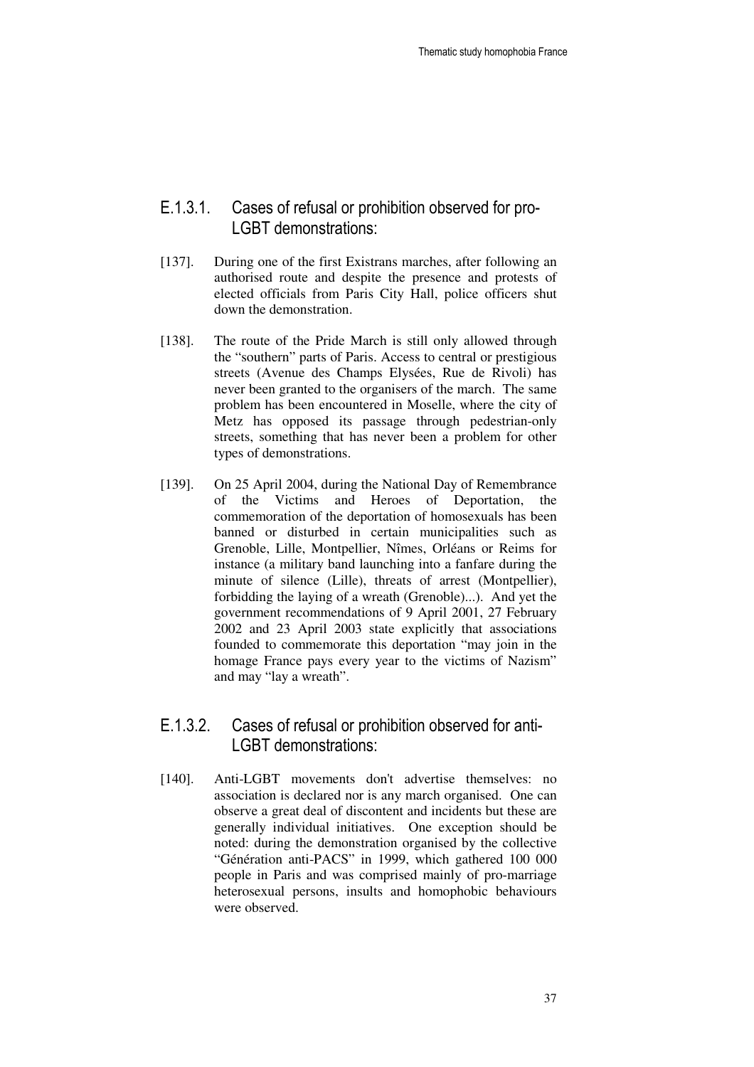### E.1.3.1. Cases of refusal or prohibition observed for pro-LGBT demonstrations:

[137]. During one of the first Existrans marches, after following an authorised route and despite the presence and protests of elected officials from Paris City Hall, police officers shut down the demonstration.

[138]. The route of the Pride March is still only allowed through the "southern" parts of Paris. Access to central or prestigious streets (Avenue des Champs Elysées, Rue de Rivoli) has never been granted to the organisers of the march. The same problem has been encountered in Moselle, where the city of Metz has opposed its passage through pedestrian-only streets, something that has never been a problem for other types of demonstrations.

[139]. On 25 April 2004, during the National Day of Remembrance of the Victims and Heroes of Deportation, the commemoration of the deportation of homosexuals has been banned or disturbed in certain municipalities such as Grenoble, Lille, Montpellier, Nîmes, Orléans or Reims for instance (a military band launching into a fanfare during the minute of silence (Lille), threats of arrest (Montpellier), forbidding the laying of a wreath (Grenoble)...). And yet the government recommendations of 9 April 2001, 27 February 2002 and 23 April 2003 state explicitly that associations founded to commemorate this deportation "may join in the homage France pays every year to the victims of Nazism" and may "lay a wreath".

### E.1.3.2. Cases of refusal or prohibition observed for anti-LGBT demonstrations:

[140]. Anti-LGBT movements don't advertise themselves: no association is declared nor is any march organised. One can observe a great deal of discontent and incidents but these are generally individual initiatives. One exception should be noted: during the demonstration organised by the collective "Génération anti-PACS" in 1999, which gathered 100 000 people in Paris and was comprised mainly of pro-marriage heterosexual persons, insults and homophobic behaviours were observed.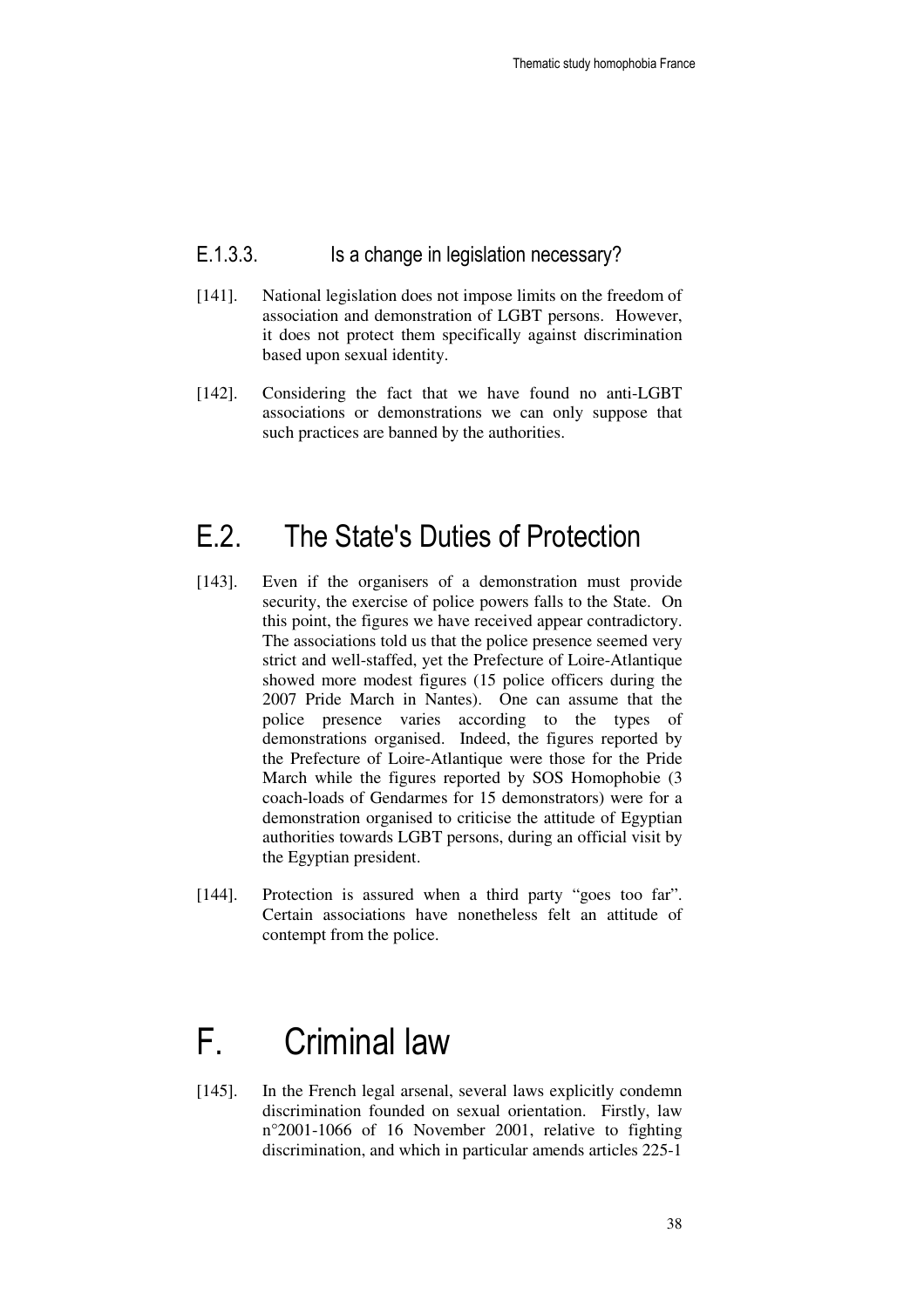#### E.1.3.3. Is a change in legislation necessary?

[141]. National legislation does not impose limits on the freedom of association and demonstration of LGBT persons. However, it does not protect them specifically against discrimination based upon sexual identity.

[142]. Considering the fact that we have found no anti-LGBT associations or demonstrations we can only suppose that such practices are banned by the authorities.

## E.2. The State's Duties of Protection

[143]. Even if the organisers of a demonstration must provide security, the exercise of police powers falls to the State. On this point, the figures we have received appear contradictory. The associations told us that the police presence seemed very strict and well-staffed, yet the Prefecture of Loire-Atlantique showed more modest figures (15 police officers during the 2007 Pride March in Nantes). One can assume that the police presence varies according to the types of demonstrations organised. Indeed, the figures reported by the Prefecture of Loire-Atlantique were those for the Pride March while the figures reported by SOS Homophobie (3 coach-loads of Gendarmes for 15 demonstrators) were for a demonstration organised to criticise the attitude of Egyptian authorities towards LGBT persons, during an official visit by the Egyptian president.

[144]. Protection is assured when a third party “goes too far”. Certain associations have nonetheless felt an attitude of contempt from the police.

# F. Criminal law

[145]. In the French legal arsenal, several laws explicitly condemn discrimination founded on sexual orientation. Firstly, law n°2001-1066 of 16 November 2001, relative to fighting discrimination, and which in particular amends articles 225-1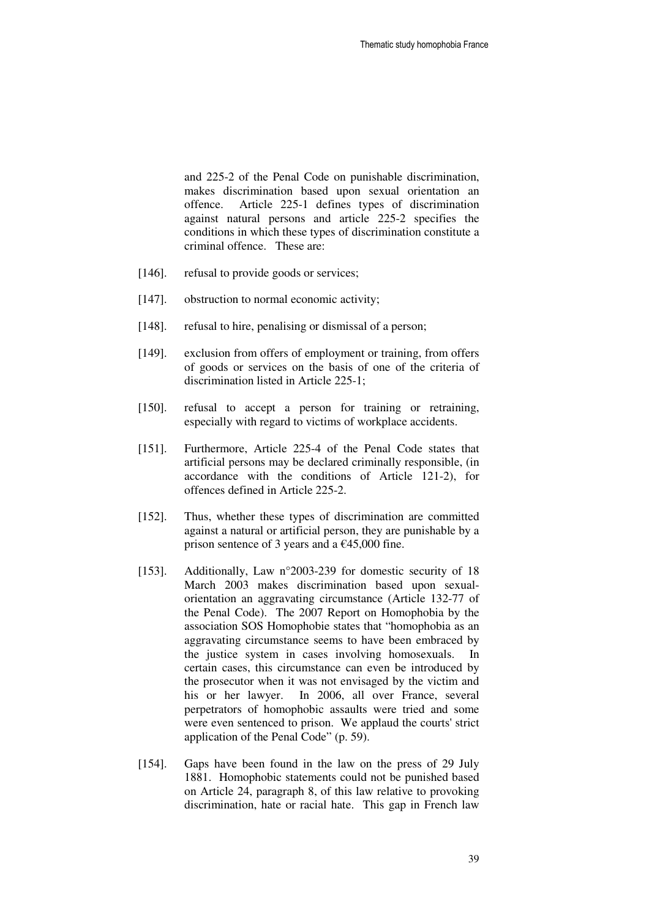and 225-2 of the Penal Code on punishable discrimination, makes discrimination based upon sexual orientation an offence. Article 225-1 defines types of discrimination against natural persons and article 225-2 specifies the conditions in which these types of discrimination constitute a criminal offence. These are:

[146]. refusal to provide goods or services;

[147]. obstruction to normal economic activity;

[148]. refusal to hire, penalising or dismissal of a person;

[149]. exclusion from offers of employment or training, from offers of goods or services on the basis of one of the criteria of discrimination listed in Article 225-1;

[150]. refusal to accept a person for training or retraining, especially with regard to victims of workplace accidents.

[151]. Furthermore, Article 225-4 of the Penal Code states that artificial persons may be declared criminally responsible, (in accordance with the conditions of Article 121-2), for offences defined in Article 225-2.

[152]. Thus, whether these types of discrimination are committed against a natural or artificial person, they are punishable by a prison sentence of 3 years and a €45,000 fine.

[153]. Additionally, Law n°2003-239 for domestic security of 18 March 2003 makes discrimination based upon sexual-orientation an aggravating circumstance (Article 132-77 of the Penal Code). The 2007 Report on Homophobia by the association SOS Homophobie states that "homophobia as an aggravating circumstance seems to have been embraced by the justice system in cases involving homosexuals. In certain cases, this circumstance can even be introduced by the prosecutor when it was not envisaged by the victim and his or her lawyer. In 2006, all over France, several perpetrators of homophobic assaults were tried and some were even sentenced to prison. We applaud the courts' strict application of the Penal Code" (p. 59).

[154]. Gaps have been found in the law on the press of 29 July 1881. Homophobic statements could not be punished based on Article 24, paragraph 8, of this law relative to provoking discrimination, hate or racial hate. This gap in French law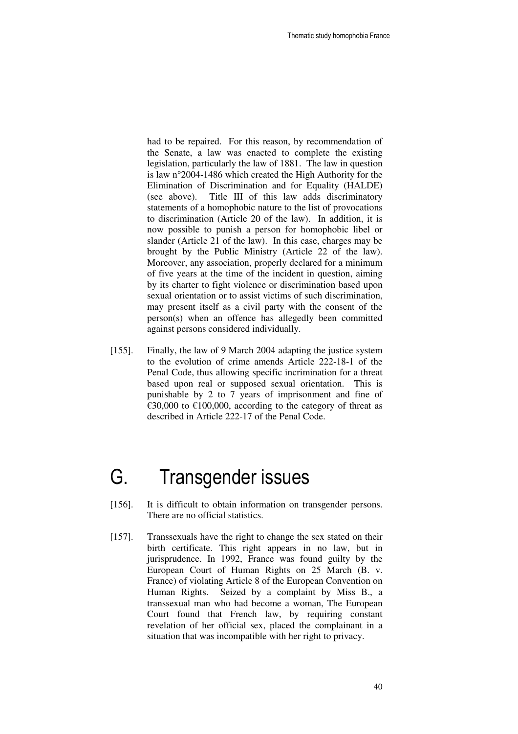had to be repaired. For this reason, by recommendation of the Senate, a law was enacted to complete the existing legislation, particularly the law of 1881. The law in question is law n°2004-1486 which created the High Authority for the Elimination of Discrimination and for Equality (HALDE) (see above). Title III of this law adds discriminatory statements of a homophobic nature to the list of provocations to discrimination (Article 20 of the law). In addition, it is now possible to punish a person for homophobic libel or slander (Article 21 of the law). In this case, charges may be brought by the Public Ministry (Article 22 of the law). Moreover, any association, properly declared for a minimum of five years at the time of the incident in question, aiming by its charter to fight violence or discrimination based upon sexual orientation or to assist victims of such discrimination, may present itself as a civil party with the consent of the person(s) when an offence has allegedly been committed against persons considered individually.

[155]. Finally, the law of 9 March 2004 adapting the justice system to the evolution of crime amends Article 222-18-1 of the Penal Code, thus allowing specific incrimination for a threat based upon real or supposed sexual orientation. This is punishable by 2 to 7 years of imprisonment and fine of €30,000 to €100,000, according to the category of threat as described in Article 222-17 of the Penal Code.

# G. Transgender issues

[156]. It is difficult to obtain information on transgender persons. There are no official statistics.

[157]. Transsexuals have the right to change the sex stated on their birth certificate. This right appears in no law, but in jurisprudence. In 1992, France was found guilty by the European Court of Human Rights on 25 March (B. v. France) of violating Article 8 of the European Convention on Human Rights. Seized by a complaint by Miss B., a transsexual man who had become a woman, The European Court found that French law, by requiring constant revelation of her official sex, placed the complainant in a situation that was incompatible with her right to privacy.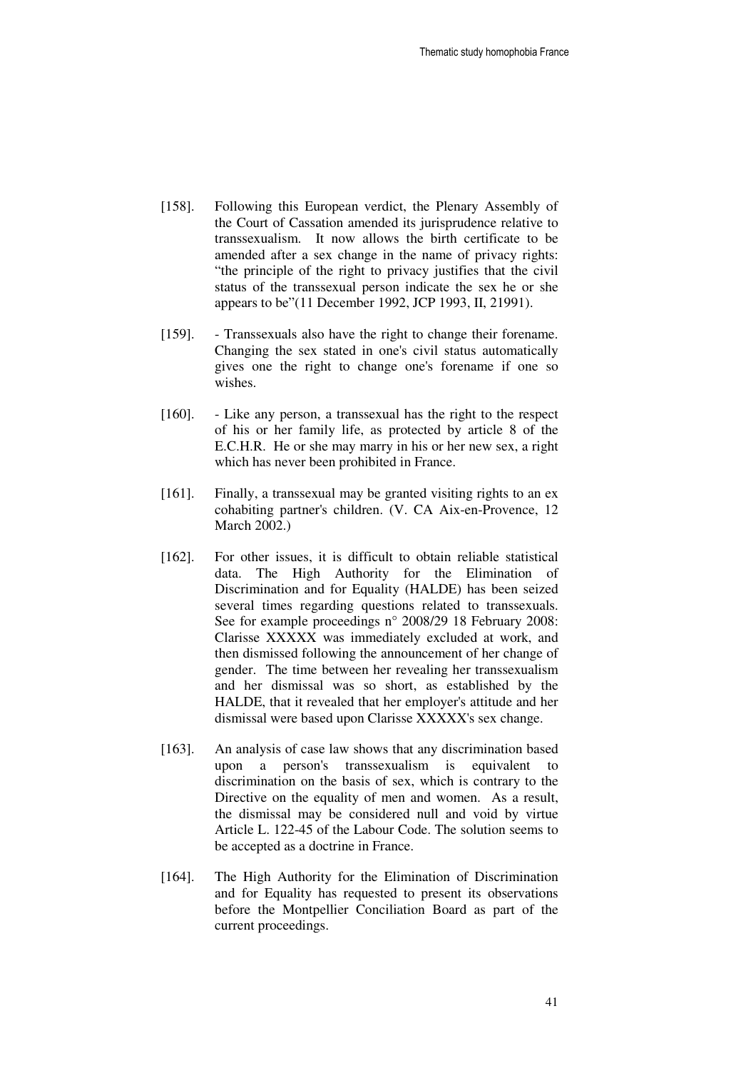[158]. Following this European verdict, the Plenary Assembly of the Court of Cassation amended its jurisprudence relative to transsexualism. It now allows the birth certificate to be amended after a sex change in the name of privacy rights: "the principle of the right to privacy justifies that the civil status of the transsexual person indicate the sex he or she appears to be"(11 December 1992, JCP 1993, II, 21991).

[159]. - Transsexuals also have the right to change their forename. Changing the sex stated in one's civil status automatically gives one the right to change one's forename if one so wishes.

[160]. - Like any person, a transsexual has the right to the respect of his or her family life, as protected by article 8 of the E.C.H.R. He or she may marry in his or her new sex, a right which has never been prohibited in France.

[161]. Finally, a transsexual may be granted visiting rights to an ex cohabiting partner's children. (V. CA Aix-en-Provence, 12 March 2002.)

[162]. For other issues, it is difficult to obtain reliable statistical data. The High Authority for the Elimination of Discrimination and for Equality (HALDE) has been seized several times regarding questions related to transsexuals. See for example proceedings n° 2008/29 18 February 2008: Clarisse XXXXX was immediately excluded at work, and then dismissed following the announcement of her change of gender. The time between her revealing her transsexualism and her dismissal was so short, as established by the HALDE, that it revealed that her employer's attitude and her dismissal were based upon Clarisse XXXXX's sex change.

[163]. An analysis of case law shows that any discrimination based upon a person's transsexualism is equivalent to discrimination on the basis of sex, which is contrary to the Directive on the equality of men and women. As a result, the dismissal may be considered null and void by virtue Article L. 122-45 of the Labour Code. The solution seems to be accepted as a doctrine in France.

[164]. The High Authority for the Elimination of Discrimination and for Equality has requested to present its observations before the Montpellier Conciliation Board as part of the current proceedings.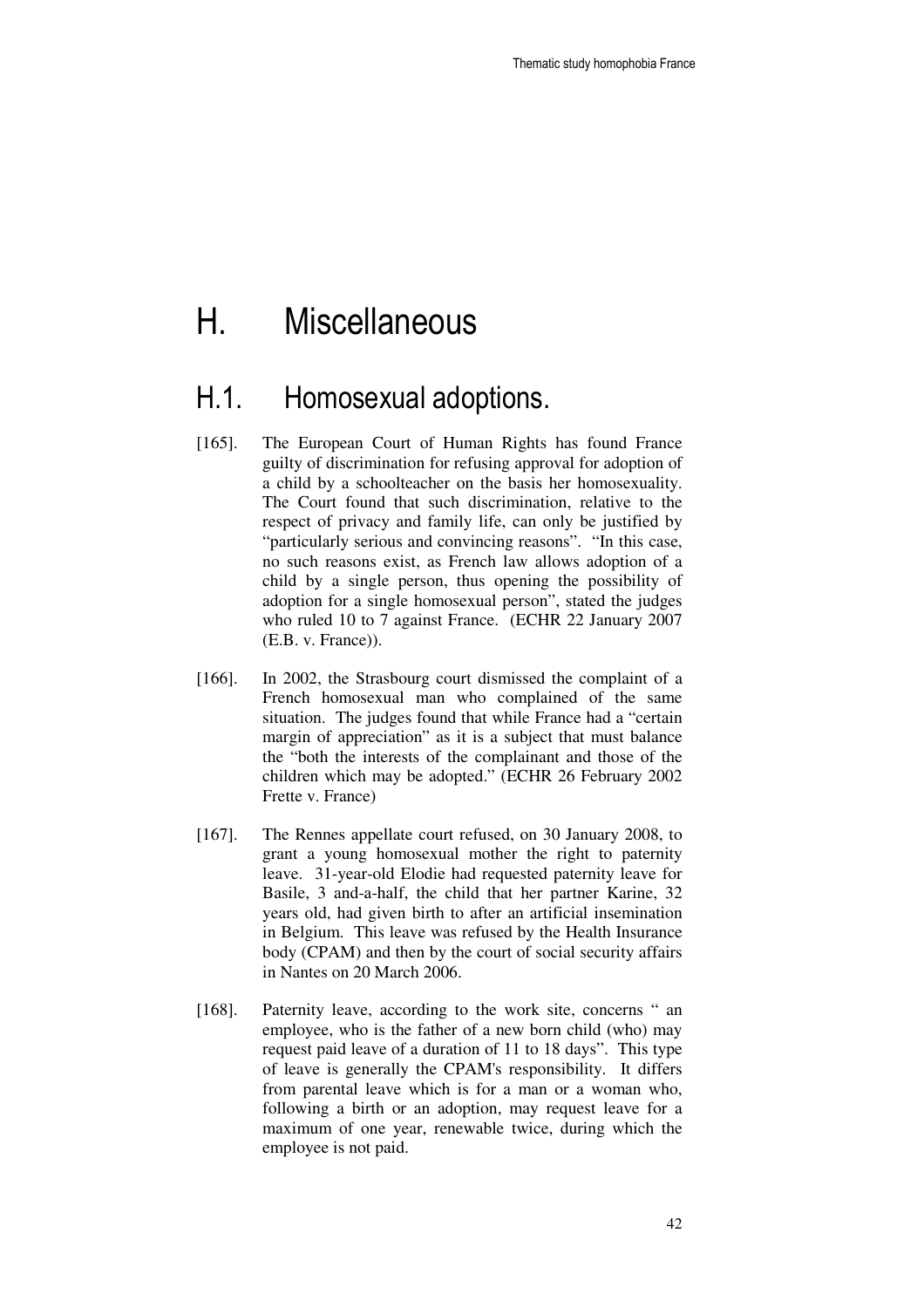# H. Miscellaneous

## H.1. Homosexual adoptions.

[165]. The European Court of Human Rights has found France guilty of discrimination for refusing approval for adoption of a child by a schoolteacher on the basis her homosexuality. The Court found that such discrimination, relative to the respect of privacy and family life, can only be justified by "particularly serious and convincing reasons". "In this case, no such reasons exist, as French law allows adoption of a child by a single person, thus opening the possibility of adoption for a single homosexual person", stated the judges who ruled 10 to 7 against France. (ECHR 22 January 2007 (E.B. v. France)).

[166]. In 2002, the Strasbourg court dismissed the complaint of a French homosexual man who complained of the same situation. The judges found that while France had a "certain margin of appreciation" as it is a subject that must balance the "both the interests of the complainant and those of the children which may be adopted." (ECHR 26 February 2002 Frette v. France)

[167]. The Rennes appellate court refused, on 30 January 2008, to grant a young homosexual mother the right to paternity leave. 31-year-old Elodie had requested paternity leave for Basile, 3 and-a-half, the child that her partner Karine, 32 years old, had given birth to after an artificial insemination in Belgium. This leave was refused by the Health Insurance body (CPAM) and then by the court of social security affairs in Nantes on 20 March 2006.

[168]. Paternity leave, according to the work site, concerns " an employee, who is the father of a new born child (who) may request paid leave of a duration of 11 to 18 days". This type of leave is generally the CPAM's responsibility. It differs from parental leave which is for a man or a woman who, following a birth or an adoption, may request leave for a maximum of one year, renewable twice, during which the employee is not paid.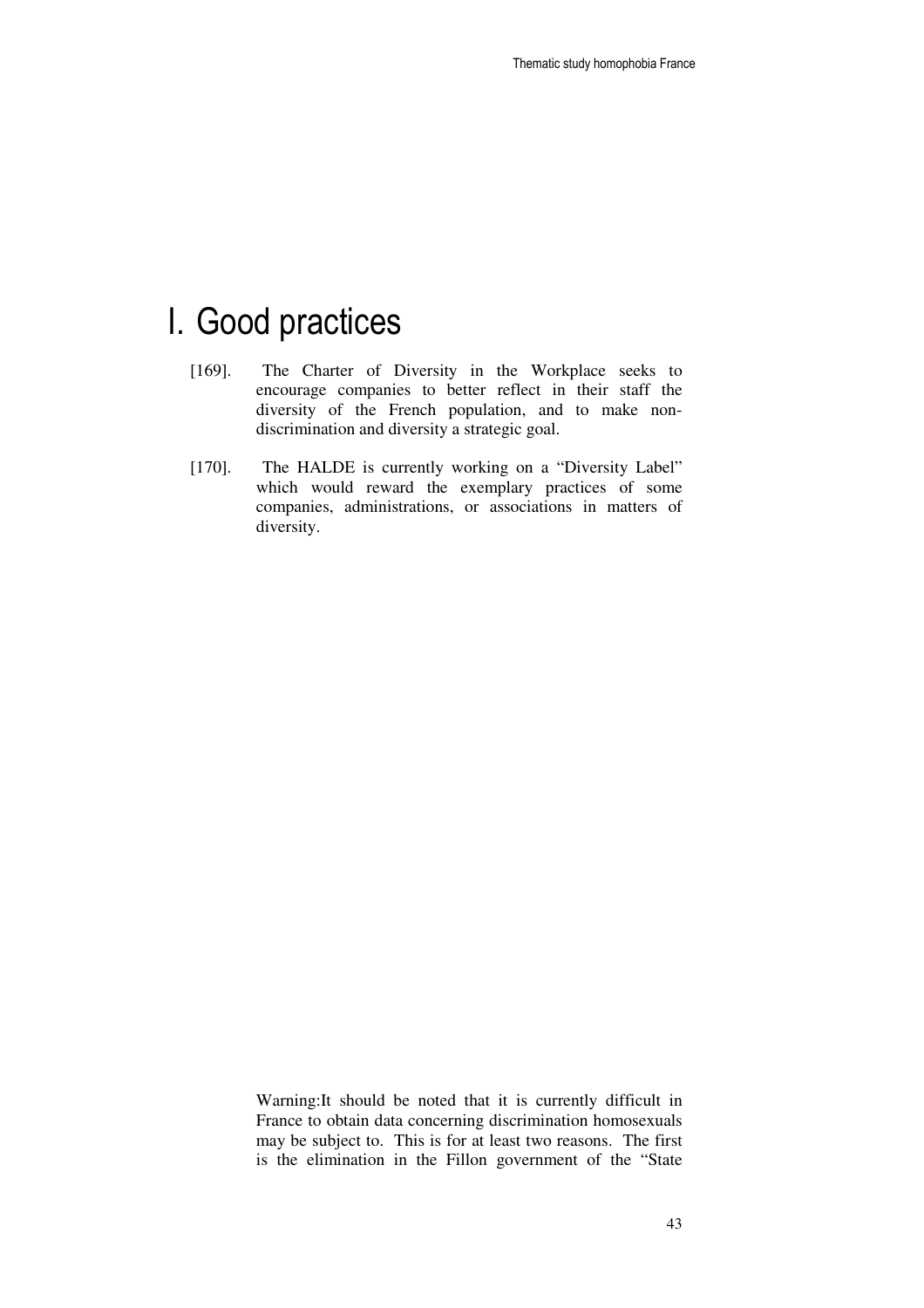# I. Good practices

[169]. The Charter of Diversity in the Workplace seeks to encourage companies to better reflect in their staff the diversity of the French population, and to make non-discrimination and diversity a strategic goal.

[170]. The HALDE is currently working on a "Diversity Label" which would reward the exemplary practices of some companies, administrations, or associations in matters of diversity.

Warning:It should be noted that it is currently difficult in France to obtain data concerning discrimination homosexuals may be subject to. This is for at least two reasons. The first is the elimination in the Fillon government of the "State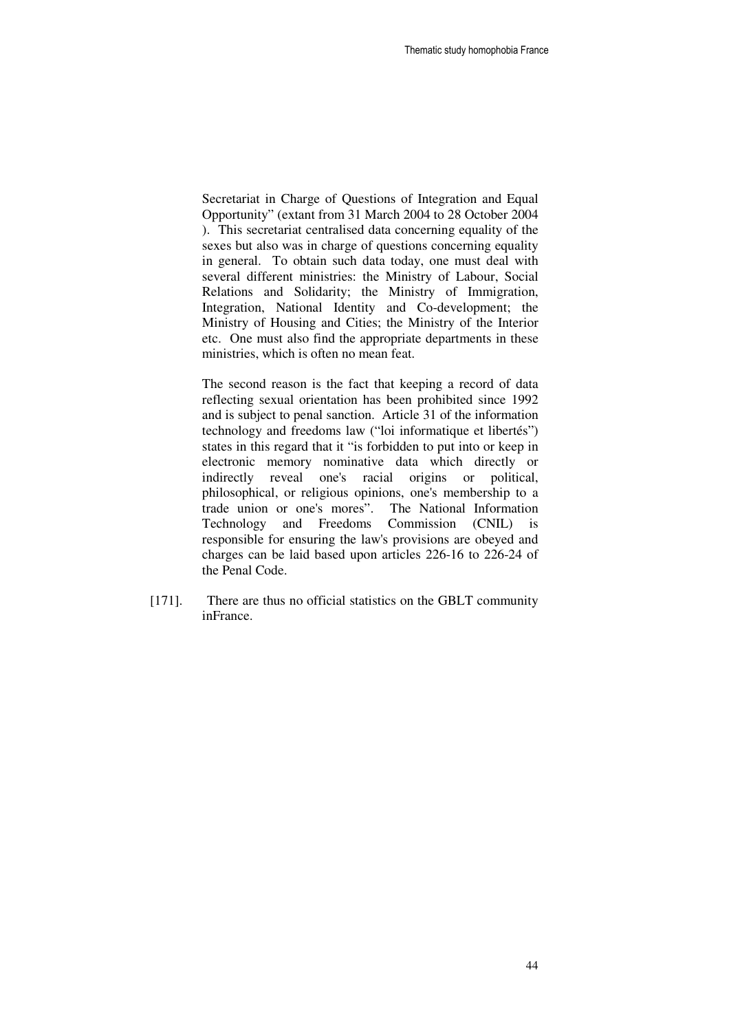Secretariat in Charge of Questions of Integration and Equal Opportunity" (extant from 31 March 2004 to 28 October 2004 ). This secretariat centralised data concerning equality of the sexes but also was in charge of questions concerning equality in general. To obtain such data today, one must deal with several different ministries: the Ministry of Labour, Social Relations and Solidarity; the Ministry of Immigration, Integration, National Identity and Co-development; the Ministry of Housing and Cities; the Ministry of the Interior etc. One must also find the appropriate departments in these ministries, which is often no mean feat.

The second reason is the fact that keeping a record of data reflecting sexual orientation has been prohibited since 1992 and is subject to penal sanction. Article 31 of the information technology and freedoms law ("loi informatique et libertés") states in this regard that it "is forbidden to put into or keep in electronic memory nominative data which directly or indirectly reveal one's racial origins or political, philosophical, or religious opinions, one's membership to a trade union or one's mores". The National Information Technology and Freedoms Commission (CNIL) is responsible for ensuring the law's provisions are obeyed and charges can be laid based upon articles 226-16 to 226-24 of the Penal Code.

[171]. There are thus no official statistics on the GBLT community inFrance.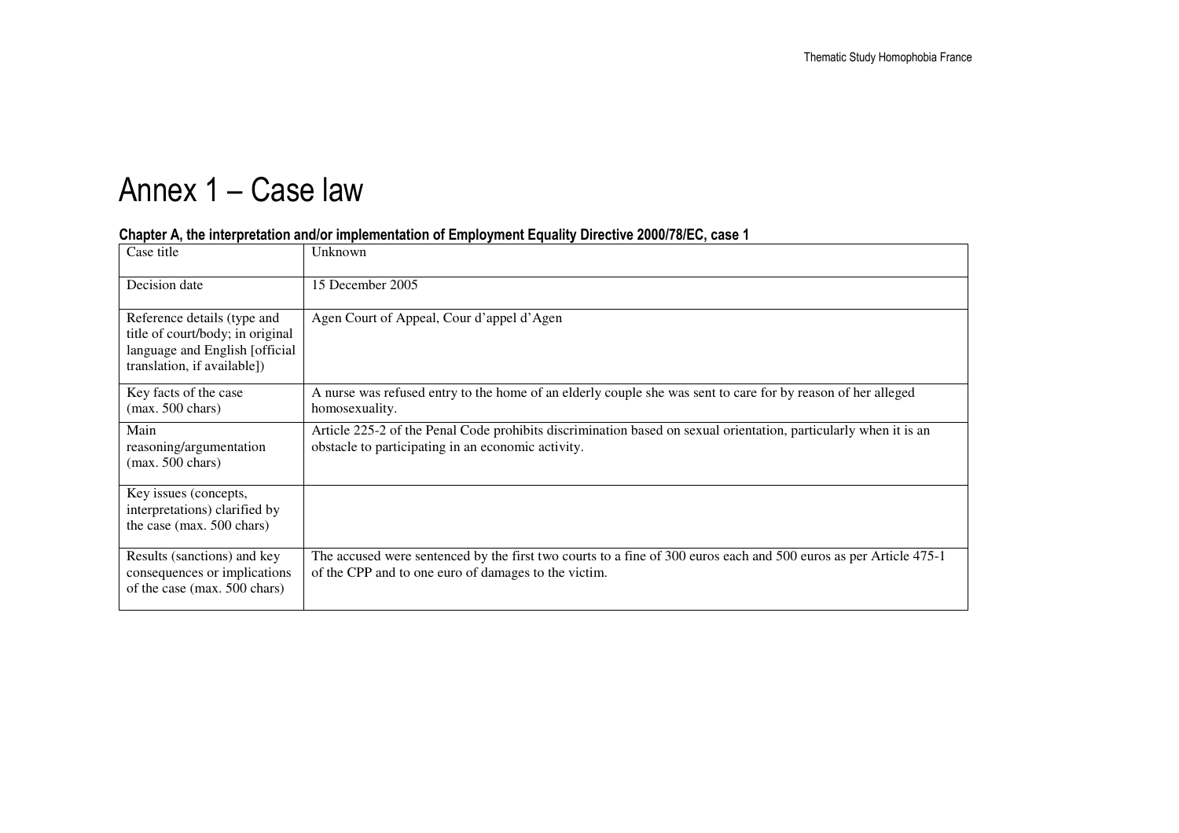# Annex 1 – Case law

#### Chapter A, the interpretation and/or implementation of Employment Equality Directive 2000/78/EC, case 1

| Case title | Unknown |
|---|---|
| Decision date | 15 December 2005 |
| Reference details (type and title of court/body; in original language and English [official translation, if available]) | Agen Court of Appeal, Cour d'appel d'Agen |
| Key facts of the case (max. 500 chars) | A nurse was refused entry to the home of an elderly couple she was sent to care for by reason of her alleged homosexuality. |
| Main reasoning/argumentation (max. 500 chars) | Article 225-2 of the Penal Code prohibits discrimination based on sexual orientation, particularly when it is an obstacle to participating in an economic activity. |
| Key issues (concepts, interpretations) clarified by the case (max. 500 chars) | |
| Results (sanctions) and key consequences or implications of the case (max. 500 chars) | The accused were sentenced by the first two courts to a fine of 300 euros each and 500 euros as per Article 475-1 of the CPP and to one euro of damages to the victim. |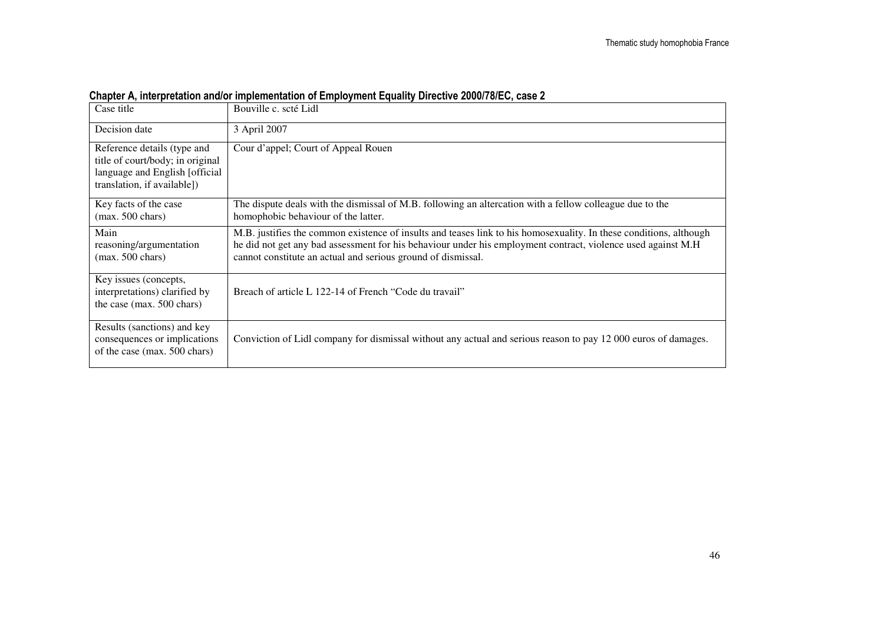**Chapter A, interpretation and/or implementation of Employment Equality Directive 2000/78/EC, case 2**

| Case title | Bouville c. scté Lidl |
|---|---|
| Decision date | 3 April 2007 |
| Reference details (type and title of court/body; in original language and English [official translation, if available]) | Cour d'appel; Court of Appeal Rouen |
| Key facts of the case (max. 500 chars) | The dispute deals with the dismissal of M.B. following an altercation with a fellow colleague due to the homophobic behaviour of the latter. |
| Main reasoning/argumentation (max. 500 chars) | M.B. justifies the common existence of insults and teases link to his homosexuality. In these conditions, although he did not get any bad assessment for his behaviour under his employment contract, violence used against M.H cannot constitute an actual and serious ground of dismissal. |
| Key issues (concepts, interpretations) clarified by the case (max. 500 chars) | Breach of article L 122-14 of French "Code du travail" |
| Results (sanctions) and key consequences or implications of the case (max. 500 chars) | Conviction of Lidl company for dismissal without any actual and serious reason to pay 12 000 euros of damages. |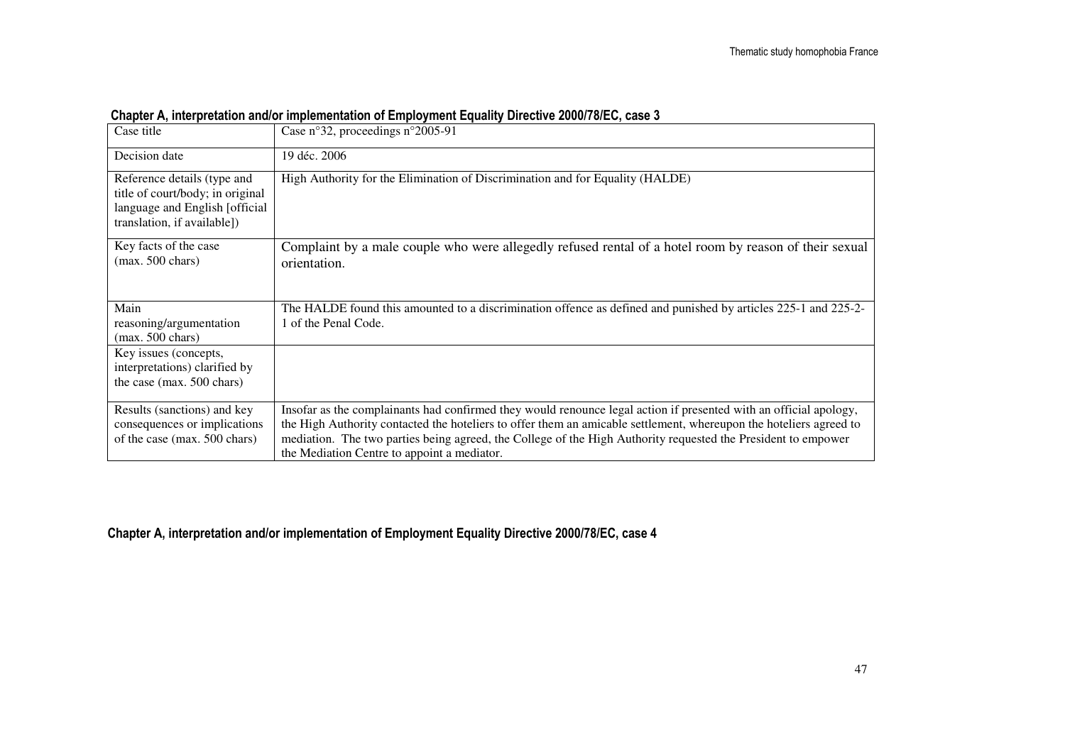**Chapter A, interpretation and/or implementation of Employment Equality Directive 2000/78/EC, case 3**

| Case title | Case n°32, proceedings n°2005-91 |
|---|---|
| Decision date | 19 déc. 2006 |
| Reference details (type and title of court/body; in original language and English [official translation, if available]) | High Authority for the Elimination of Discrimination and for Equality (HALDE) |
| Key facts of the case (max. 500 chars) | Complaint by a male couple who were allegedly refused rental of a hotel room by reason of their sexual orientation. |
| Main reasoning/argumentation (max. 500 chars) | The HALDE found this amounted to a discrimination offence as defined and punished by articles 225-1 and 225-2-1 of the Penal Code. |
| Key issues (concepts, interpretations) clarified by the case (max. 500 chars) | |
| Results (sanctions) and key consequences or implications of the case (max. 500 chars) | Insofar as the complainants had confirmed they would renounce legal action if presented with an official apology, the High Authority contacted the hoteliers to offer them an amicable settlement, whereupon the hoteliers agreed to mediation. The two parties being agreed, the College of the High Authority requested the President to empower the Mediation Centre to appoint a mediator. |

**Chapter A, interpretation and/or implementation of Employment Equality Directive 2000/78/EC, case 4**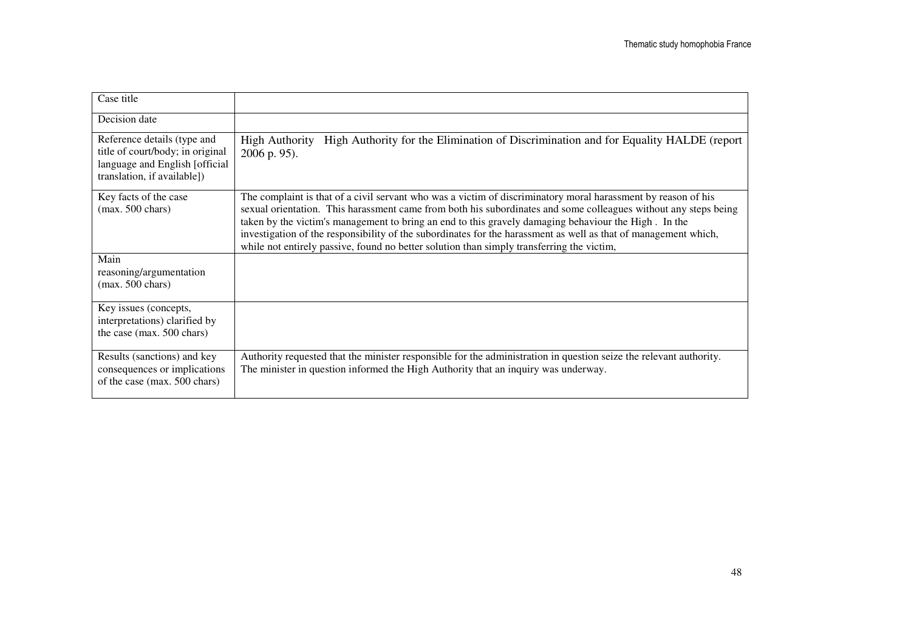| Case title | |
| --- | --- |
| Decision date | |
| Reference details (type and title of court/body; in original language and English [official translation, if available]) | High Authority High Authority for the Elimination of Discrimination and for Equality HALDE (report 2006 p. 95). |
| Key facts of the case (max. 500 chars) | The complaint is that of a civil servant who was a victim of discriminatory moral harassment by reason of his sexual orientation. This harassment came from both his subordinates and some colleagues without any steps being taken by the victim's management to bring an end to this gravely damaging behaviour the High . In the investigation of the responsibility of the subordinates for the harassment as well as that of management which, while not entirely passive, found no better solution than simply transferring the victim, |
| Main reasoning/argumentation (max. 500 chars) | |
| Key issues (concepts, interpretations) clarified by the case (max. 500 chars) | |
| Results (sanctions) and key consequences or implications of the case (max. 500 chars) | Authority requested that the minister responsible for the administration in question seize the relevant authority. The minister in question informed the High Authority that an inquiry was underway. |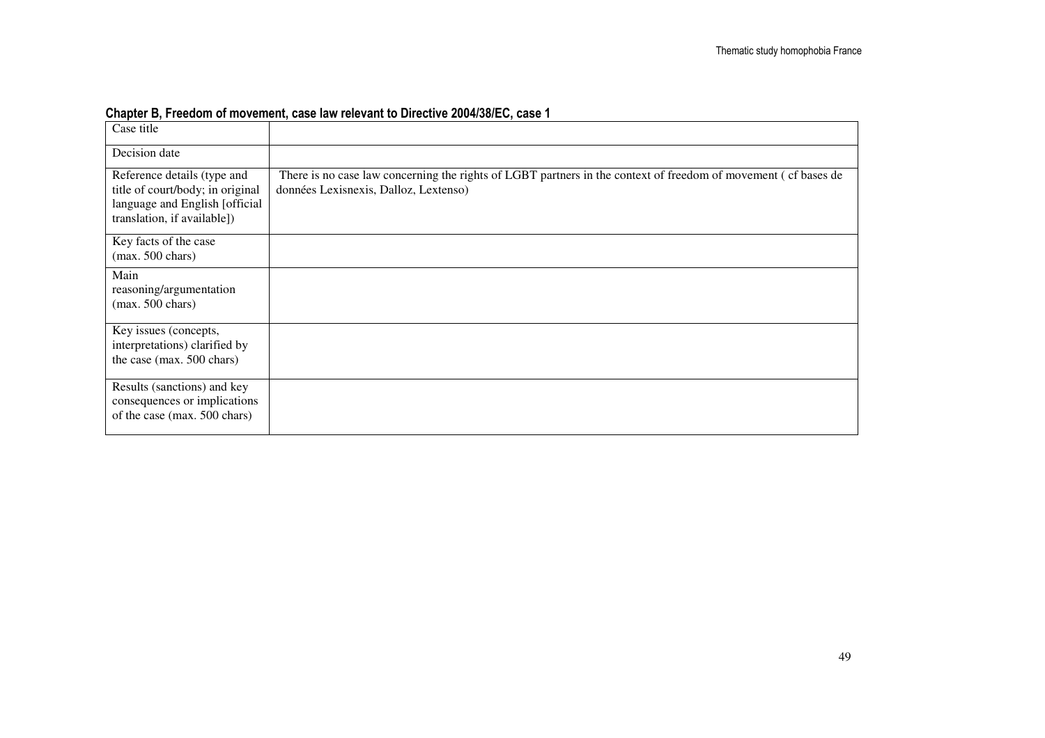**Chapter B, Freedom of movement, case law relevant to Directive 2004/38/EC, case 1**

| Case title | |
|---|---|
| Decision date | |
| Reference details (type and title of court/body; in original language and English [official translation, if available]) | There is no case law concerning the rights of LGBT partners in the context of freedom of movement ( cf bases de données Lexisnexis, Dalloz, Lextenso) |
| Key facts of the case (max. 500 chars) | |
| Main reasoning/argumentation (max. 500 chars) | |
| Key issues (concepts, interpretations) clarified by the case (max. 500 chars) | |
| Results (sanctions) and key consequences or implications of the case (max. 500 chars) | |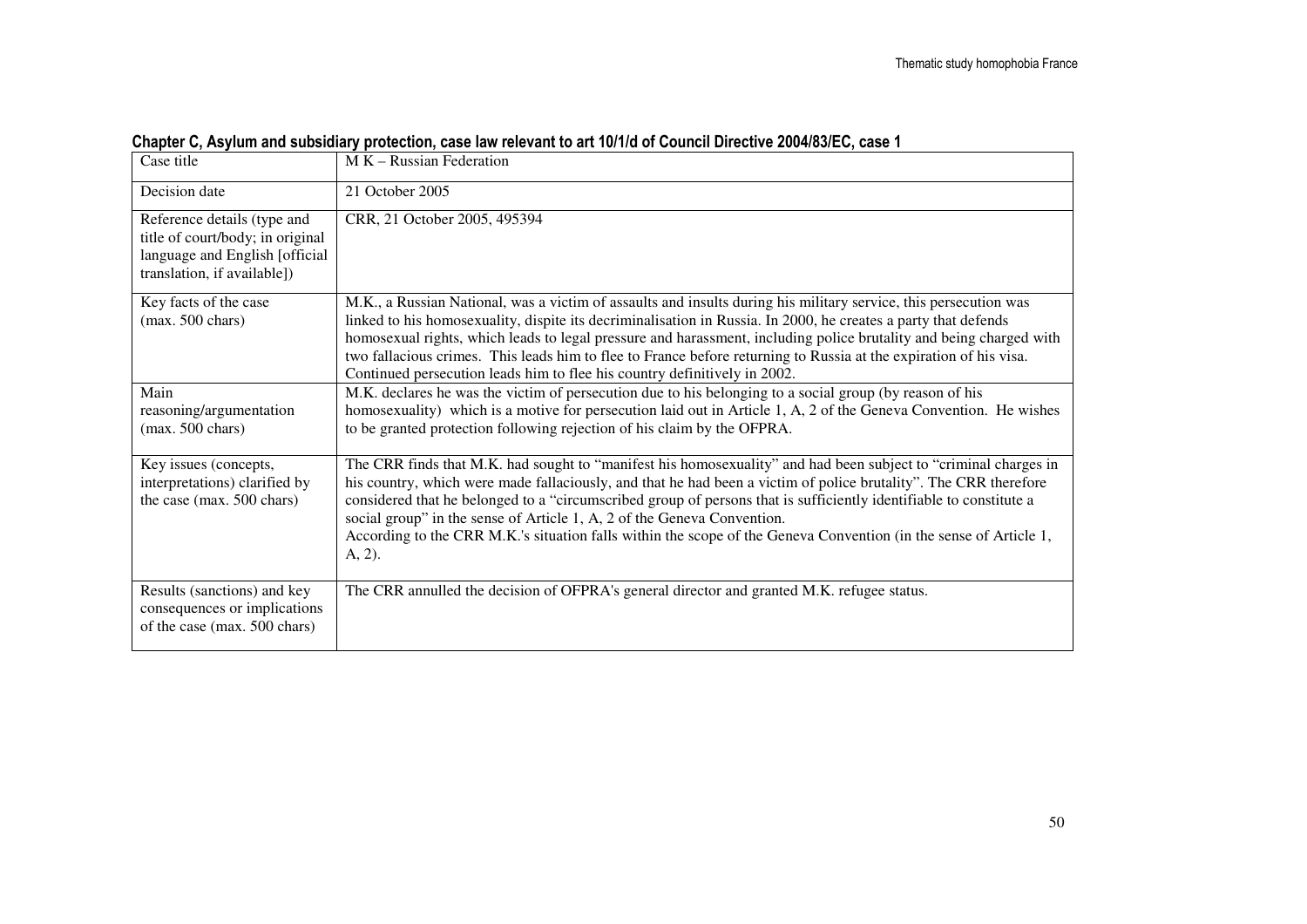**Chapter C, Asylum and subsidiary protection, case law relevant to art 10/1/d of Council Directive 2004/83/EC, case 1**

| Case title | M K – Russian Federation |
|---|---|
| Decision date | 21 October 2005 |
| Reference details (type and title of court/body; in original language and English [official translation, if available]) | CRR, 21 October 2005, 495394 |
| Key facts of the case (max. 500 chars) | M.K., a Russian National, was a victim of assaults and insults during his military service, this persecution was linked to his homosexuality, dispite its decriminalisation in Russia. In 2000, he creates a party that defends homosexual rights, which leads to legal pressure and harassment, including police brutality and being charged with two fallacious crimes. This leads him to flee to France before returning to Russia at the expiration of his visa. Continued persecution leads him to flee his country definitively in 2002. |
| Main reasoning/argumentation (max. 500 chars) | M.K. declares he was the victim of persecution due to his belonging to a social group (by reason of his homosexuality) which is a motive for persecution laid out in Article 1, A, 2 of the Geneva Convention. He wishes to be granted protection following rejection of his claim by the OFPRA. |
| Key issues (concepts, interpretations) clarified by the case (max. 500 chars) | The CRR finds that M.K. had sought to "manifest his homosexuality" and had been subject to "criminal charges in his country, which were made fallaciously, and that he had been a victim of police brutality". The CRR therefore considered that he belonged to a "circumscribed group of persons that is sufficiently identifiable to constitute a social group" in the sense of Article 1, A, 2 of the Geneva Convention.<br>According to the CRR M.K.'s situation falls within the scope of the Geneva Convention (in the sense of Article 1, A, 2). |
| Results (sanctions) and key consequences or implications of the case (max. 500 chars) | The CRR annulled the decision of OFPRA's general director and granted M.K. refugee status. |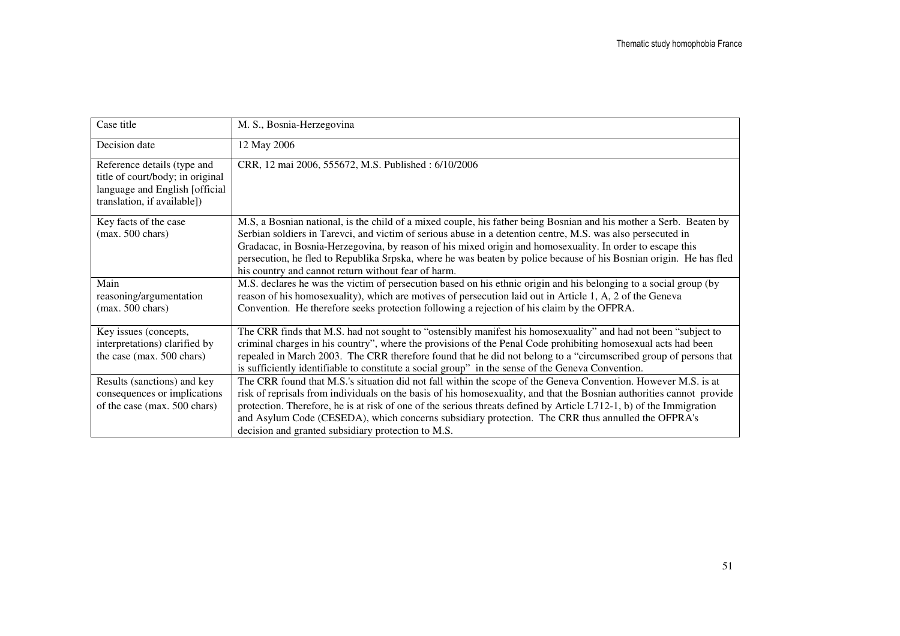| Case title | M. S., Bosnia-Herzegovina |
|---|---|
| Decision date | 12 May 2006 |
| Reference details (type and title of court/body; in original language and English [official translation, if available]) | CRR, 12 mai 2006, 555672, M.S. Published : 6/10/2006 |
| Key facts of the case (max. 500 chars) | M.S, a Bosnian national, is the child of a mixed couple, his father being Bosnian and his mother a Serb. Beaten by Serbian soldiers in Tarevci, and victim of serious abuse in a detention centre, M.S. was also persecuted in Gradacac, in Bosnia-Herzegovina, by reason of his mixed origin and homosexuality. In order to escape this persecution, he fled to Republika Srpska, where he was beaten by police because of his Bosnian origin. He has fled his country and cannot return without fear of harm. |
| Main reasoning/argumentation (max. 500 chars) | M.S. declares he was the victim of persecution based on his ethnic origin and his belonging to a social group (by reason of his homosexuality), which are motives of persecution laid out in Article 1, A, 2 of the Geneva Convention. He therefore seeks protection following a rejection of his claim by the OFPRA. |
| Key issues (concepts, interpretations) clarified by the case (max. 500 chars) | The CRR finds that M.S. had not sought to "ostensibly manifest his homosexuality" and had not been "subject to criminal charges in his country", where the provisions of the Penal Code prohibiting homosexual acts had been repealed in March 2003. The CRR therefore found that he did not belong to a "circumscribed group of persons that is sufficiently identifiable to constitute a social group" in the sense of the Geneva Convention. |
| Results (sanctions) and key consequences or implications of the case (max. 500 chars) | The CRR found that M.S.'s situation did not fall within the scope of the Geneva Convention. However M.S. is at risk of reprisals from individuals on the basis of his homosexuality, and that the Bosnian authorities cannot provide protection. Therefore, he is at risk of one of the serious threats defined by Article L712-1, b) of the Immigration and Asylum Code (CESEDA), which concerns subsidiary protection. The CRR thus annulled the OFPRA's decision and granted subsidiary protection to M.S. |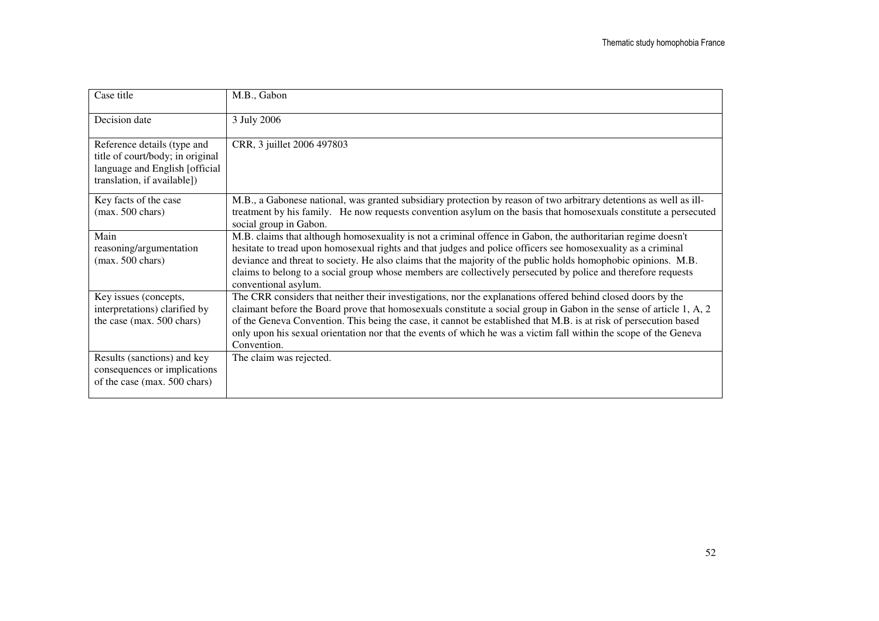| Case title | M.B., Gabon |
|---|---|
| Decision date | 3 July 2006 |
| Reference details (type and title of court/body; in original language and English [official translation, if available]) | CRR, 3 juillet 2006 497803 |
| Key facts of the case (max. 500 chars) | M.B., a Gabonese national, was granted subsidiary protection by reason of two arbitrary detentions as well as ill-treatment by his family. He now requests convention asylum on the basis that homosexuals constitute a persecuted social group in Gabon. |
| Main reasoning/argumentation (max. 500 chars) | M.B. claims that although homosexuality is not a criminal offence in Gabon, the authoritarian regime doesn't hesitate to tread upon homosexual rights and that judges and police officers see homosexuality as a criminal deviance and threat to society. He also claims that the majority of the public holds homophobic opinions. M.B. claims to belong to a social group whose members are collectively persecuted by police and therefore requests conventional asylum. |
| Key issues (concepts, interpretations) clarified by the case (max. 500 chars) | The CRR considers that neither their investigations, nor the explanations offered behind closed doors by the claimant before the Board prove that homosexuals constitute a social group in Gabon in the sense of article 1, A, 2 of the Geneva Convention. This being the case, it cannot be established that M.B. is at risk of persecution based only upon his sexual orientation nor that the events of which he was a victim fall within the scope of the Geneva Convention. |
| Results (sanctions) and key consequences or implications of the case (max. 500 chars) | The claim was rejected. |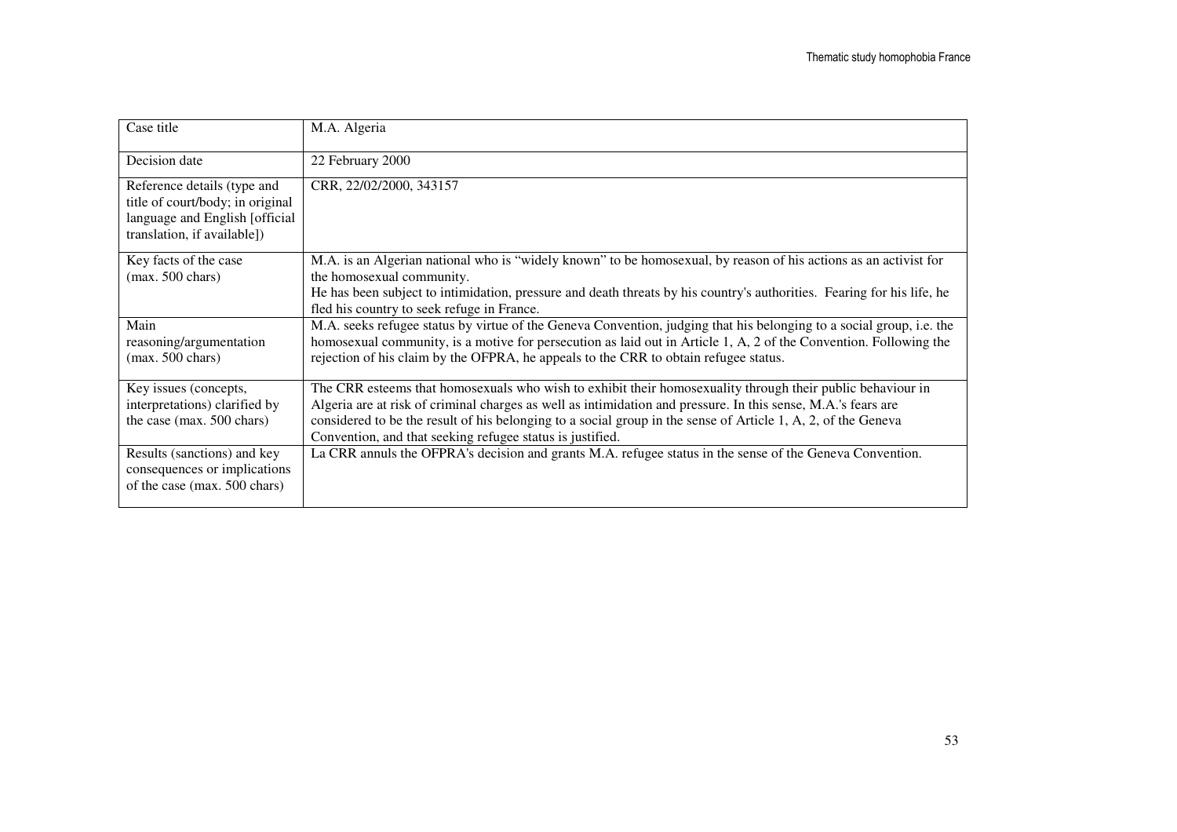| Case title | M.A. Algeria |
|---|---|
| Decision date | 22 February 2000 |
| Reference details (type and title of court/body; in original language and English [official translation, if available]) | CRR, 22/02/2000, 343157 |
| Key facts of the case (max. 500 chars) | M.A. is an Algerian national who is "widely known" to be homosexual, by reason of his actions as an activist for the homosexual community.<br>He has been subject to intimidation, pressure and death threats by his country's authorities. Fearing for his life, he fled his country to seek refuge in France. |
| Main reasoning/argumentation (max. 500 chars) | M.A. seeks refugee status by virtue of the Geneva Convention, judging that his belonging to a social group, i.e. the homosexual community, is a motive for persecution as laid out in Article 1, A, 2 of the Convention. Following the rejection of his claim by the OFPRA, he appeals to the CRR to obtain refugee status. |
| Key issues (concepts, interpretations) clarified by the case (max. 500 chars) | The CRR esteems that homosexuals who wish to exhibit their homosexuality through their public behaviour in Algeria are at risk of criminal charges as well as intimidation and pressure. In this sense, M.A.'s fears are considered to be the result of his belonging to a social group in the sense of Article 1, A, 2, of the Geneva Convention, and that seeking refugee status is justified. |
| Results (sanctions) and key consequences or implications of the case (max. 500 chars) | La CRR annuls the OFPRA's decision and grants M.A. refugee status in the sense of the Geneva Convention. |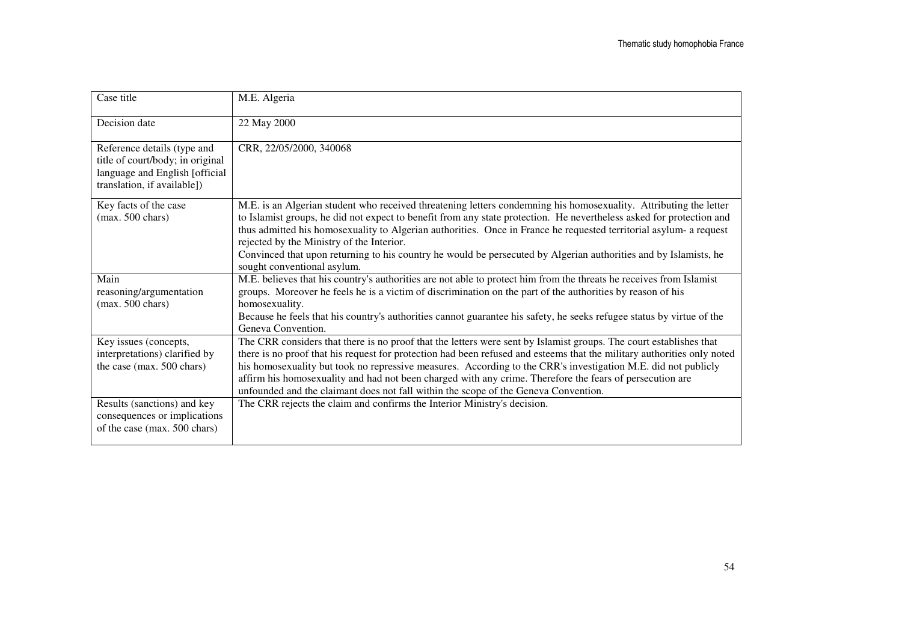| Case title | M.E. Algeria |
|---|---|
| Decision date | 22 May 2000 |
| Reference details (type and title of court/body; in original language and English [official translation, if available]) | CRR, 22/05/2000, 340068 |
| Key facts of the case (max. 500 chars) | M.E. is an Algerian student who received threatening letters condemning his homosexuality. Attributing the letter to Islamist groups, he did not expect to benefit from any state protection. He nevertheless asked for protection and thus admitted his homosexuality to Algerian authorities. Once in France he requested territorial asylum- a request rejected by the Ministry of the Interior.<br>Convinced that upon returning to his country he would be persecuted by Algerian authorities and by Islamists, he sought conventional asylum. |
| Main reasoning/argumentation (max. 500 chars) | M.E. believes that his country's authorities are not able to protect him from the threats he receives from Islamist groups. Moreover he feels he is a victim of discrimination on the part of the authorities by reason of his homosexuality.<br>Because he feels that his country's authorities cannot guarantee his safety, he seeks refugee status by virtue of the Geneva Convention. |
| Key issues (concepts, interpretations) clarified by the case (max. 500 chars) | The CRR considers that there is no proof that the letters were sent by Islamist groups. The court establishes that there is no proof that his request for protection had been refused and esteems that the military authorities only noted his homosexuality but took no repressive measures. According to the CRR's investigation M.E. did not publicly affirm his homosexuality and had not been charged with any crime. Therefore the fears of persecution are unfounded and the claimant does not fall within the scope of the Geneva Convention. |
| Results (sanctions) and key consequences or implications of the case (max. 500 chars) | The CRR rejects the claim and confirms the Interior Ministry's decision. |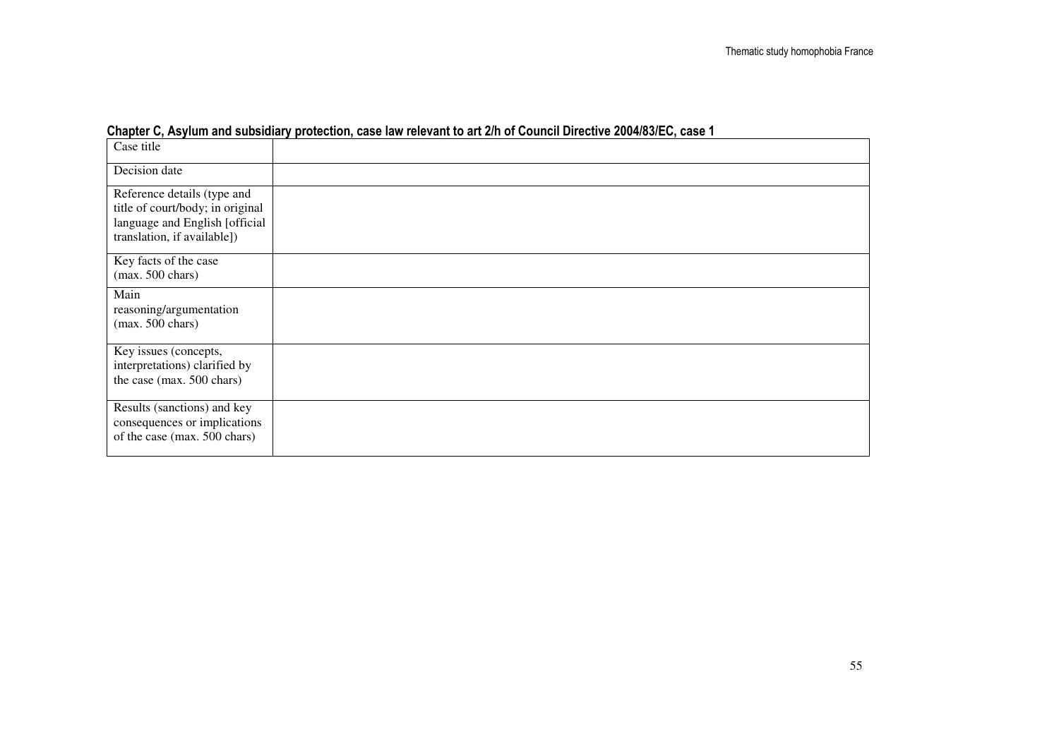**Chapter C, Asylum and subsidiary protection, case law relevant to art 2/h of Council Directive 2004/83/EC, case 1**

| Case title | |
|---|---|
| Decision date | |
| Reference details (type and title of court/body; in original language and English [official translation, if available]) | |
| Key facts of the case (max. 500 chars) | |
| Main reasoning/argumentation (max. 500 chars) | |
| Key issues (concepts, interpretations) clarified by the case (max. 500 chars) | |
| Results (sanctions) and key consequences or implications of the case (max. 500 chars) | |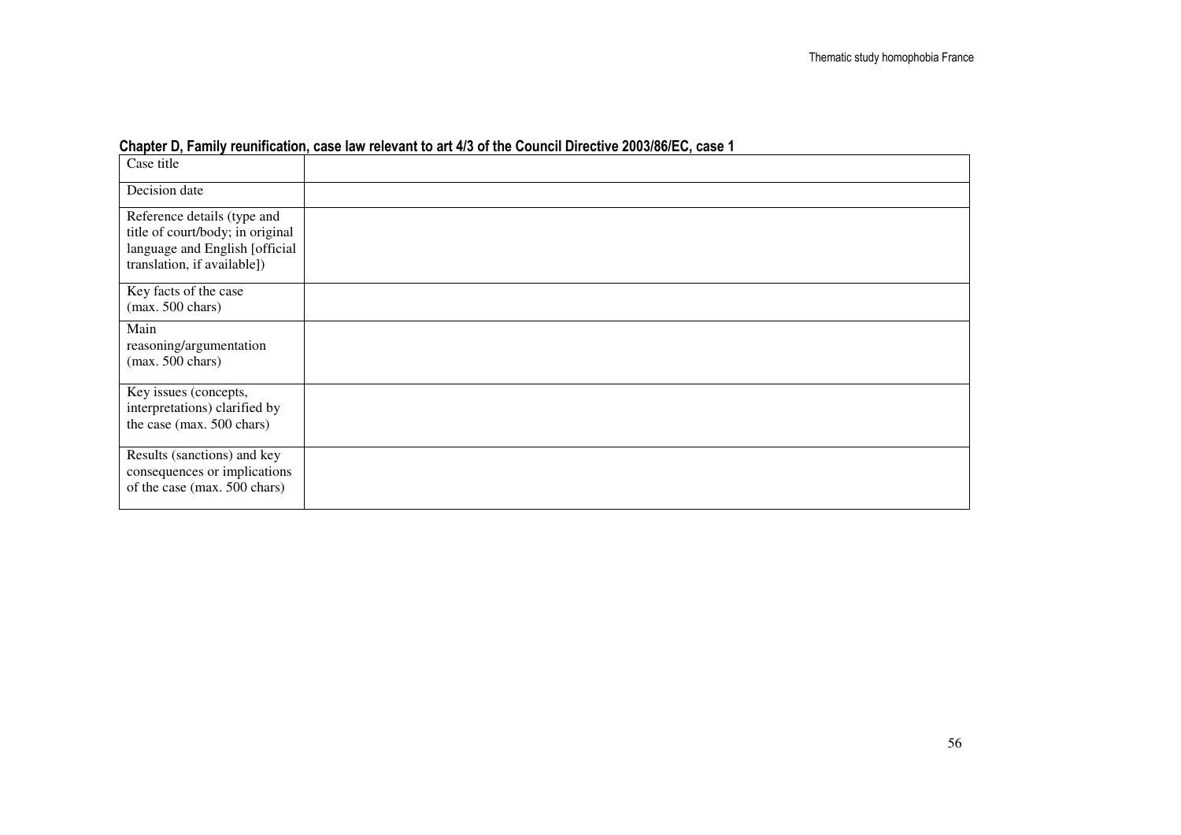**Chapter D, Family reunification, case law relevant to art 4/3 of the Council Directive 2003/86/EC, case 1**

| Case title | |
|---|---|
| Decision date | |
| Reference details (type and title of court/body; in original language and English [official translation, if available]) | |
| Key facts of the case (max. 500 chars) | |
| Main reasoning/argumentation (max. 500 chars) | |
| Key issues (concepts, interpretations) clarified by the case (max. 500 chars) | |
| Results (sanctions) and key consequences or implications of the case (max. 500 chars) | |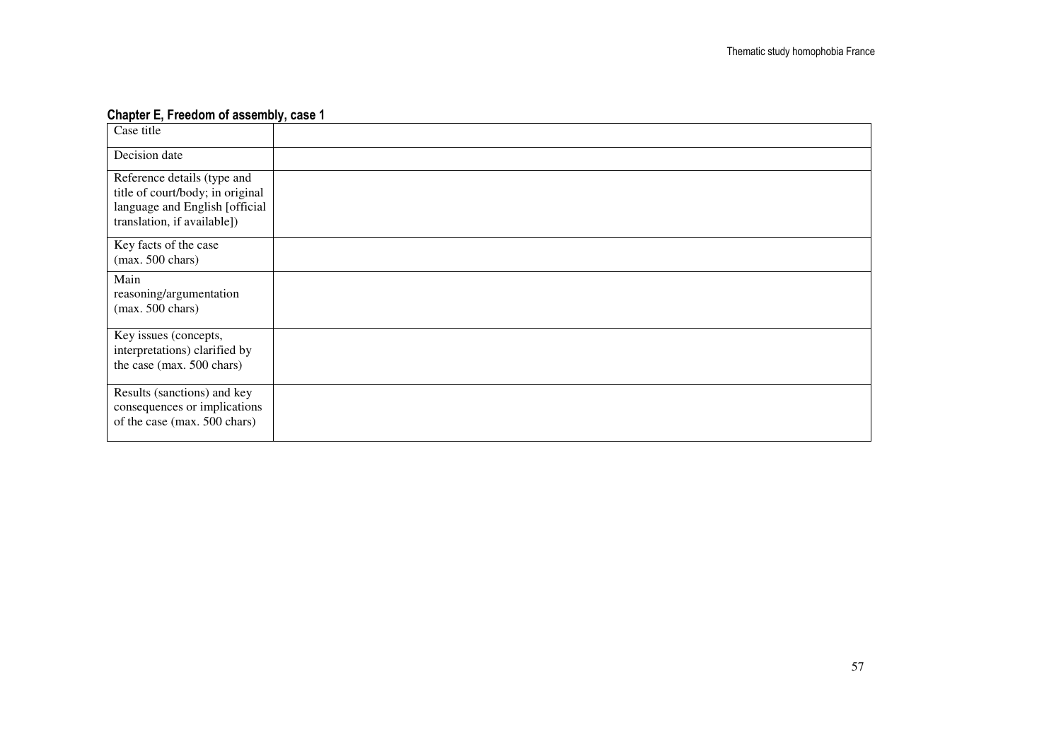#### Chapter E, Freedom of assembly, case 1

| | |
|---|---|
| Case title | |
| Decision date | |
| Reference details (type and title of court/body; in original language and English [official translation, if available]) | |
| Key facts of the case (max. 500 chars) | |
| Main reasoning/argumentation (max. 500 chars) | |
| Key issues (concepts, interpretations) clarified by the case (max. 500 chars) | |
| Results (sanctions) and key consequences or implications of the case (max. 500 chars) | |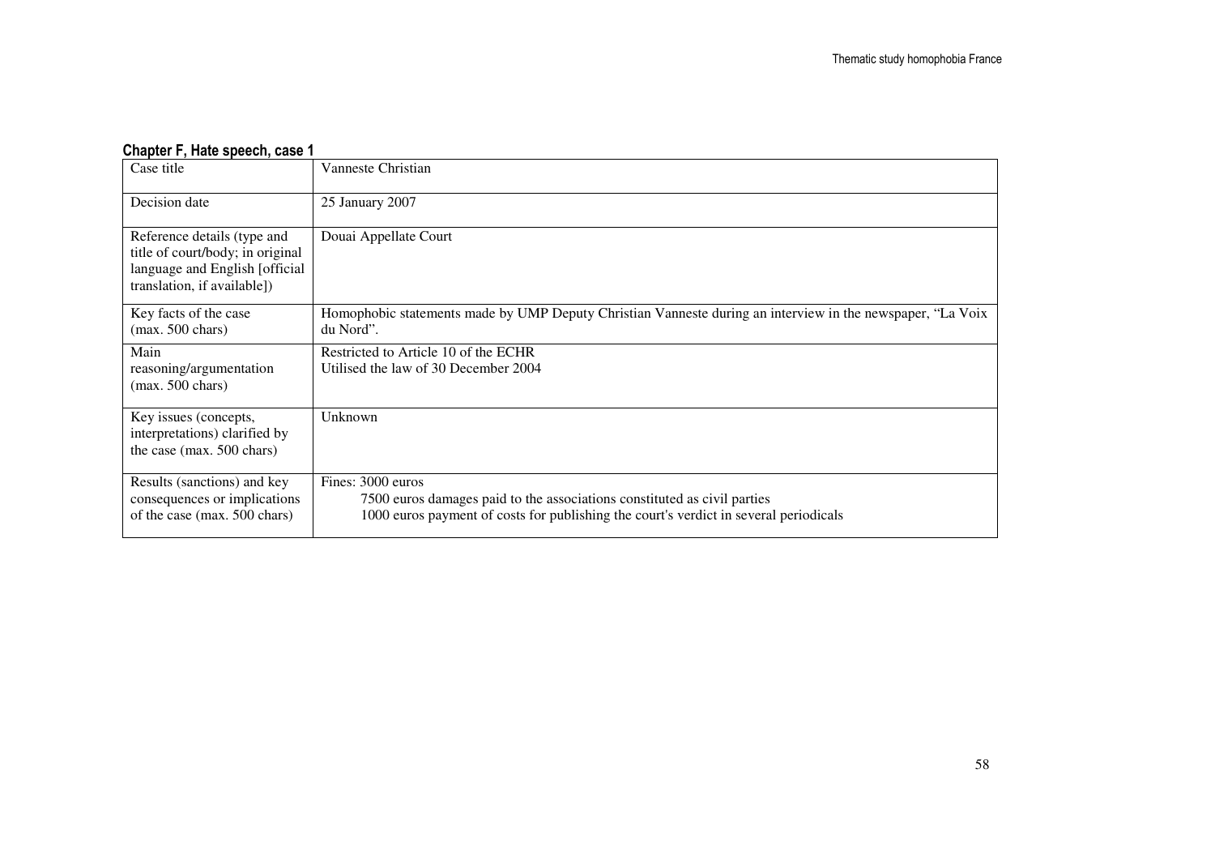**Chapter F, Hate speech, case 1**

| | |
|---|---|
| Case title | Vanneste Christian |
| Decision date | 25 January 2007 |
| Reference details (type and title of court/body; in original language and English [official translation, if available]) | Douai Appellate Court |
| Key facts of the case (max. 500 chars) | Homophobic statements made by UMP Deputy Christian Vanneste during an interview in the newspaper, "La Voix du Nord". |
| Main reasoning/argumentation (max. 500 chars) | Restricted to Article 10 of the ECHR<br>Utilised the law of 30 December 2004 |
| Key issues (concepts, interpretations) clarified by the case (max. 500 chars) | Unknown |
| Results (sanctions) and key consequences or implications of the case (max. 500 chars) | Fines: 3000 euros<br>7500 euros damages paid to the associations constituted as civil parties<br>1000 euros payment of costs for publishing the court's verdict in several periodicals |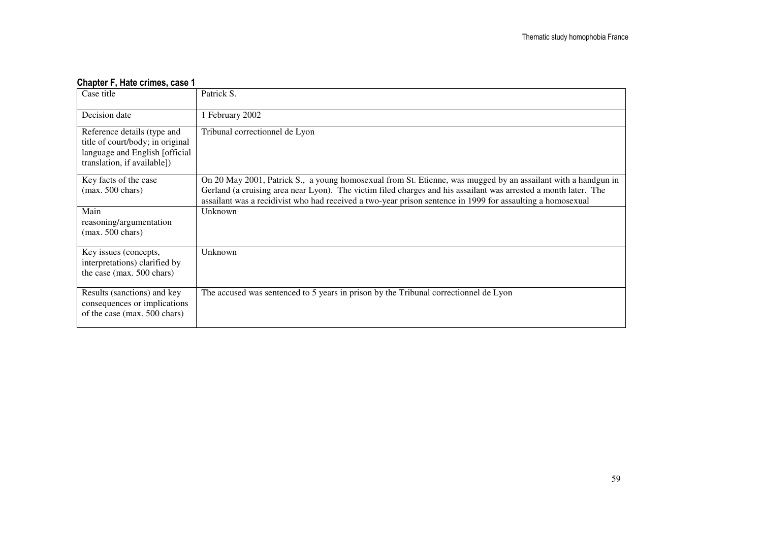**Chapter F, Hate crimes, case 1**

| Case title | Patrick S. |
|---|---|
| Decision date | 1 February 2002 |
| Reference details (type and title of court/body; in original language and English [official translation, if available]) | Tribunal correctionnel de Lyon |
| Key facts of the case (max. 500 chars) | On 20 May 2001, Patrick S., a young homosexual from St. Etienne, was mugged by an assailant with a handgun in Gerland (a cruising area near Lyon). The victim filed charges and his assailant was arrested a month later. The assailant was a recidivist who had received a two-year prison sentence in 1999 for assaulting a homosexual |
| Main reasoning/argumentation (max. 500 chars) | Unknown |
| Key issues (concepts, interpretations) clarified by the case (max. 500 chars) | Unknown |
| Results (sanctions) and key consequences or implications of the case (max. 500 chars) | The accused was sentenced to 5 years in prison by the Tribunal correctionnel de Lyon |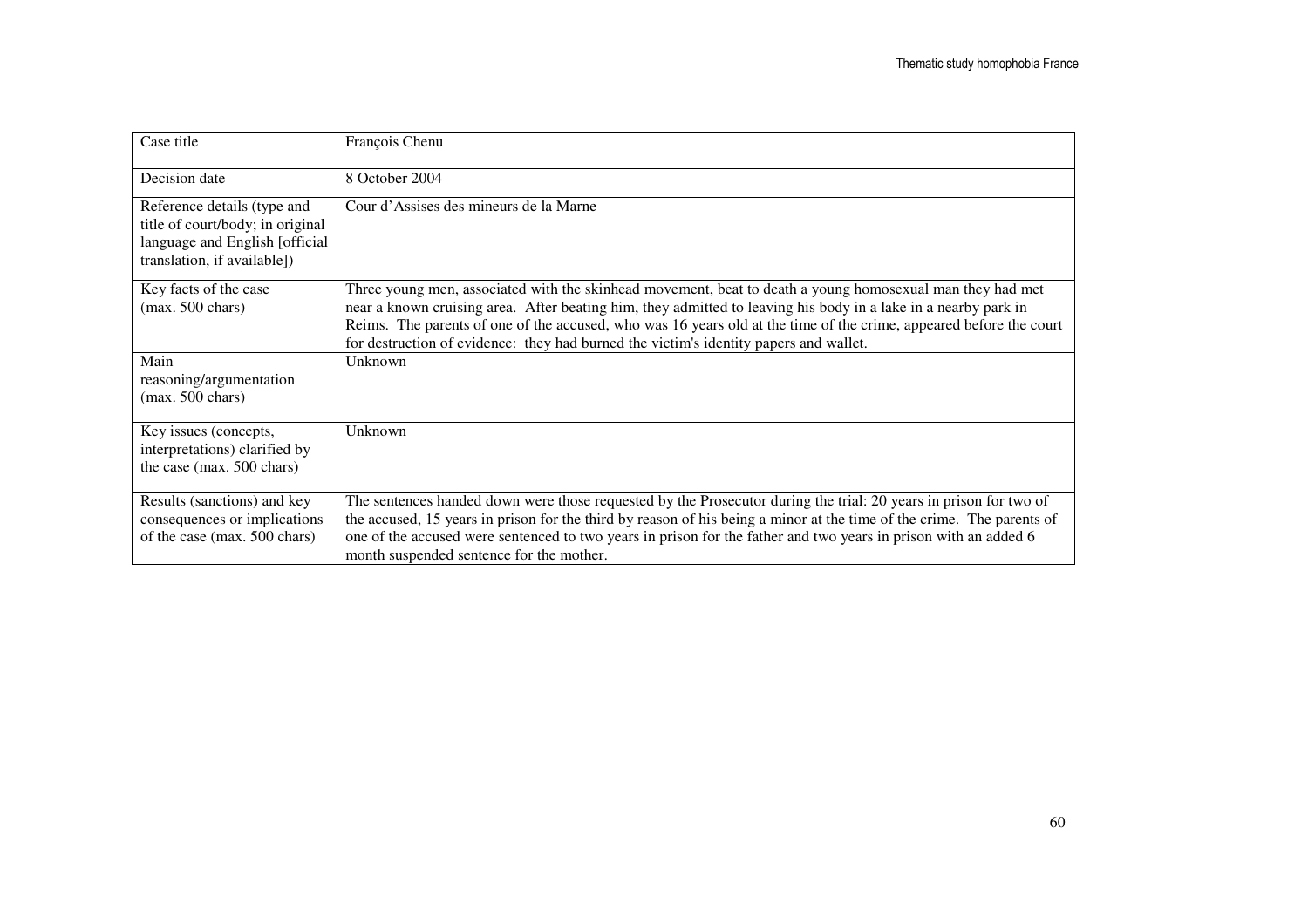| Case title | François Chenu |
|---|---|
| Decision date | 8 October 2004 |
| Reference details (type and title of court/body; in original language and English [official translation, if available]) | Cour d'Assises des mineurs de la Marne |
| Key facts of the case (max. 500 chars) | Three young men, associated with the skinhead movement, beat to death a young homosexual man they had met near a known cruising area. After beating him, they admitted to leaving his body in a lake in a nearby park in Reims. The parents of one of the accused, who was 16 years old at the time of the crime, appeared before the court for destruction of evidence: they had burned the victim's identity papers and wallet. |
| Main reasoning/argumentation (max. 500 chars) | Unknown |
| Key issues (concepts, interpretations) clarified by the case (max. 500 chars) | Unknown |
| Results (sanctions) and key consequences or implications of the case (max. 500 chars) | The sentences handed down were those requested by the Prosecutor during the trial: 20 years in prison for two of the accused, 15 years in prison for the third by reason of his being a minor at the time of the crime. The parents of one of the accused were sentenced to two years in prison for the father and two years in prison with an added 6 month suspended sentence for the mother. |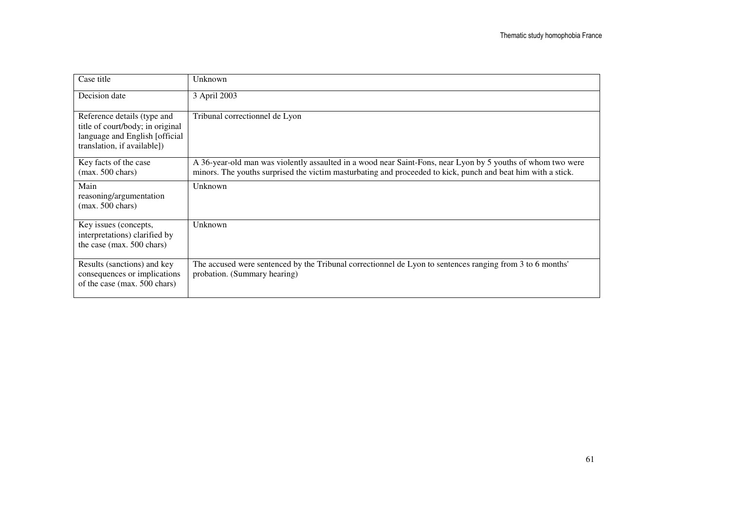| Case title | Unknown |
|---|---|
| Decision date | 3 April 2003 |
| Reference details (type and title of court/body; in original language and English [official translation, if available]) | Tribunal correctionnel de Lyon |
| Key facts of the case (max. 500 chars) | A 36-year-old man was violently assaulted in a wood near Saint-Fons, near Lyon by 5 youths of whom two were minors. The youths surprised the victim masturbating and proceeded to kick, punch and beat him with a stick. |
| Main reasoning/argumentation (max. 500 chars) | Unknown |
| Key issues (concepts, interpretations) clarified by the case (max. 500 chars) | Unknown |
| Results (sanctions) and key consequences or implications of the case (max. 500 chars) | The accused were sentenced by the Tribunal correctionnel de Lyon to sentences ranging from 3 to 6 months' probation. (Summary hearing) |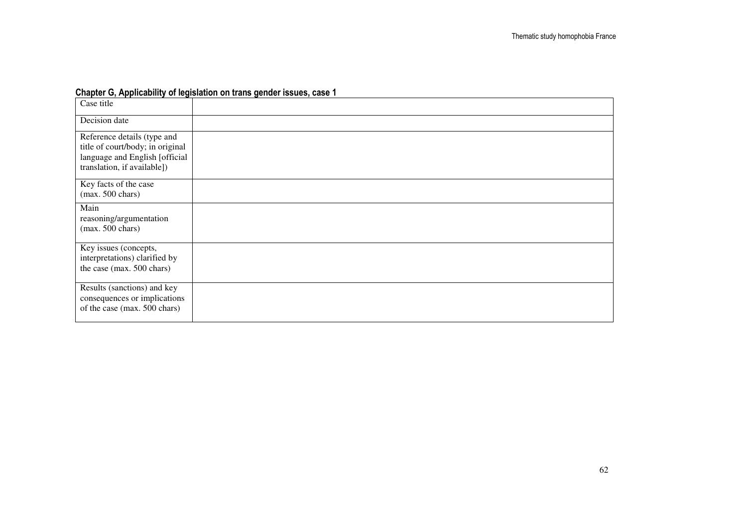**Chapter G, Applicability of legislation on trans gender issues, case 1**

| | |
|---|---|
| Case title | |
| Decision date | |
| Reference details (type and title of court/body; in original language and English [official translation, if available]) | |
| Key facts of the case (max. 500 chars) | |
| Main reasoning/argumentation (max. 500 chars) | |
| Key issues (concepts, interpretations) clarified by the case (max. 500 chars) | |
| Results (sanctions) and key consequences or implications of the case (max. 500 chars) | |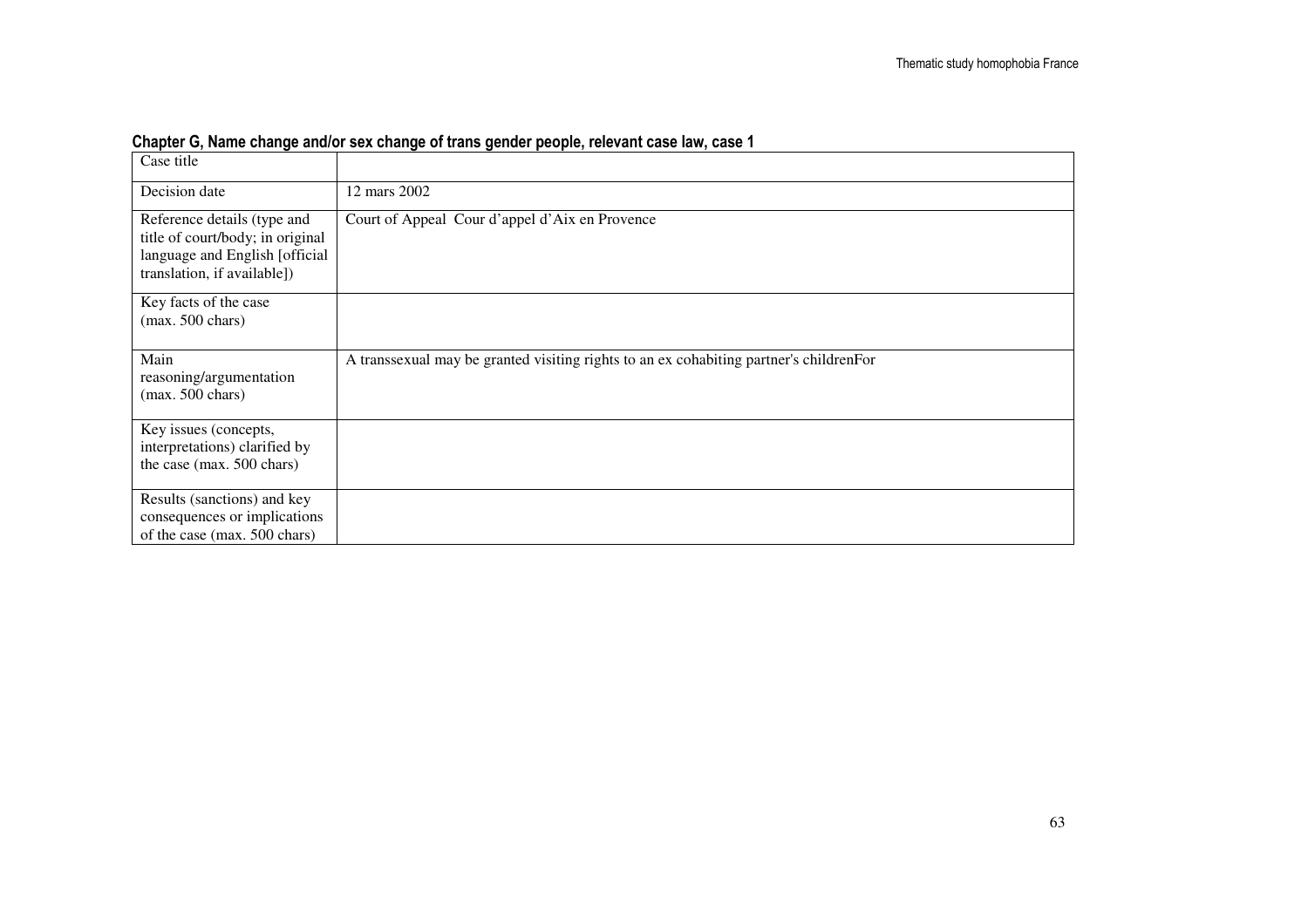**Chapter G, Name change and/or sex change of trans gender people, relevant case law, case 1**

| Case title | |
|---|---|
| Decision date | 12 mars 2002 |
| Reference details (type and title of court/body; in original language and English [official translation, if available]) | Court of Appeal Cour d'appel d'Aix en Provence |
| Key facts of the case (max. 500 chars) | |
| Main reasoning/argumentation (max. 500 chars) | A transsexual may be granted visiting rights to an ex cohabiting partner's childrenFor |
| Key issues (concepts, interpretations) clarified by the case (max. 500 chars) | |
| Results (sanctions) and key consequences or implications of the case (max. 500 chars) | |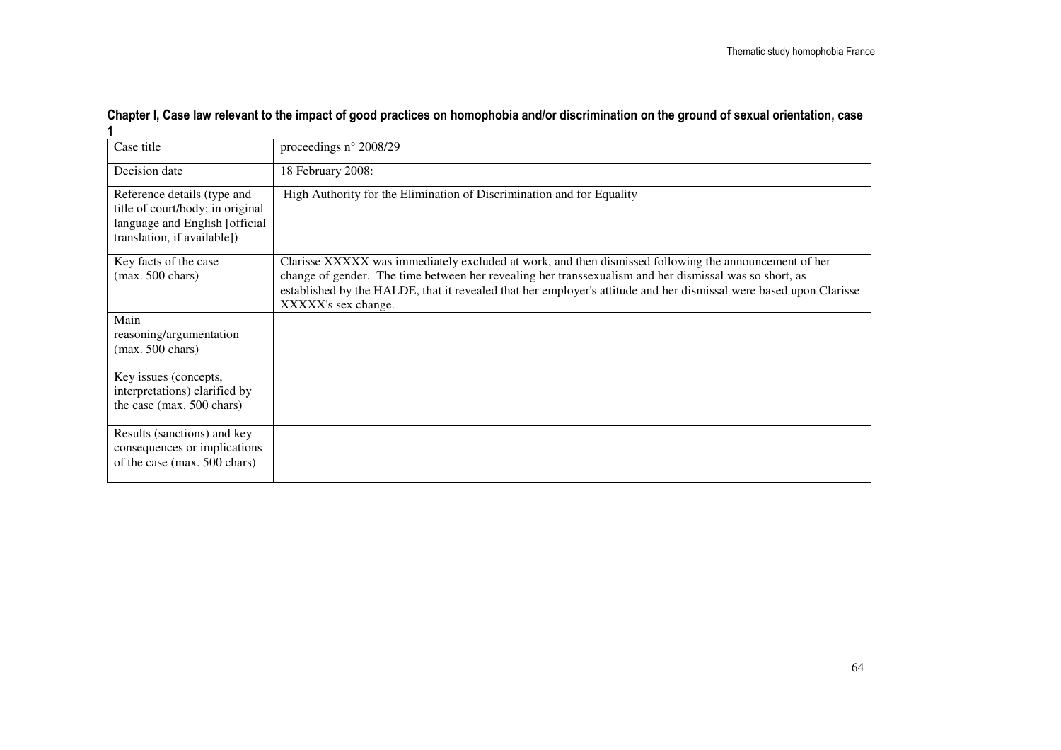**Chapter I, Case law relevant to the impact of good practices on homophobia and/or discrimination on the ground of sexual orientation, case 1**

| Case title | proceedings n° 2008/29 |
|---|---|
| Decision date | 18 February 2008: |
| Reference details (type and title of court/body; in original language and English [official translation, if available]) | High Authority for the Elimination of Discrimination and for Equality |
| Key facts of the case (max. 500 chars) | Clarisse XXXXX was immediately excluded at work, and then dismissed following the announcement of her change of gender. The time between her revealing her transsexualism and her dismissal was so short, as established by the HALDE, that it revealed that her employer's attitude and her dismissal were based upon Clarisse XXXXX's sex change. |
| Main reasoning/argumentation (max. 500 chars) | |
| Key issues (concepts, interpretations) clarified by the case (max. 500 chars) | |
| Results (sanctions) and key consequences or implications of the case (max. 500 chars) | |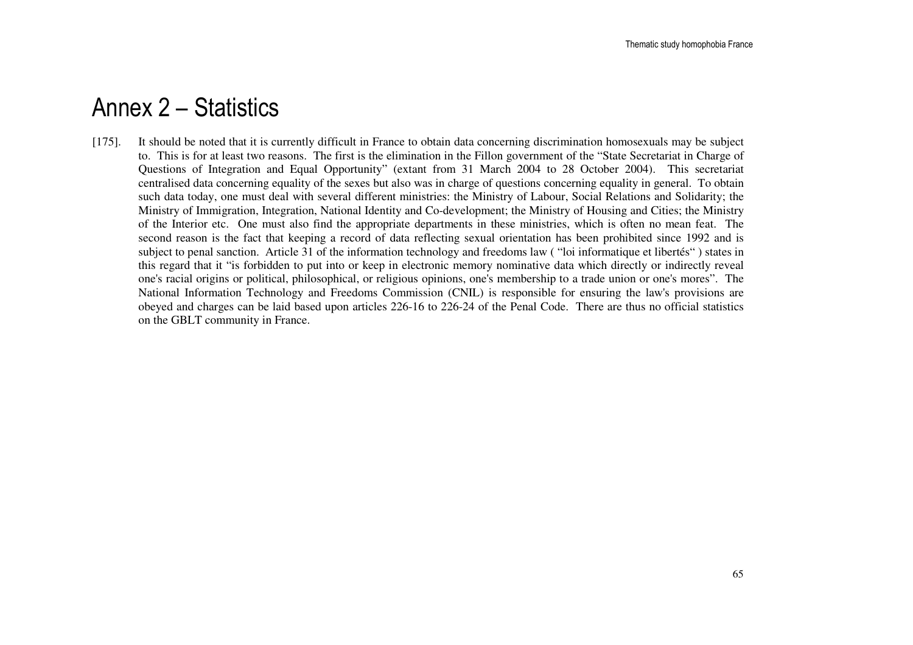# Annex 2 – Statistics

[175]. It should be noted that it is currently difficult in France to obtain data concerning discrimination homosexuals may be subject to. This is for at least two reasons. The first is the elimination in the Fillon government of the "State Secretariat in Charge of Questions of Integration and Equal Opportunity" (extant from 31 March 2004 to 28 October 2004). This secretariat centralised data concerning equality of the sexes but also was in charge of questions concerning equality in general. To obtain such data today, one must deal with several different ministries: the Ministry of Labour, Social Relations and Solidarity; the Ministry of Immigration, Integration, National Identity and Co-development; the Ministry of Housing and Cities; the Ministry of the Interior etc. One must also find the appropriate departments in these ministries, which is often no mean feat. The second reason is the fact that keeping a record of data reflecting sexual orientation has been prohibited since 1992 and is subject to penal sanction. Article 31 of the information technology and freedoms law ( "loi informatique et libertés" ) states in this regard that it "is forbidden to put into or keep in electronic memory nominative data which directly or indirectly reveal one's racial origins or political, philosophical, or religious opinions, one's membership to a trade union or one's mores". The National Information Technology and Freedoms Commission (CNIL) is responsible for ensuring the law's provisions are obeyed and charges can be laid based upon articles 226-16 to 226-24 of the Penal Code. There are thus no official statistics on the GBLT community in France.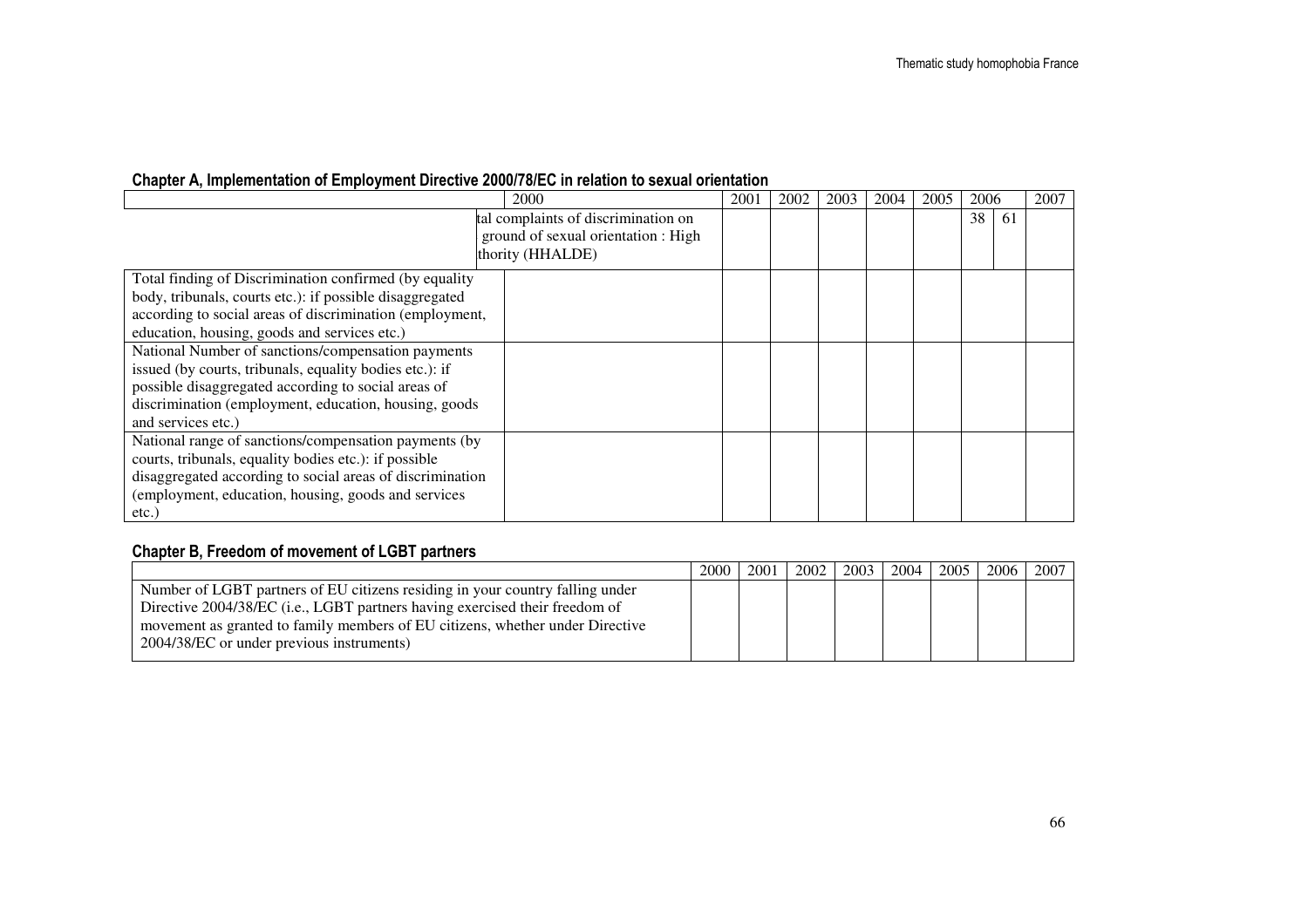## Chapter A, Implementation of Employment Directive 2000/78/EC in relation to sexual orientation

| | 2000 | 2001 | 2002 | 2003 | 2004 | 2005 | 2006 | | 2007 |
|---|---|---|---|---|---|---|---|---|---|
| | tal complaints of discrimination on ground of sexual orientation : High thority (HHALDE) | | | | | | 38 | 61 | |
| Total finding of Discrimination confirmed (by equality body, tribunals, courts etc.): if possible disaggregated according to social areas of discrimination (employment, education, housing, goods and services etc.) | | | | | | | | | |
| National Number of sanctions/compensation payments issued (by courts, tribunals, equality bodies etc.): if possible disaggregated according to social areas of discrimination (employment, education, housing, goods and services etc.) | | | | | | | | | |
| National range of sanctions/compensation payments (by courts, tribunals, equality bodies etc.): if possible disaggregated according to social areas of discrimination (employment, education, housing, goods and services etc.) | | | | | | | | | |

## Chapter B, Freedom of movement of LGBT partners

| | 2000 | 2001 | 2002 | 2003 | 2004 | 2005 | 2006 | 2007 |
|---|---|---|---|---|---|---|---|---|
| Number of LGBT partners of EU citizens residing in your country falling under Directive 2004/38/EC (i.e., LGBT partners having exercised their freedom of movement as granted to family members of EU citizens, whether under Directive 2004/38/EC or under previous instruments) | | | | | | | | |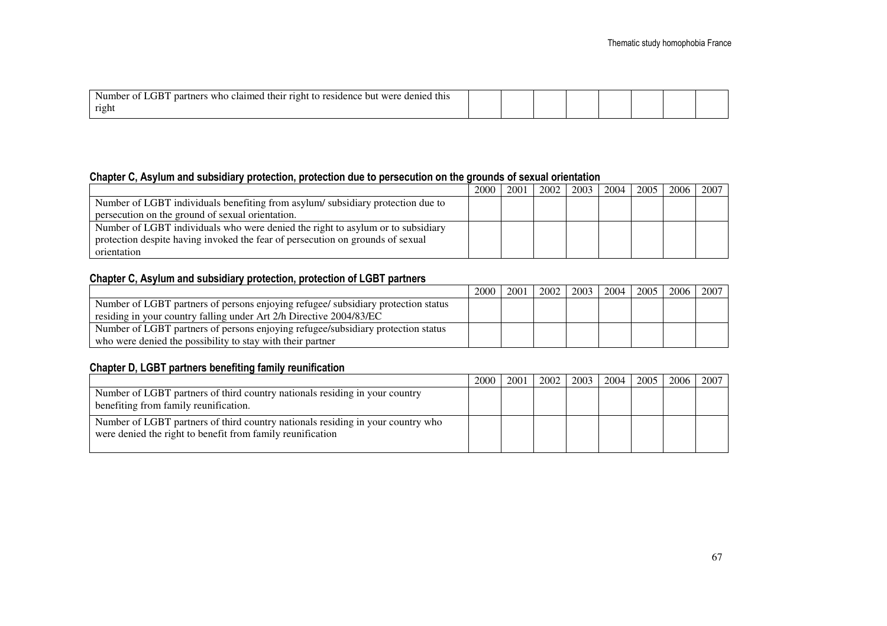| | | | | | | | | |
|---|---|---|---|---|---|---|---|---|
| Number of LGBT partners who claimed their right to residence but were denied this right | | | | | | | | |

### Chapter C, Asylum and subsidiary protection, protection due to persecution on the grounds of sexual orientation

| | 2000 | 2001 | 2002 | 2003 | 2004 | 2005 | 2006 | 2007 |
|---|---|---|---|---|---|---|---|---|
| Number of LGBT individuals benefiting from asylum/ subsidiary protection due to persecution on the ground of sexual orientation. | | | | | | | | |
| Number of LGBT individuals who were denied the right to asylum or to subsidiary protection despite having invoked the fear of persecution on grounds of sexual orientation | | | | | | | | |

### Chapter C, Asylum and subsidiary protection, protection of LGBT partners

| | 2000 | 2001 | 2002 | 2003 | 2004 | 2005 | 2006 | 2007 |
|---|---|---|---|---|---|---|---|---|
| Number of LGBT partners of persons enjoying refugee/ subsidiary protection status residing in your country falling under Art 2/h Directive 2004/83/EC | | | | | | | | |
| Number of LGBT partners of persons enjoying refugee/subsidiary protection status who were denied the possibility to stay with their partner | | | | | | | | |

### Chapter D, LGBT partners benefiting family reunification

| | 2000 | 2001 | 2002 | 2003 | 2004 | 2005 | 2006 | 2007 |
|---|---|---|---|---|---|---|---|---|
| Number of LGBT partners of third country nationals residing in your country benefiting from family reunification. | | | | | | | | |
| Number of LGBT partners of third country nationals residing in your country who were denied the right to benefit from family reunification | | | | | | | | |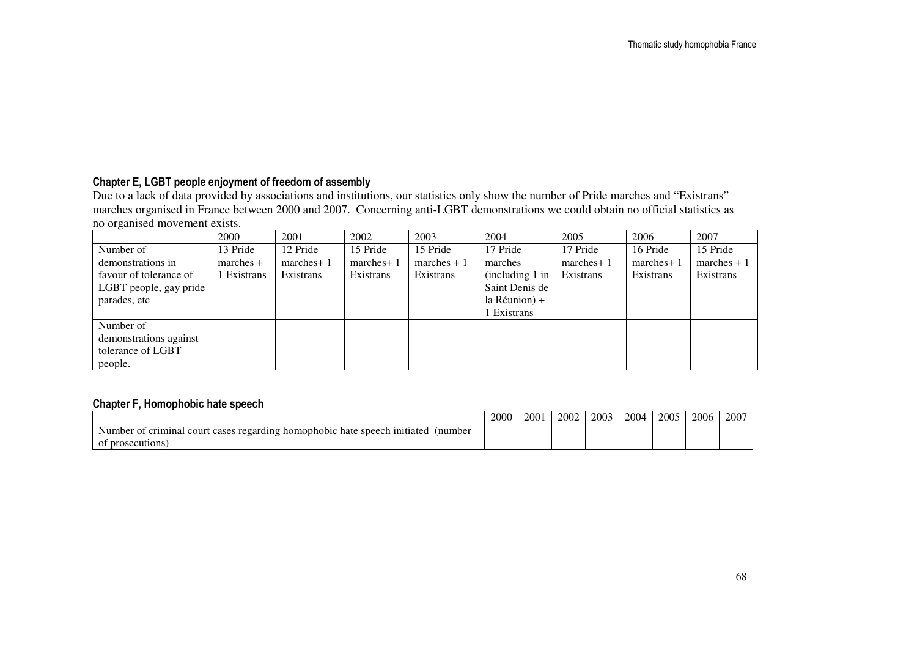### Chapter E, LGBT people enjoyment of freedom of assembly

Due to a lack of data provided by associations and institutions, our statistics only show the number of Pride marches and "Existrans" marches organised in France between 2000 and 2007. Concerning anti-LGBT demonstrations we could obtain no official statistics as no organised movement exists.

| | 2000 | 2001 | 2002 | 2003 | 2004 | 2005 | 2006 | 2007 |
|---|---|---|---|---|---|---|---|---|
| Number of demonstrations in favour of tolerance of LGBT people, gay pride parades, etc | 13 Pride marches + 1 Existrans | 12 Pride marches+ 1 Existrans | 15 Pride marches+ 1 Existrans | 15 Pride marches + 1 Existrans | 17 Pride marches (including 1 in Saint Denis de la Réunion) + 1 Existrans | 17 Pride marches+ 1 Existrans | 16 Pride marches+ 1 Existrans | 15 Pride marches + 1 Existrans |
| Number of demonstrations against tolerance of LGBT people. | | | | | | | | |

### Chapter F, Homophobic hate speech

| | 2000 | 2001 | 2002 | 2003 | 2004 | 2005 | 2006 | 2007 |
|---|---|---|---|---|---|---|---|---|
| Number of criminal court cases regarding homophobic hate speech initiated (number of prosecutions) | | | | | | | | |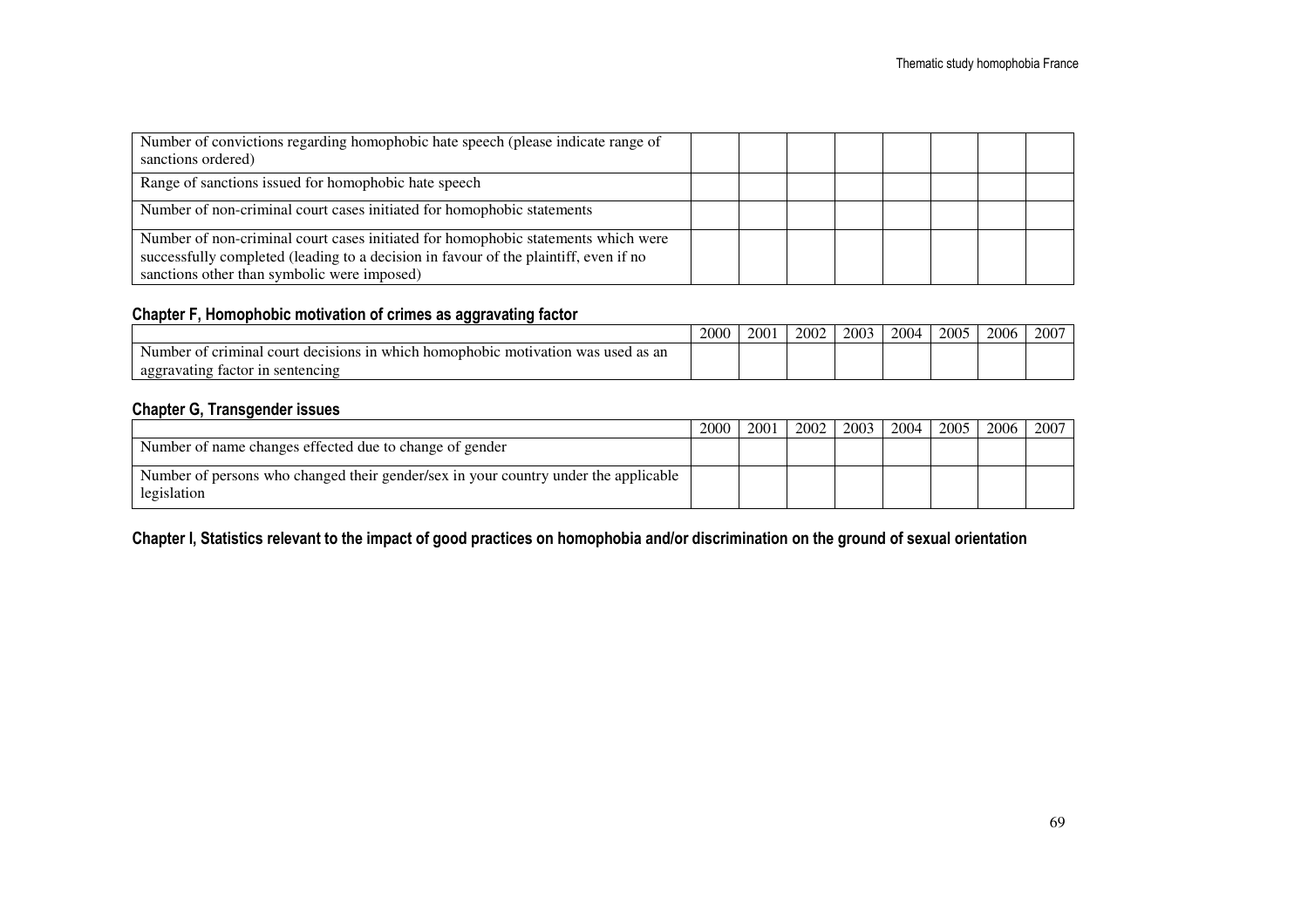| | | | | | | | | |
|---|---|---|---|---|---|---|---|---|
| Number of convictions regarding homophobic hate speech (please indicate range of sanctions ordered) | | | | | | | | |
| Range of sanctions issued for homophobic hate speech | | | | | | | | |
| Number of non-criminal court cases initiated for homophobic statements | | | | | | | | |
| Number of non-criminal court cases initiated for homophobic statements which were successfully completed (leading to a decision in favour of the plaintiff, even if no sanctions other than symbolic were imposed) | | | | | | | | |

### Chapter F, Homophobic motivation of crimes as aggravating factor

| | 2000 | 2001 | 2002 | 2003 | 2004 | 2005 | 2006 | 2007 |
|---|---|---|---|---|---|---|---|---|
| Number of criminal court decisions in which homophobic motivation was used as an aggravating factor in sentencing | | | | | | | | |

### Chapter G, Transgender issues

| | 2000 | 2001 | 2002 | 2003 | 2004 | 2005 | 2006 | 2007 |
|---|---|---|---|---|---|---|---|---|
| Number of name changes effected due to change of gender | | | | | | | | |
| Number of persons who changed their gender/sex in your country under the applicable legislation | | | | | | | | |

### Chapter I, Statistics relevant to the impact of good practices on homophobia and/or discrimination on the ground of sexual orientation